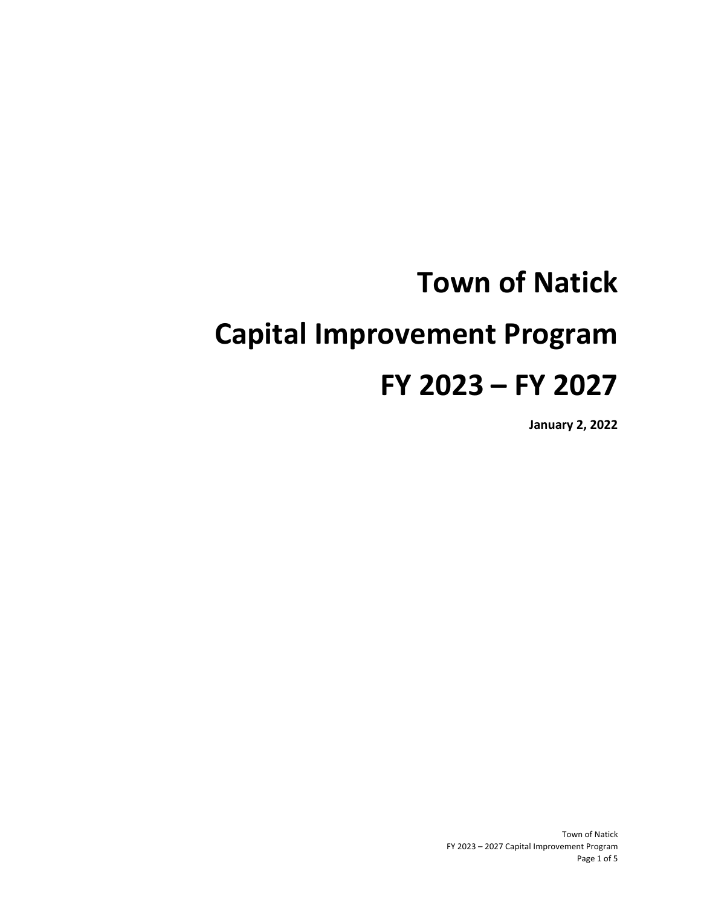# Town of Natick

# Capital Improvement Program

# FY 2023 – FY 2027

**January 2, 2022**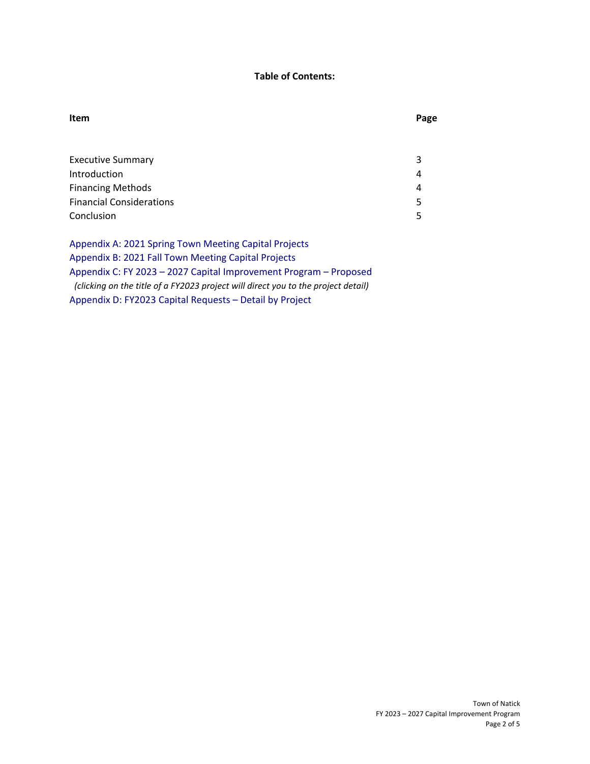## Table of Contents:

| Item | Page |
|---|---|
| Executive Summary | 3 |
| Introduction | 4 |
| Financing Methods | 4 |
| Financial Considerations | 5 |
| Conclusion | 5 |

Appendix A: 2021 Spring Town Meeting Capital Projects
Appendix B: 2021 Fall Town Meeting Capital Projects
Appendix C: FY 2023 – 2027 Capital Improvement Program – Proposed
*(clicking on the title of a FY2023 project will direct you to the project detail)*
Appendix D: FY2023 Capital Requests – Detail by Project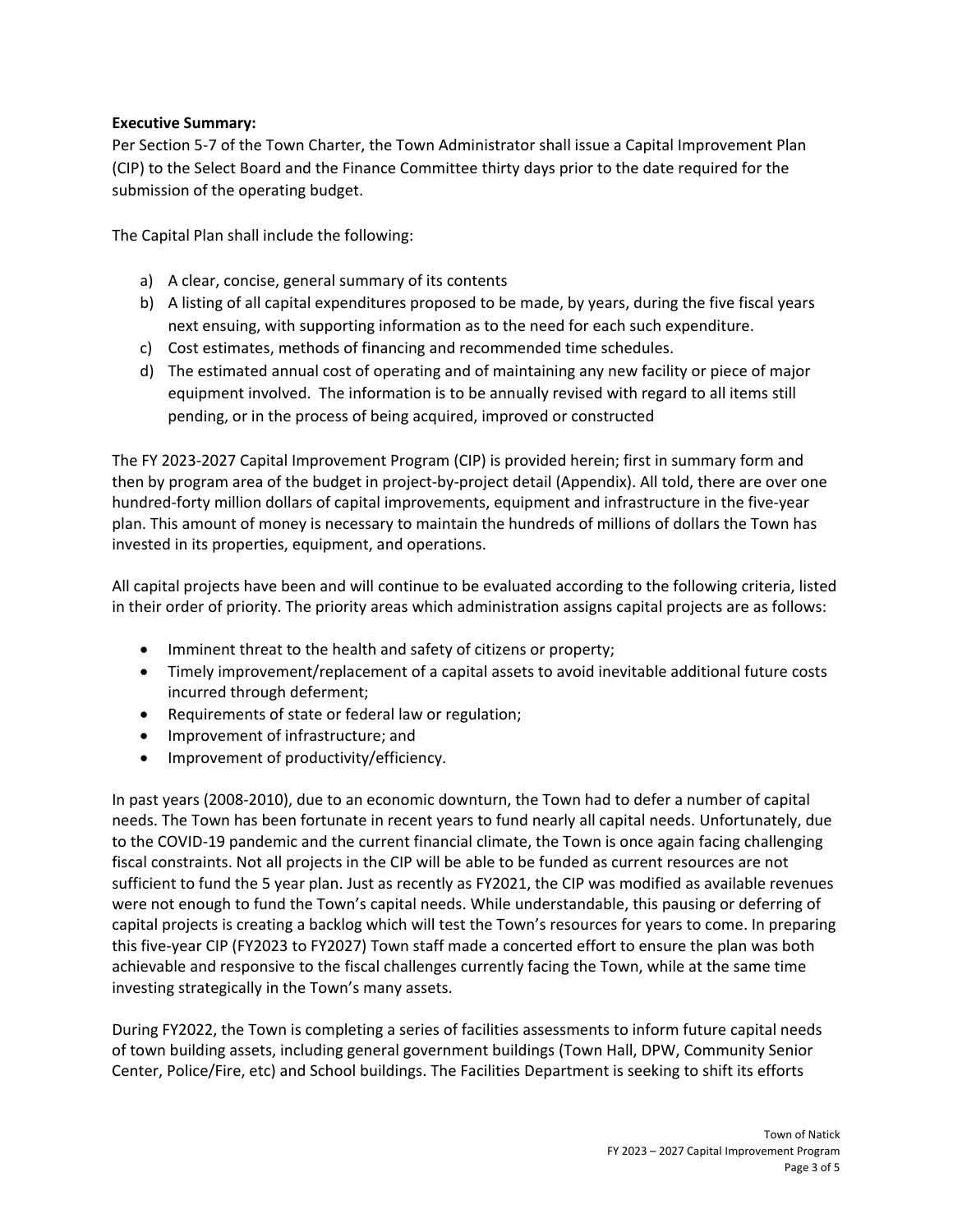**Executive Summary:**

Per Section 5-7 of the Town Charter, the Town Administrator shall issue a Capital Improvement Plan (CIP) to the Select Board and the Finance Committee thirty days prior to the date required for the submission of the operating budget.

The Capital Plan shall include the following:

a) A clear, concise, general summary of its contents
b) A listing of all capital expenditures proposed to be made, by years, during the five fiscal years next ensuing, with supporting information as to the need for each such expenditure.
c) Cost estimates, methods of financing and recommended time schedules.
d) The estimated annual cost of operating and of maintaining any new facility or piece of major equipment involved. The information is to be annually revised with regard to all items still pending, or in the process of being acquired, improved or constructed

The FY 2023-2027 Capital Improvement Program (CIP) is provided herein; first in summary form and then by program area of the budget in project-by-project detail (Appendix). All told, there are over one hundred-forty million dollars of capital improvements, equipment and infrastructure in the five-year plan. This amount of money is necessary to maintain the hundreds of millions of dollars the Town has invested in its properties, equipment, and operations.

All capital projects have been and will continue to be evaluated according to the following criteria, listed in their order of priority. The priority areas which administration assigns capital projects are as follows:

- Imminent threat to the health and safety of citizens or property;
- Timely improvement/replacement of a capital assets to avoid inevitable additional future costs incurred through deferment;
- Requirements of state or federal law or regulation;
- Improvement of infrastructure; and
- Improvement of productivity/efficiency.

In past years (2008-2010), due to an economic downturn, the Town had to defer a number of capital needs. The Town has been fortunate in recent years to fund nearly all capital needs. Unfortunately, due to the COVID-19 pandemic and the current financial climate, the Town is once again facing challenging fiscal constraints. Not all projects in the CIP will be able to be funded as current resources are not sufficient to fund the 5 year plan. Just as recently as FY2021, the CIP was modified as available revenues were not enough to fund the Town's capital needs. While understandable, this pausing or deferring of capital projects is creating a backlog which will test the Town's resources for years to come. In preparing this five-year CIP (FY2023 to FY2027) Town staff made a concerted effort to ensure the plan was both achievable and responsive to the fiscal challenges currently facing the Town, while at the same time investing strategically in the Town's many assets.

During FY2022, the Town is completing a series of facilities assessments to inform future capital needs of town building assets, including general government buildings (Town Hall, DPW, Community Senior Center, Police/Fire, etc) and School buildings. The Facilities Department is seeking to shift its efforts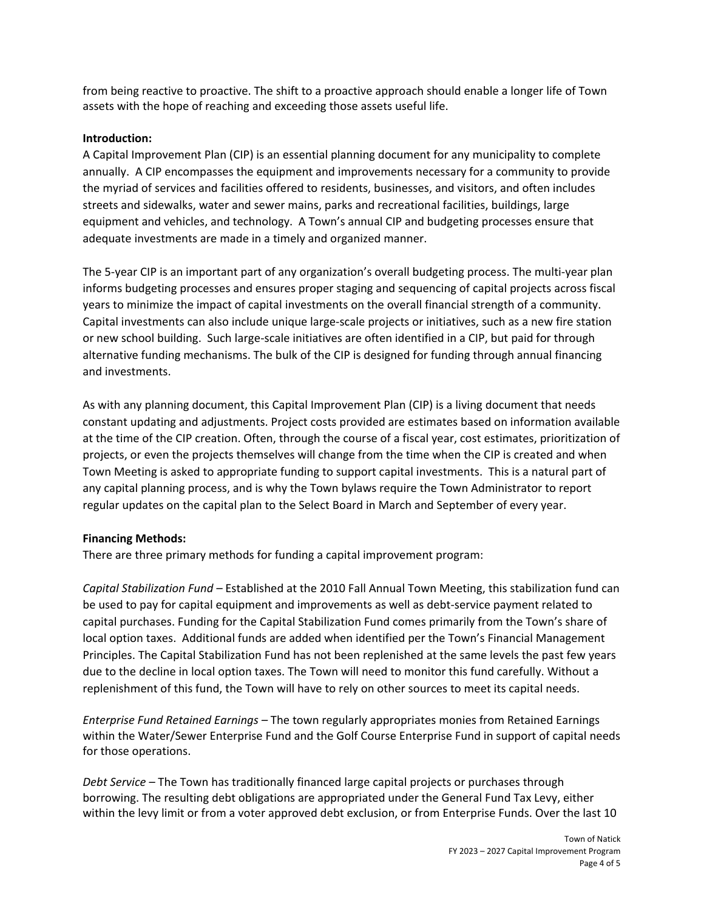from being reactive to proactive. The shift to a proactive approach should enable a longer life of Town assets with the hope of reaching and exceeding those assets useful life.

**Introduction:**

A Capital Improvement Plan (CIP) is an essential planning document for any municipality to complete annually. A CIP encompasses the equipment and improvements necessary for a community to provide the myriad of services and facilities offered to residents, businesses, and visitors, and often includes streets and sidewalks, water and sewer mains, parks and recreational facilities, buildings, large equipment and vehicles, and technology. A Town's annual CIP and budgeting processes ensure that adequate investments are made in a timely and organized manner.

The 5-year CIP is an important part of any organization's overall budgeting process. The multi-year plan informs budgeting processes and ensures proper staging and sequencing of capital projects across fiscal years to minimize the impact of capital investments on the overall financial strength of a community. Capital investments can also include unique large-scale projects or initiatives, such as a new fire station or new school building. Such large-scale initiatives are often identified in a CIP, but paid for through alternative funding mechanisms. The bulk of the CIP is designed for funding through annual financing and investments.

As with any planning document, this Capital Improvement Plan (CIP) is a living document that needs constant updating and adjustments. Project costs provided are estimates based on information available at the time of the CIP creation. Often, through the course of a fiscal year, cost estimates, prioritization of projects, or even the projects themselves will change from the time when the CIP is created and when Town Meeting is asked to appropriate funding to support capital investments. This is a natural part of any capital planning process, and is why the Town bylaws require the Town Administrator to report regular updates on the capital plan to the Select Board in March and September of every year.

**Financing Methods:**

There are three primary methods for funding a capital improvement program:

*Capital Stabilization Fund* – Established at the 2010 Fall Annual Town Meeting, this stabilization fund can be used to pay for capital equipment and improvements as well as debt-service payment related to capital purchases. Funding for the Capital Stabilization Fund comes primarily from the Town's share of local option taxes. Additional funds are added when identified per the Town's Financial Management Principles. The Capital Stabilization Fund has not been replenished at the same levels the past few years due to the decline in local option taxes. The Town will need to monitor this fund carefully. Without a replenishment of this fund, the Town will have to rely on other sources to meet its capital needs.

*Enterprise Fund Retained Earnings* – The town regularly appropriates monies from Retained Earnings within the Water/Sewer Enterprise Fund and the Golf Course Enterprise Fund in support of capital needs for those operations.

*Debt Service* – The Town has traditionally financed large capital projects or purchases through borrowing. The resulting debt obligations are appropriated under the General Fund Tax Levy, either within the levy limit or from a voter approved debt exclusion, or from Enterprise Funds. Over the last 10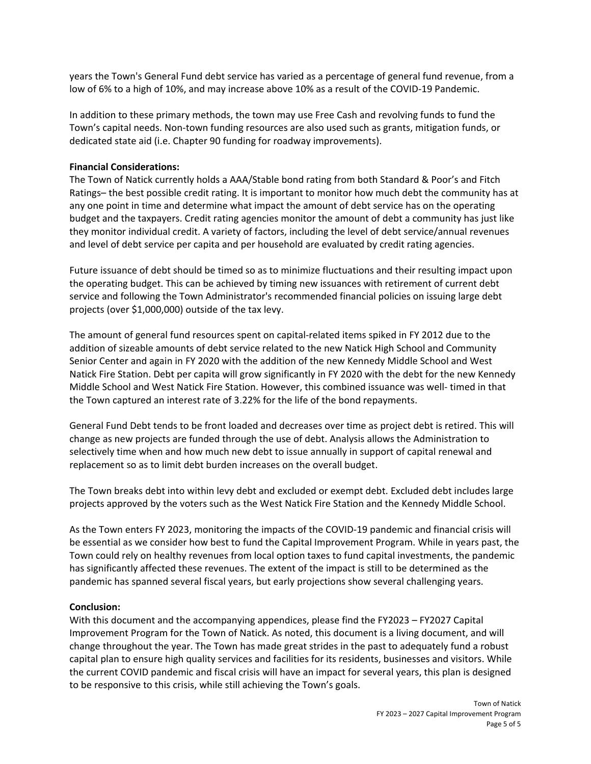years the Town's General Fund debt service has varied as a percentage of general fund revenue, from a low of 6% to a high of 10%, and may increase above 10% as a result of the COVID-19 Pandemic.

In addition to these primary methods, the town may use Free Cash and revolving funds to fund the Town's capital needs. Non-town funding resources are also used such as grants, mitigation funds, or dedicated state aid (i.e. Chapter 90 funding for roadway improvements).

**Financial Considerations:**

The Town of Natick currently holds a AAA/Stable bond rating from both Standard & Poor's and Fitch Ratings– the best possible credit rating. It is important to monitor how much debt the community has at any one point in time and determine what impact the amount of debt service has on the operating budget and the taxpayers. Credit rating agencies monitor the amount of debt a community has just like they monitor individual credit. A variety of factors, including the level of debt service/annual revenues and level of debt service per capita and per household are evaluated by credit rating agencies.

Future issuance of debt should be timed so as to minimize fluctuations and their resulting impact upon the operating budget. This can be achieved by timing new issuances with retirement of current debt service and following the Town Administrator's recommended financial policies on issuing large debt projects (over $1,000,000) outside of the tax levy.

The amount of general fund resources spent on capital-related items spiked in FY 2012 due to the addition of sizeable amounts of debt service related to the new Natick High School and Community Senior Center and again in FY 2020 with the addition of the new Kennedy Middle School and West Natick Fire Station. Debt per capita will grow significantly in FY 2020 with the debt for the new Kennedy Middle School and West Natick Fire Station. However, this combined issuance was well- timed in that the Town captured an interest rate of 3.22% for the life of the bond repayments.

General Fund Debt tends to be front loaded and decreases over time as project debt is retired. This will change as new projects are funded through the use of debt. Analysis allows the Administration to selectively time when and how much new debt to issue annually in support of capital renewal and replacement so as to limit debt burden increases on the overall budget.

The Town breaks debt into within levy debt and excluded or exempt debt. Excluded debt includes large projects approved by the voters such as the West Natick Fire Station and the Kennedy Middle School.

As the Town enters FY 2023, monitoring the impacts of the COVID-19 pandemic and financial crisis will be essential as we consider how best to fund the Capital Improvement Program. While in years past, the Town could rely on healthy revenues from local option taxes to fund capital investments, the pandemic has significantly affected these revenues. The extent of the impact is still to be determined as the pandemic has spanned several fiscal years, but early projections show several challenging years.

**Conclusion:**

With this document and the accompanying appendices, please find the FY2023 – FY2027 Capital Improvement Program for the Town of Natick. As noted, this document is a living document, and will change throughout the year. The Town has made great strides in the past to adequately fund a robust capital plan to ensure high quality services and facilities for its residents, businesses and visitors. While the current COVID pandemic and fiscal crisis will have an impact for several years, this plan is designed to be responsive to this crisis, while still achieving the Town's goals.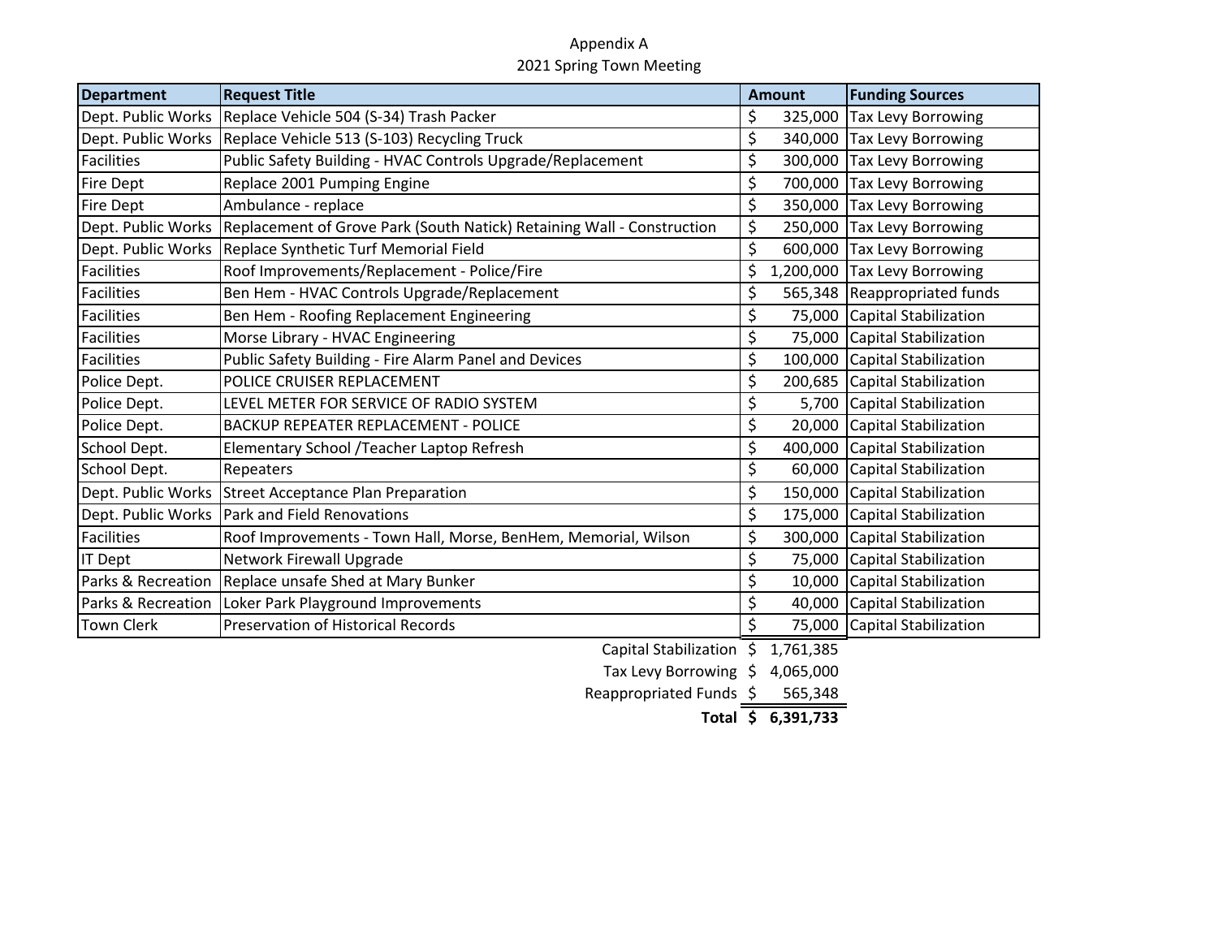# Appendix A

## 2021 Spring Town Meeting

| Department | Request Title | Amount | Funding Sources |
|---|---|---|---|
| Dept. Public Works | Replace Vehicle 504 (S-34) Trash Packer | $ 325,000 | Tax Levy Borrowing |
| Dept. Public Works | Replace Vehicle 513 (S-103) Recycling Truck | $ 340,000 | Tax Levy Borrowing |
| Facilities | Public Safety Building - HVAC Controls Upgrade/Replacement | $ 300,000 | Tax Levy Borrowing |
| Fire Dept | Replace 2001 Pumping Engine | $ 700,000 | Tax Levy Borrowing |
| Fire Dept | Ambulance - replace | $ 350,000 | Tax Levy Borrowing |
| Dept. Public Works | Replacement of Grove Park (South Natick) Retaining Wall - Construction | $ 250,000 | Tax Levy Borrowing |
| Dept. Public Works | Replace Synthetic Turf Memorial Field | $ 600,000 | Tax Levy Borrowing |
| Facilities | Roof Improvements/Replacement - Police/Fire | $ 1,200,000 | Tax Levy Borrowing |
| Facilities | Ben Hem - HVAC Controls Upgrade/Replacement | $ 565,348 | Reappropriated funds |
| Facilities | Ben Hem - Roofing Replacement Engineering | $ 75,000 | Capital Stabilization |
| Facilities | Morse Library - HVAC Engineering | $ 75,000 | Capital Stabilization |
| Facilities | Public Safety Building - Fire Alarm Panel and Devices | $ 100,000 | Capital Stabilization |
| Police Dept. | POLICE CRUISER REPLACEMENT | $ 200,685 | Capital Stabilization |
| Police Dept. | LEVEL METER FOR SERVICE OF RADIO SYSTEM | $ 5,700 | Capital Stabilization |
| Police Dept. | BACKUP REPEATER REPLACEMENT - POLICE | $ 20,000 | Capital Stabilization |
| School Dept. | Elementary School /Teacher Laptop Refresh | $ 400,000 | Capital Stabilization |
| School Dept. | Repeaters | $ 60,000 | Capital Stabilization |
| Dept. Public Works | Street Acceptance Plan Preparation | $ 150,000 | Capital Stabilization |
| Dept. Public Works | Park and Field Renovations | $ 175,000 | Capital Stabilization |
| Facilities | Roof Improvements - Town Hall, Morse, BenHem, Memorial, Wilson | $ 300,000 | Capital Stabilization |
| IT Dept | Network Firewall Upgrade | $ 75,000 | Capital Stabilization |
| Parks & Recreation | Replace unsafe Shed at Mary Bunker | $ 10,000 | Capital Stabilization |
| Parks & Recreation | Loker Park Playground Improvements | $ 40,000 | Capital Stabilization |
| Town Clerk | Preservation of Historical Records | $ 75,000 | Capital Stabilization |
| | Capital Stabilization | $ 1,761,385 | |
| | Tax Levy Borrowing | $ 4,065,000 | |
| | Reappropriated Funds | $ 565,348 | |
| | **Total** | **$ 6,391,733** | |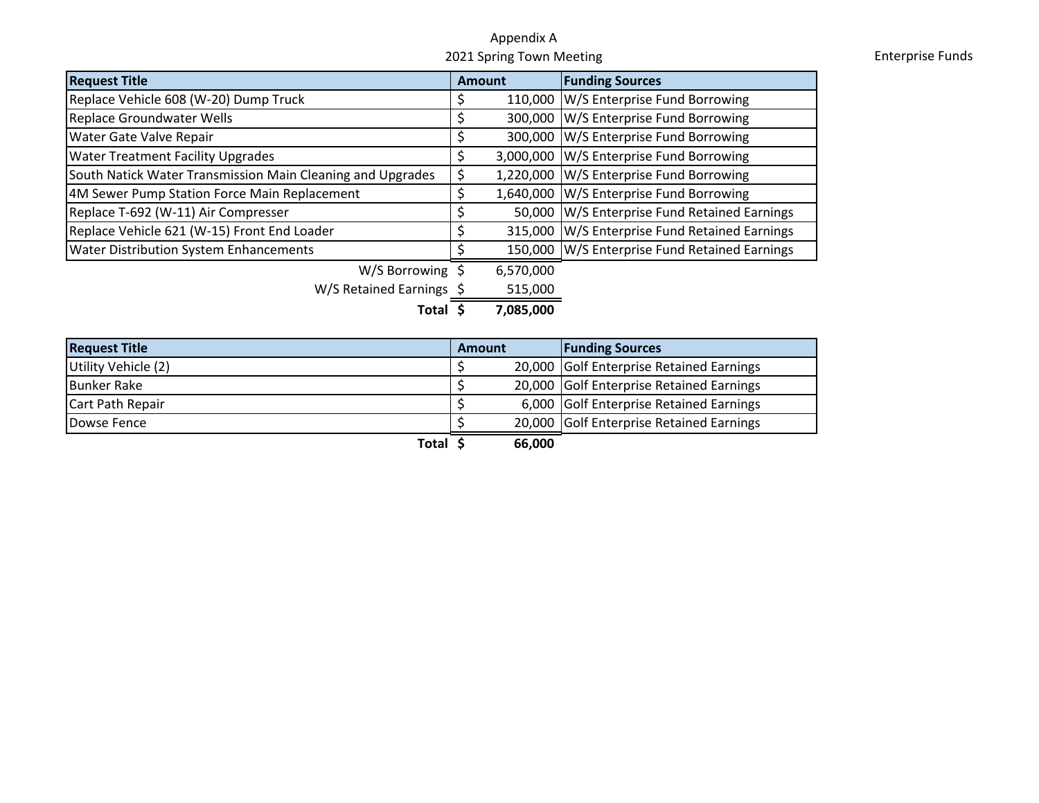# Appendix A

## 2021 Spring Town Meeting

Enterprise Funds

| Request Title | Amount | Funding Sources |
|---|---|---|
| Replace Vehicle 608 (W-20) Dump Truck | $ 110,000 | W/S Enterprise Fund Borrowing |
| Replace Groundwater Wells | $ 300,000 | W/S Enterprise Fund Borrowing |
| Water Gate Valve Repair | $ 300,000 | W/S Enterprise Fund Borrowing |
| Water Treatment Facility Upgrades | $ 3,000,000 | W/S Enterprise Fund Borrowing |
| South Natick Water Transmission Main Cleaning and Upgrades | $ 1,220,000 | W/S Enterprise Fund Borrowing |
| 4M Sewer Pump Station Force Main Replacement | $ 1,640,000 | W/S Enterprise Fund Borrowing |
| Replace T-692 (W-11) Air Compresser | $ 50,000 | W/S Enterprise Fund Retained Earnings |
| Replace Vehicle 621 (W-15) Front End Loader | $ 315,000 | W/S Enterprise Fund Retained Earnings |
| Water Distribution System Enhancements | $ 150,000 | W/S Enterprise Fund Retained Earnings |
| W/S Borrowing | $ 6,570,000 | |
| W/S Retained Earnings | $ 515,000 | |
| **Total** | **$ 7,085,000** | |

| Request Title | Amount | Funding Sources |
|---|---|---|
| Utility Vehicle (2) | $ 20,000 | Golf Enterprise Retained Earnings |
| Bunker Rake | $ 20,000 | Golf Enterprise Retained Earnings |
| Cart Path Repair | $ 6,000 | Golf Enterprise Retained Earnings |
| Dowse Fence | $ 20,000 | Golf Enterprise Retained Earnings |
| **Total** | **$ 66,000** | |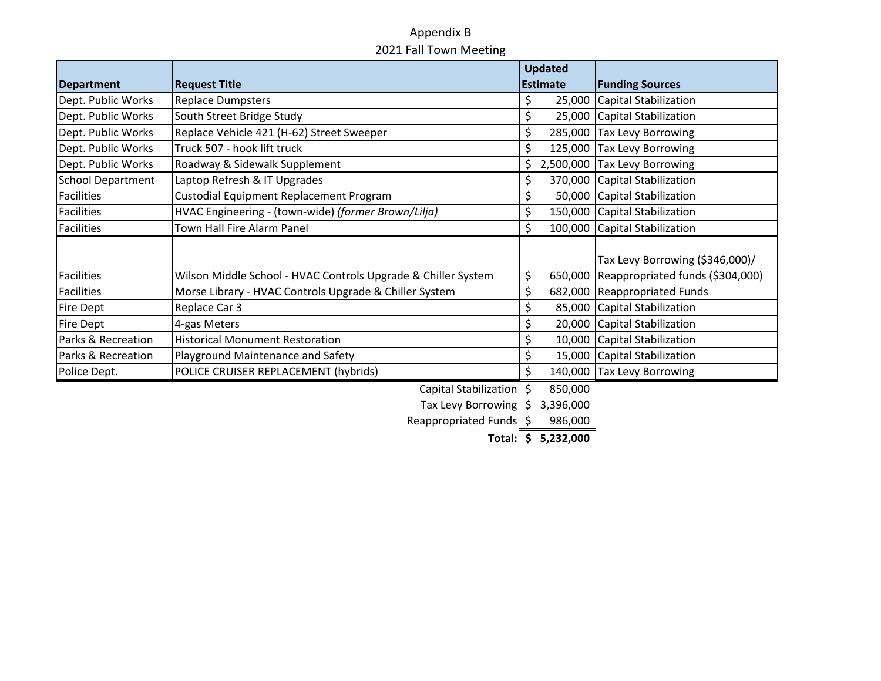Appendix B

2021 Fall Town Meeting

| Department | Request Title | Updated Estimate | Funding Sources |
|---|---|---|---|
| Dept. Public Works | Replace Dumpsters | $ 25,000 | Capital Stabilization |
| Dept. Public Works | South Street Bridge Study | $ 25,000 | Capital Stabilization |
| Dept. Public Works | Replace Vehicle 421 (H-62) Street Sweeper | $ 285,000 | Tax Levy Borrowing |
| Dept. Public Works | Truck 507 - hook lift truck | $ 125,000 | Tax Levy Borrowing |
| Dept. Public Works | Roadway & Sidewalk Supplement | $ 2,500,000 | Tax Levy Borrowing |
| School Department | Laptop Refresh & IT Upgrades | $ 370,000 | Capital Stabilization |
| Facilities | Custodial Equipment Replacement Program | $ 50,000 | Capital Stabilization |
| Facilities | HVAC Engineering - (town-wide) *(former Brown/Lilja)* | $ 150,000 | Capital Stabilization |
| Facilities | Town Hall Fire Alarm Panel | $ 100,000 | Capital Stabilization |
| Facilities | Wilson Middle School - HVAC Controls Upgrade & Chiller System | $ 650,000 | Tax Levy Borrowing ($346,000)/ Reappropriated funds ($304,000) |
| Facilities | Morse Library - HVAC Controls Upgrade & Chiller System | $ 682,000 | Reappropriated Funds |
| Fire Dept | Replace Car 3 | $ 85,000 | Capital Stabilization |
| Fire Dept | 4-gas Meters | $ 20,000 | Capital Stabilization |
| Parks & Recreation | Historical Monument Restoration | $ 10,000 | Capital Stabilization |
| Parks & Recreation | Playground Maintenance and Safety | $ 15,000 | Capital Stabilization |
| Police Dept. | POLICE CRUISER REPLACEMENT (hybrids) | $ 140,000 | Tax Levy Borrowing |
| | Capital Stabilization | $ 850,000 | |
| | Tax Levy Borrowing | $ 3,396,000 | |
| | Reappropriated Funds | $ 986,000 | |
| | **Total:** | **$ 5,232,000** | |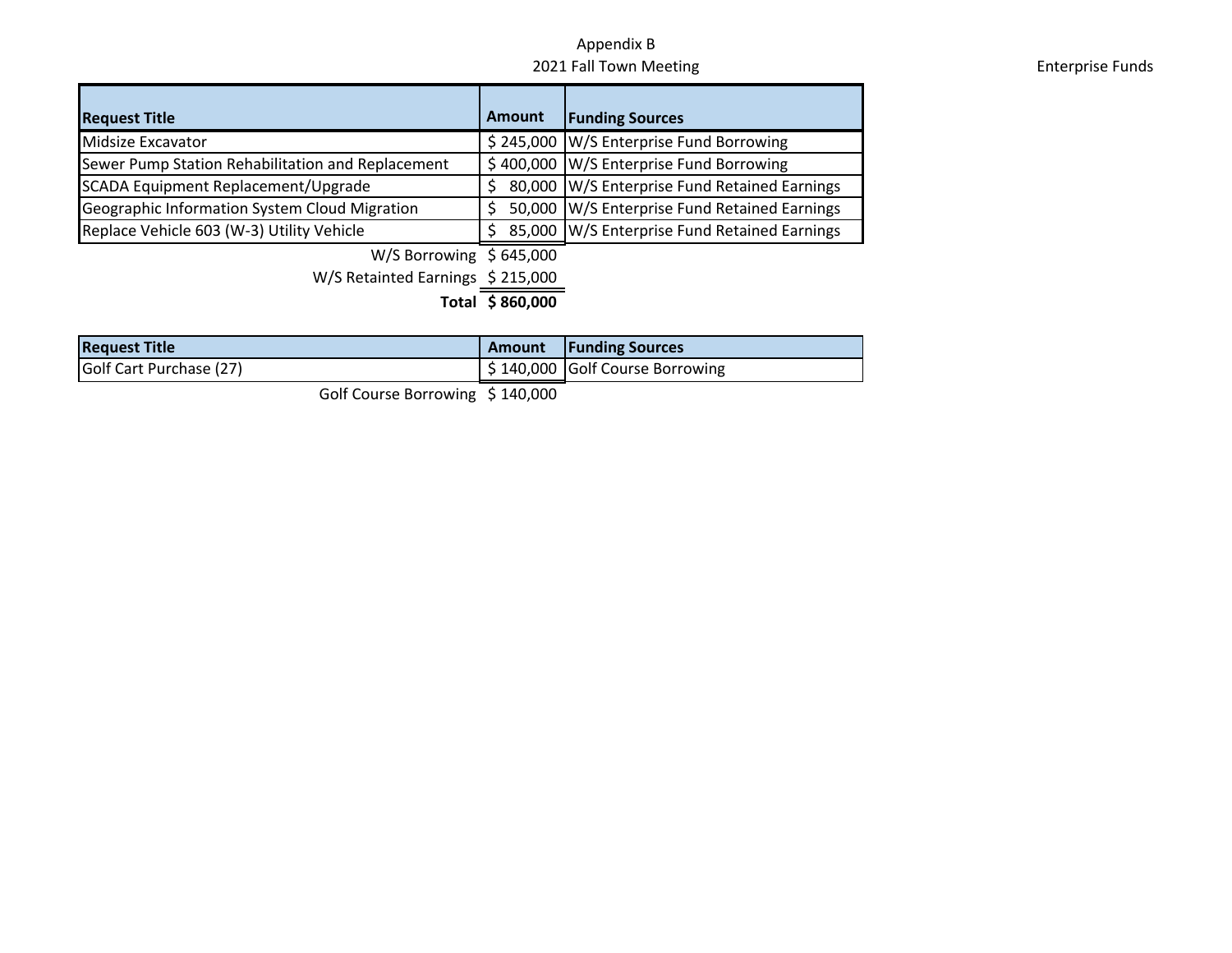Appendix B

2021 Fall Town Meeting

Enterprise Funds

| Request Title | Amount | Funding Sources |
|---|---|---|
| Midsize Excavator | $ 245,000 | W/S Enterprise Fund Borrowing |
| Sewer Pump Station Rehabilitation and Replacement | $ 400,000 | W/S Enterprise Fund Borrowing |
| SCADA Equipment Replacement/Upgrade | $ 80,000 | W/S Enterprise Fund Retained Earnings |
| Geographic Information System Cloud Migration | $ 50,000 | W/S Enterprise Fund Retained Earnings |
| Replace Vehicle 603 (W-3) Utility Vehicle | $ 85,000 | W/S Enterprise Fund Retained Earnings |
| W/S Borrowing | $ 645,000 | |
| W/S Retainted Earnings | $ 215,000 | |
| **Total** | **$ 860,000** | |

| Request Title | Amount | Funding Sources |
|---|---|---|
| Golf Cart Purchase (27) | $ 140,000 | Golf Course Borrowing |
| Golf Course Borrowing | $ 140,000 | |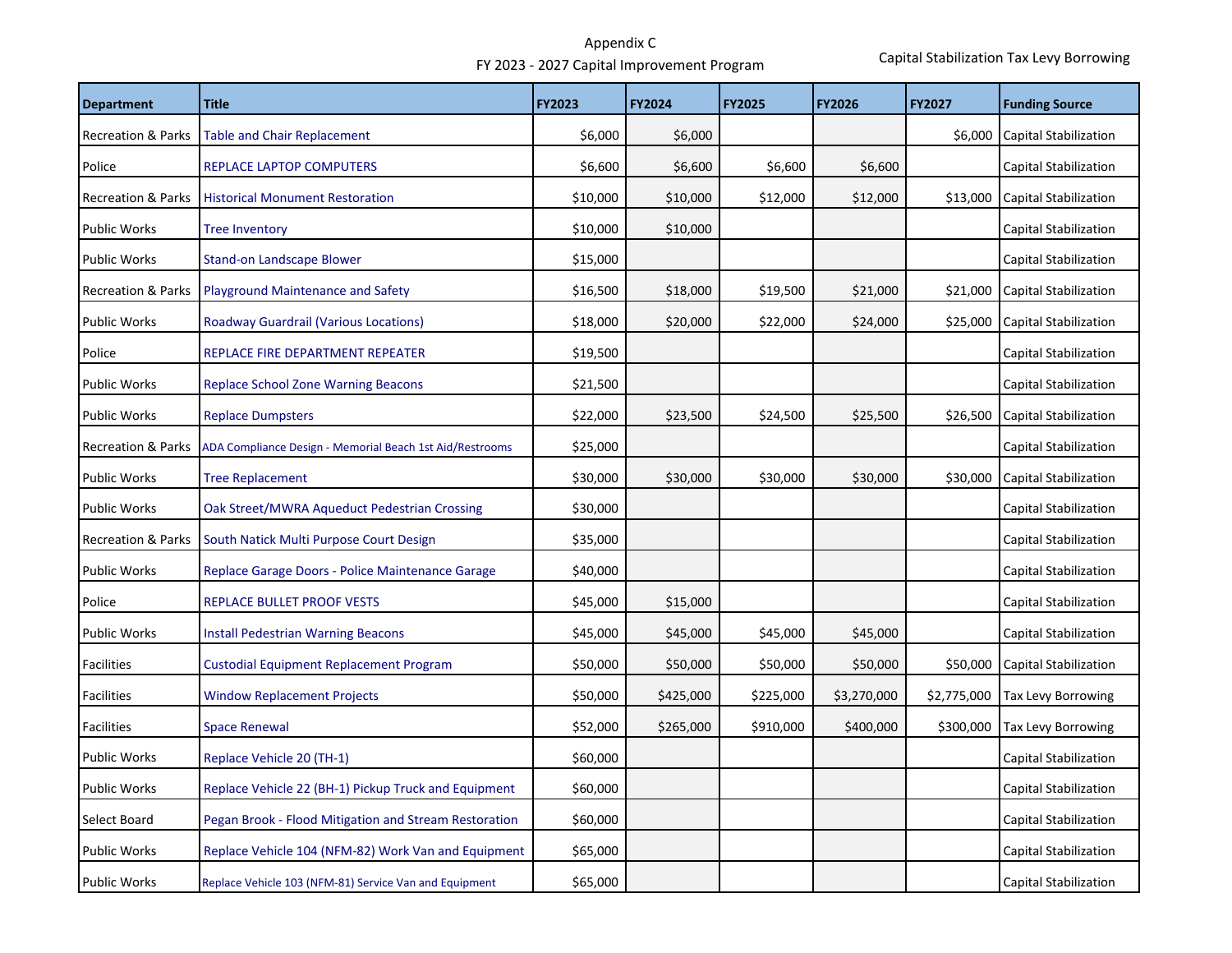Appendix C

FY 2023 - 2027 Capital Improvement Program

Capital Stabilization Tax Levy Borrowing

| Department | Title | FY2023 | FY2024 | FY2025 | FY2026 | FY2027 | Funding Source |
|---|---|---|---|---|---|---|---|
| Recreation & Parks | Table and Chair Replacement | $6,000 | $6,000 | | | $6,000 | Capital Stabilization |
| Police | REPLACE LAPTOP COMPUTERS | $6,600 | $6,600 | $6,600 | $6,600 | | Capital Stabilization |
| Recreation & Parks | Historical Monument Restoration | $10,000 | $10,000 | $12,000 | $12,000 | $13,000 | Capital Stabilization |
| Public Works | Tree Inventory | $10,000 | $10,000 | | | | Capital Stabilization |
| Public Works | Stand-on Landscape Blower | $15,000 | | | | | Capital Stabilization |
| Recreation & Parks | Playground Maintenance and Safety | $16,500 | $18,000 | $19,500 | $21,000 | $21,000 | Capital Stabilization |
| Public Works | Roadway Guardrail (Various Locations) | $18,000 | $20,000 | $22,000 | $24,000 | $25,000 | Capital Stabilization |
| Police | REPLACE FIRE DEPARTMENT REPEATER | $19,500 | | | | | Capital Stabilization |
| Public Works | Replace School Zone Warning Beacons | $21,500 | | | | | Capital Stabilization |
| Public Works | Replace Dumpsters | $22,000 | $23,500 | $24,500 | $25,500 | $26,500 | Capital Stabilization |
| Recreation & Parks | ADA Compliance Design - Memorial Beach 1st Aid/Restrooms | $25,000 | | | | | Capital Stabilization |
| Public Works | Tree Replacement | $30,000 | $30,000 | $30,000 | $30,000 | $30,000 | Capital Stabilization |
| Public Works | Oak Street/MWRA Aqueduct Pedestrian Crossing | $30,000 | | | | | Capital Stabilization |
| Recreation & Parks | South Natick Multi Purpose Court Design | $35,000 | | | | | Capital Stabilization |
| Public Works | Replace Garage Doors - Police Maintenance Garage | $40,000 | | | | | Capital Stabilization |
| Police | REPLACE BULLET PROOF VESTS | $45,000 | $15,000 | | | | Capital Stabilization |
| Public Works | Install Pedestrian Warning Beacons | $45,000 | $45,000 | $45,000 | $45,000 | | Capital Stabilization |
| Facilities | Custodial Equipment Replacement Program | $50,000 | $50,000 | $50,000 | $50,000 | $50,000 | Capital Stabilization |
| Facilities | Window Replacement Projects | $50,000 | $425,000 | $225,000 | $3,270,000 | $2,775,000 | Tax Levy Borrowing |
| Facilities | Space Renewal | $52,000 | $265,000 | $910,000 | $400,000 | $300,000 | Tax Levy Borrowing |
| Public Works | Replace Vehicle 20 (TH-1) | $60,000 | | | | | Capital Stabilization |
| Public Works | Replace Vehicle 22 (BH-1) Pickup Truck and Equipment | $60,000 | | | | | Capital Stabilization |
| Select Board | Pegan Brook - Flood Mitigation and Stream Restoration | $60,000 | | | | | Capital Stabilization |
| Public Works | Replace Vehicle 104 (NFM-82) Work Van and Equipment | $65,000 | | | | | Capital Stabilization |
| Public Works | Replace Vehicle 103 (NFM-81) Service Van and Equipment | $65,000 | | | | | Capital Stabilization |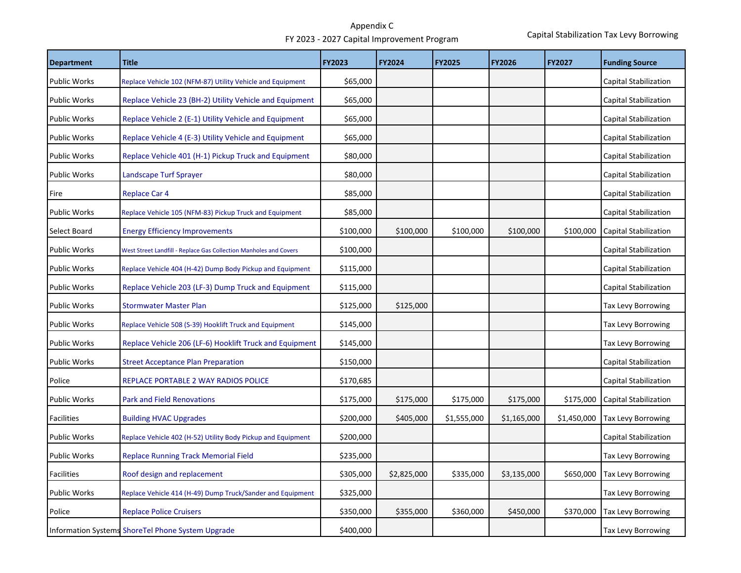# Appendix C

## FY 2023 - 2027 Capital Improvement Program

Capital Stabilization Tax Levy Borrowing

| Department | Title | FY2023 | FY2024 | FY2025 | FY2026 | FY2027 | Funding Source |
|---|---|---|---|---|---|---|---|
| Public Works | Replace Vehicle 102 (NFM-87) Utility Vehicle and Equipment | $65,000 | | | | | Capital Stabilization |
| Public Works | Replace Vehicle 23 (BH-2) Utility Vehicle and Equipment | $65,000 | | | | | Capital Stabilization |
| Public Works | Replace Vehicle 2 (E-1) Utility Vehicle and Equipment | $65,000 | | | | | Capital Stabilization |
| Public Works | Replace Vehicle 4 (E-3) Utility Vehicle and Equipment | $65,000 | | | | | Capital Stabilization |
| Public Works | Replace Vehicle 401 (H-1) Pickup Truck and Equipment | $80,000 | | | | | Capital Stabilization |
| Public Works | Landscape Turf Sprayer | $80,000 | | | | | Capital Stabilization |
| Fire | Replace Car 4 | $85,000 | | | | | Capital Stabilization |
| Public Works | Replace Vehicle 105 (NFM-83) Pickup Truck and Equipment | $85,000 | | | | | Capital Stabilization |
| Select Board | Energy Efficiency Improvements | $100,000 | $100,000 | $100,000 | $100,000 | $100,000 | Capital Stabilization |
| Public Works | West Street Landfill - Replace Gas Collection Manholes and Covers | $100,000 | | | | | Capital Stabilization |
| Public Works | Replace Vehicle 404 (H-42) Dump Body Pickup and Equipment | $115,000 | | | | | Capital Stabilization |
| Public Works | Replace Vehicle 203 (LF-3) Dump Truck and Equipment | $115,000 | | | | | Capital Stabilization |
| Public Works | Stormwater Master Plan | $125,000 | $125,000 | | | | Tax Levy Borrowing |
| Public Works | Replace Vehicle 508 (S-39) Hooklift Truck and Equipment | $145,000 | | | | | Tax Levy Borrowing |
| Public Works | Replace Vehicle 206 (LF-6) Hooklift Truck and Equipment | $145,000 | | | | | Tax Levy Borrowing |
| Public Works | Street Acceptance Plan Preparation | $150,000 | | | | | Capital Stabilization |
| Police | REPLACE PORTABLE 2 WAY RADIOS POLICE | $170,685 | | | | | Capital Stabilization |
| Public Works | Park and Field Renovations | $175,000 | $175,000 | $175,000 | $175,000 | $175,000 | Capital Stabilization |
| Facilities | Building HVAC Upgrades | $200,000 | $405,000 | $1,555,000 | $1,165,000 | $1,450,000 | Tax Levy Borrowing |
| Public Works | Replace Vehicle 402 (H-52) Utility Body Pickup and Equipment | $200,000 | | | | | Capital Stabilization |
| Public Works | Replace Running Track Memorial Field | $235,000 | | | | | Tax Levy Borrowing |
| Facilities | Roof design and replacement | $305,000 | $2,825,000 | $335,000 | $3,135,000 | $650,000 | Tax Levy Borrowing |
| Public Works | Replace Vehicle 414 (H-49) Dump Truck/Sander and Equipment | $325,000 | | | | | Tax Levy Borrowing |
| Police | Replace Police Cruisers | $350,000 | $355,000 | $360,000 | $450,000 | $370,000 | Tax Levy Borrowing |
| Information Systems | ShoreTel Phone System Upgrade | $400,000 | | | | | Tax Levy Borrowing |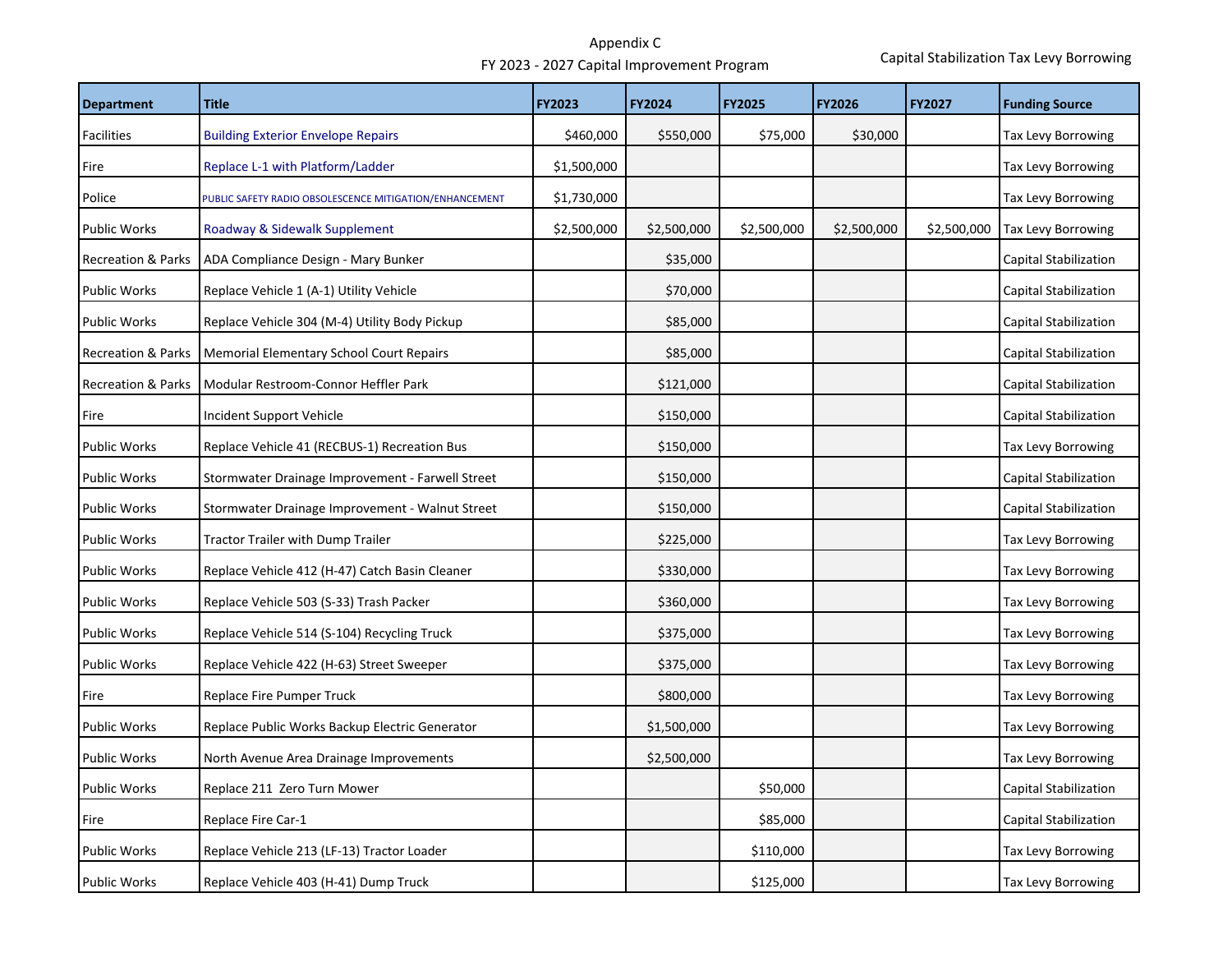Appendix C

FY 2023 - 2027 Capital Improvement Program

Capital Stabilization Tax Levy Borrowing

| Department | Title | FY2023 | FY2024 | FY2025 | FY2026 | FY2027 | Funding Source |
|---|---|---|---|---|---|---|---|
| Facilities | Building Exterior Envelope Repairs | $460,000 | $550,000 | $75,000 | $30,000 | | Tax Levy Borrowing |
| Fire | Replace L-1 with Platform/Ladder | $1,500,000 | | | | | Tax Levy Borrowing |
| Police | PUBLIC SAFETY RADIO OBSOLESCENCE MITIGATION/ENHANCEMENT | $1,730,000 | | | | | Tax Levy Borrowing |
| Public Works | Roadway & Sidewalk Supplement | $2,500,000 | $2,500,000 | $2,500,000 | $2,500,000 | $2,500,000 | Tax Levy Borrowing |
| Recreation & Parks | ADA Compliance Design - Mary Bunker | | $35,000 | | | | Capital Stabilization |
| Public Works | Replace Vehicle 1 (A-1) Utility Vehicle | | $70,000 | | | | Capital Stabilization |
| Public Works | Replace Vehicle 304 (M-4) Utility Body Pickup | | $85,000 | | | | Capital Stabilization |
| Recreation & Parks | Memorial Elementary School Court Repairs | | $85,000 | | | | Capital Stabilization |
| Recreation & Parks | Modular Restroom-Connor Heffler Park | | $121,000 | | | | Capital Stabilization |
| Fire | Incident Support Vehicle | | $150,000 | | | | Capital Stabilization |
| Public Works | Replace Vehicle 41 (RECBUS-1) Recreation Bus | | $150,000 | | | | Tax Levy Borrowing |
| Public Works | Stormwater Drainage Improvement - Farwell Street | | $150,000 | | | | Capital Stabilization |
| Public Works | Stormwater Drainage Improvement - Walnut Street | | $150,000 | | | | Capital Stabilization |
| Public Works | Tractor Trailer with Dump Trailer | | $225,000 | | | | Tax Levy Borrowing |
| Public Works | Replace Vehicle 412 (H-47) Catch Basin Cleaner | | $330,000 | | | | Tax Levy Borrowing |
| Public Works | Replace Vehicle 503 (S-33) Trash Packer | | $360,000 | | | | Tax Levy Borrowing |
| Public Works | Replace Vehicle 514 (S-104) Recycling Truck | | $375,000 | | | | Tax Levy Borrowing |
| Public Works | Replace Vehicle 422 (H-63) Street Sweeper | | $375,000 | | | | Tax Levy Borrowing |
| Fire | Replace Fire Pumper Truck | | $800,000 | | | | Tax Levy Borrowing |
| Public Works | Replace Public Works Backup Electric Generator | | $1,500,000 | | | | Tax Levy Borrowing |
| Public Works | North Avenue Area Drainage Improvements | | $2,500,000 | | | | Tax Levy Borrowing |
| Public Works | Replace 211 Zero Turn Mower | | | $50,000 | | | Capital Stabilization |
| Fire | Replace Fire Car-1 | | | $85,000 | | | Capital Stabilization |
| Public Works | Replace Vehicle 213 (LF-13) Tractor Loader | | | $110,000 | | | Tax Levy Borrowing |
| Public Works | Replace Vehicle 403 (H-41) Dump Truck | | | $125,000 | | | Tax Levy Borrowing |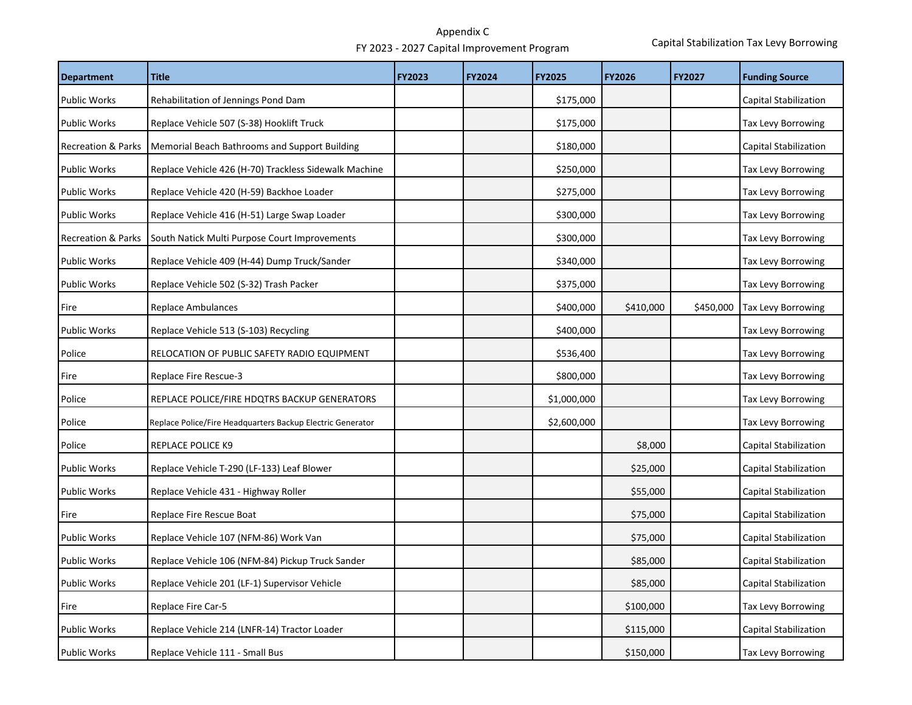Appendix C

FY 2023 - 2027 Capital Improvement Program

Capital Stabilization Tax Levy Borrowing

| Department | Title | FY2023 | FY2024 | FY2025 | FY2026 | FY2027 | Funding Source |
|---|---|---|---|---|---|---|---|
| Public Works | Rehabilitation of Jennings Pond Dam | | | $175,000 | | | Capital Stabilization |
| Public Works | Replace Vehicle 507 (S-38) Hooklift Truck | | | $175,000 | | | Tax Levy Borrowing |
| Recreation & Parks | Memorial Beach Bathrooms and Support Building | | | $180,000 | | | Capital Stabilization |
| Public Works | Replace Vehicle 426 (H-70) Trackless Sidewalk Machine | | | $250,000 | | | Tax Levy Borrowing |
| Public Works | Replace Vehicle 420 (H-59) Backhoe Loader | | | $275,000 | | | Tax Levy Borrowing |
| Public Works | Replace Vehicle 416 (H-51) Large Swap Loader | | | $300,000 | | | Tax Levy Borrowing |
| Recreation & Parks | South Natick Multi Purpose Court Improvements | | | $300,000 | | | Tax Levy Borrowing |
| Public Works | Replace Vehicle 409 (H-44) Dump Truck/Sander | | | $340,000 | | | Tax Levy Borrowing |
| Public Works | Replace Vehicle 502 (S-32) Trash Packer | | | $375,000 | | | Tax Levy Borrowing |
| Fire | Replace Ambulances | | | $400,000 | $410,000 | $450,000 | Tax Levy Borrowing |
| Public Works | Replace Vehicle 513 (S-103) Recycling | | | $400,000 | | | Tax Levy Borrowing |
| Police | RELOCATION OF PUBLIC SAFETY RADIO EQUIPMENT | | | $536,400 | | | Tax Levy Borrowing |
| Fire | Replace Fire Rescue-3 | | | $800,000 | | | Tax Levy Borrowing |
| Police | REPLACE POLICE/FIRE HDQTRS BACKUP GENERATORS | | | $1,000,000 | | | Tax Levy Borrowing |
| Police | Replace Police/Fire Headquarters Backup Electric Generator | | | $2,600,000 | | | Tax Levy Borrowing |
| Police | REPLACE POLICE K9 | | | | $8,000 | | Capital Stabilization |
| Public Works | Replace Vehicle T-290 (LF-133) Leaf Blower | | | | $25,000 | | Capital Stabilization |
| Public Works | Replace Vehicle 431 - Highway Roller | | | | $55,000 | | Capital Stabilization |
| Fire | Replace Fire Rescue Boat | | | | $75,000 | | Capital Stabilization |
| Public Works | Replace Vehicle 107 (NFM-86) Work Van | | | | $75,000 | | Capital Stabilization |
| Public Works | Replace Vehicle 106 (NFM-84) Pickup Truck Sander | | | | $85,000 | | Capital Stabilization |
| Public Works | Replace Vehicle 201 (LF-1) Supervisor Vehicle | | | | $85,000 | | Capital Stabilization |
| Fire | Replace Fire Car-5 | | | | $100,000 | | Tax Levy Borrowing |
| Public Works | Replace Vehicle 214 (LNFR-14) Tractor Loader | | | | $115,000 | | Capital Stabilization |
| Public Works | Replace Vehicle 111 - Small Bus | | | | $150,000 | | Tax Levy Borrowing |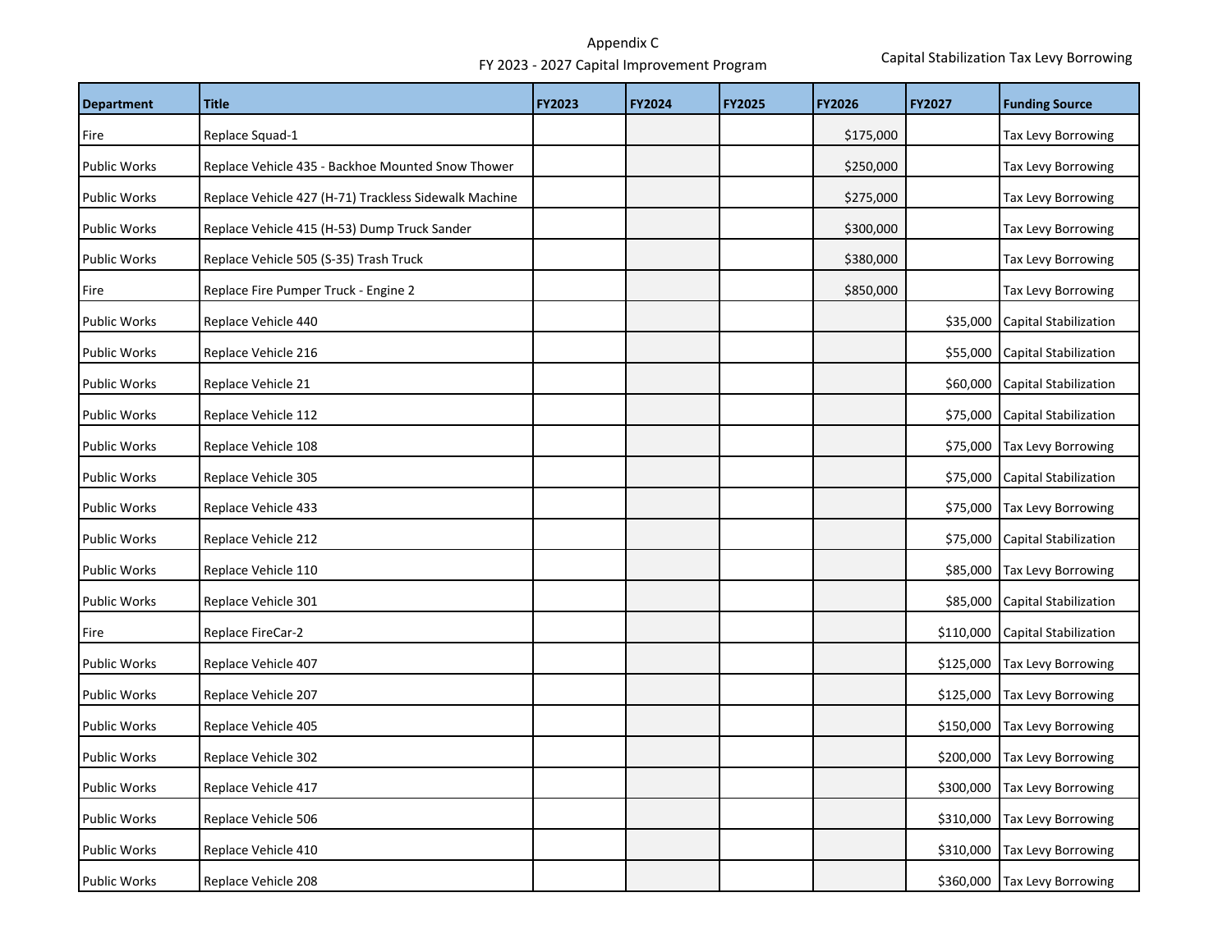Appendix C

FY 2023 - 2027 Capital Improvement Program

Capital Stabilization Tax Levy Borrowing

| Department | Title | FY2023 | FY2024 | FY2025 | FY2026 | FY2027 | Funding Source |
|---|---|---|---|---|---|---|---|
| Fire | Replace Squad-1 | | | | $175,000 | | Tax Levy Borrowing |
| Public Works | Replace Vehicle 435 - Backhoe Mounted Snow Thower | | | | $250,000 | | Tax Levy Borrowing |
| Public Works | Replace Vehicle 427 (H-71) Trackless Sidewalk Machine | | | | $275,000 | | Tax Levy Borrowing |
| Public Works | Replace Vehicle 415 (H-53) Dump Truck Sander | | | | $300,000 | | Tax Levy Borrowing |
| Public Works | Replace Vehicle 505 (S-35) Trash Truck | | | | $380,000 | | Tax Levy Borrowing |
| Fire | Replace Fire Pumper Truck - Engine 2 | | | | $850,000 | | Tax Levy Borrowing |
| Public Works | Replace Vehicle 440 | | | | | $35,000 | Capital Stabilization |
| Public Works | Replace Vehicle 216 | | | | | $55,000 | Capital Stabilization |
| Public Works | Replace Vehicle 21 | | | | | $60,000 | Capital Stabilization |
| Public Works | Replace Vehicle 112 | | | | | $75,000 | Capital Stabilization |
| Public Works | Replace Vehicle 108 | | | | | $75,000 | Tax Levy Borrowing |
| Public Works | Replace Vehicle 305 | | | | | $75,000 | Capital Stabilization |
| Public Works | Replace Vehicle 433 | | | | | $75,000 | Tax Levy Borrowing |
| Public Works | Replace Vehicle 212 | | | | | $75,000 | Capital Stabilization |
| Public Works | Replace Vehicle 110 | | | | | $85,000 | Tax Levy Borrowing |
| Public Works | Replace Vehicle 301 | | | | | $85,000 | Capital Stabilization |
| Fire | Replace FireCar-2 | | | | | $110,000 | Capital Stabilization |
| Public Works | Replace Vehicle 407 | | | | | $125,000 | Tax Levy Borrowing |
| Public Works | Replace Vehicle 207 | | | | | $125,000 | Tax Levy Borrowing |
| Public Works | Replace Vehicle 405 | | | | | $150,000 | Tax Levy Borrowing |
| Public Works | Replace Vehicle 302 | | | | | $200,000 | Tax Levy Borrowing |
| Public Works | Replace Vehicle 417 | | | | | $300,000 | Tax Levy Borrowing |
| Public Works | Replace Vehicle 506 | | | | | $310,000 | Tax Levy Borrowing |
| Public Works | Replace Vehicle 410 | | | | | $310,000 | Tax Levy Borrowing |
| Public Works | Replace Vehicle 208 | | | | | $360,000 | Tax Levy Borrowing |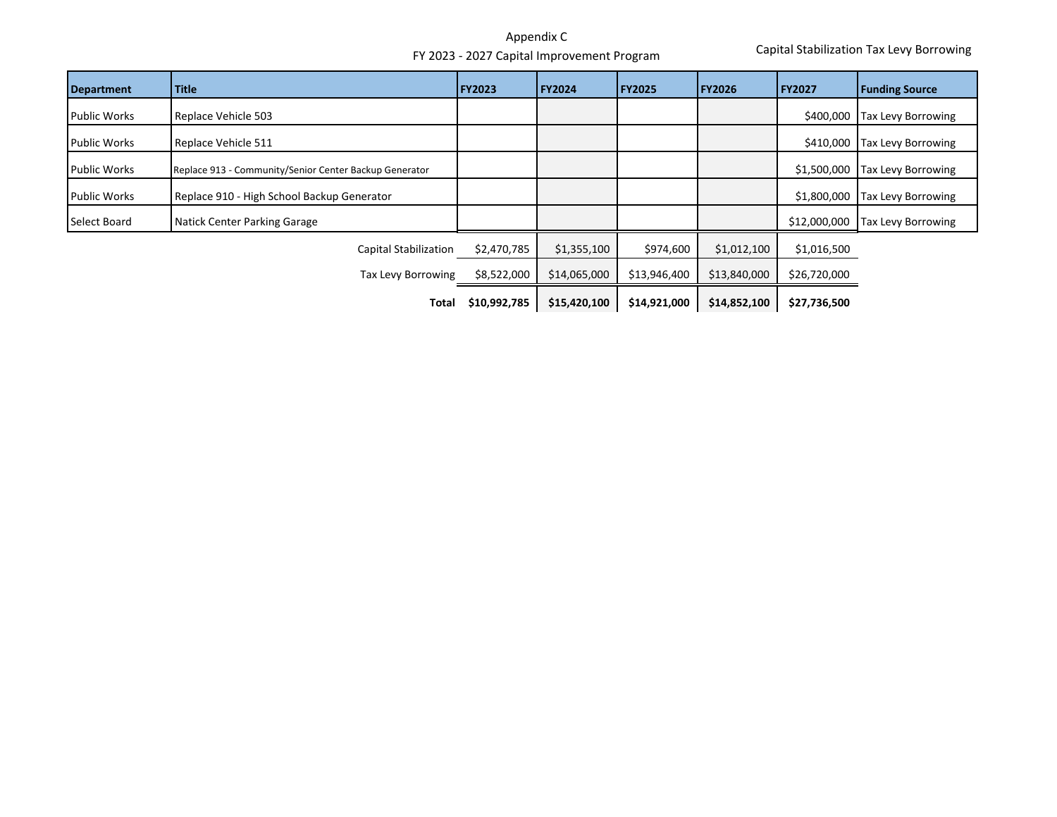Appendix C

FY 2023 - 2027 Capital Improvement Program

Capital Stabilization Tax Levy Borrowing

| Department | Title | FY2023 | FY2024 | FY2025 | FY2026 | FY2027 | Funding Source |
|---|---|---|---|---|---|---|---|
| Public Works | Replace Vehicle 503 | | | | | $400,000 | Tax Levy Borrowing |
| Public Works | Replace Vehicle 511 | | | | | $410,000 | Tax Levy Borrowing |
| Public Works | Replace 913 - Community/Senior Center Backup Generator | | | | | $1,500,000 | Tax Levy Borrowing |
| Public Works | Replace 910 - High School Backup Generator | | | | | $1,800,000 | Tax Levy Borrowing |
| Select Board | Natick Center Parking Garage | | | | | $12,000,000 | Tax Levy Borrowing |
| | Capital Stabilization | $2,470,785 | $1,355,100 | $974,600 | $1,012,100 | $1,016,500 | |
| | Tax Levy Borrowing | $8,522,000 | $14,065,000 | $13,946,400 | $13,840,000 | $26,720,000 | |
| | **Total** | **$10,992,785** | **$15,420,100** | **$14,921,000** | **$14,852,100** | **$27,736,500** | |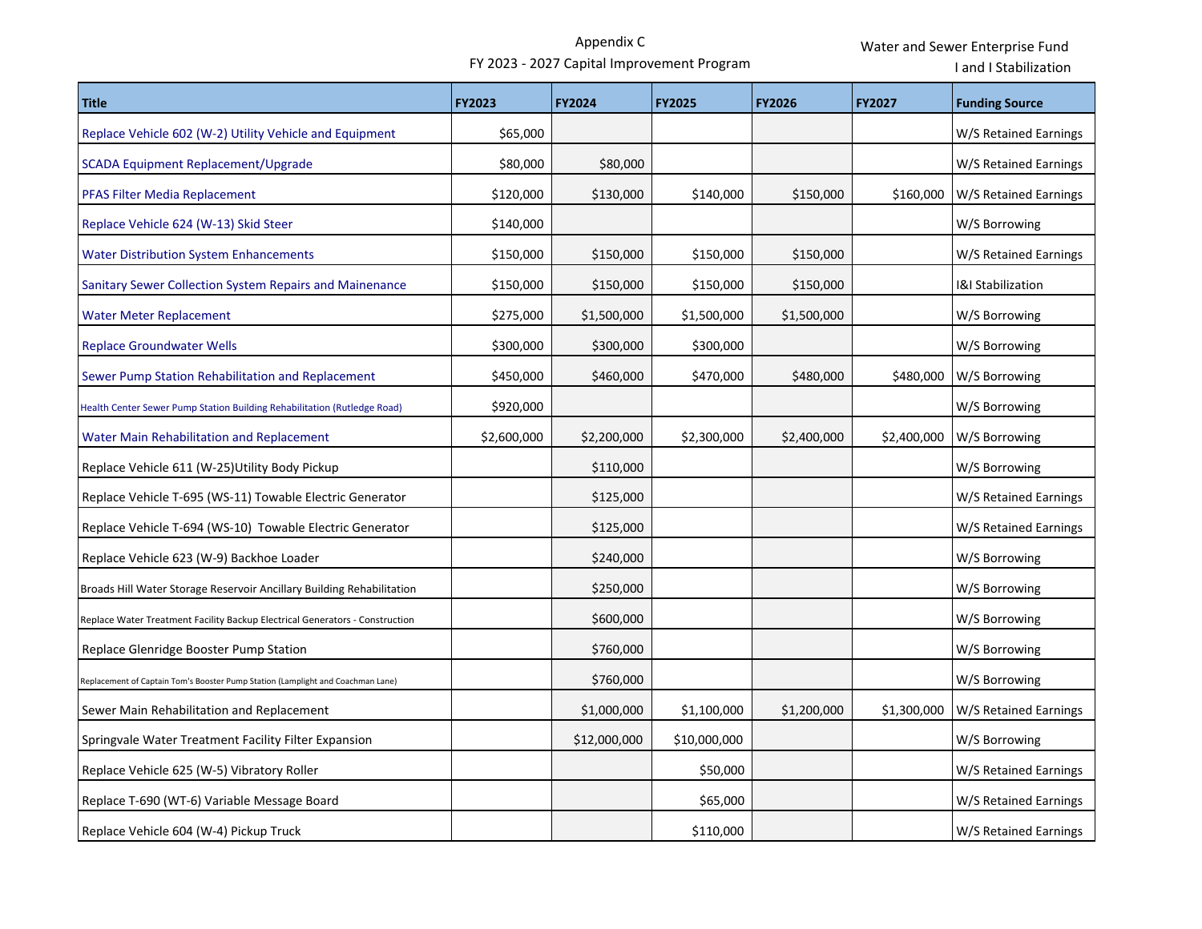Appendix C

FY 2023 - 2027 Capital Improvement Program

Water and Sewer Enterprise Fund

I and I Stabilization

| Title | FY2023 | FY2024 | FY2025 | FY2026 | FY2027 | Funding Source |
|---|---|---|---|---|---|---|
| Replace Vehicle 602 (W-2) Utility Vehicle and Equipment | $65,000 | | | | | W/S Retained Earnings |
| SCADA Equipment Replacement/Upgrade | $80,000 | $80,000 | | | | W/S Retained Earnings |
| PFAS Filter Media Replacement | $120,000 | $130,000 | $140,000 | $150,000 | $160,000 | W/S Retained Earnings |
| Replace Vehicle 624 (W-13) Skid Steer | $140,000 | | | | | W/S Borrowing |
| Water Distribution System Enhancements | $150,000 | $150,000 | $150,000 | $150,000 | | W/S Retained Earnings |
| Sanitary Sewer Collection System Repairs and Mainenance | $150,000 | $150,000 | $150,000 | $150,000 | | I&I Stabilization |
| Water Meter Replacement | $275,000 | $1,500,000 | $1,500,000 | $1,500,000 | | W/S Borrowing |
| Replace Groundwater Wells | $300,000 | $300,000 | $300,000 | | | W/S Borrowing |
| Sewer Pump Station Rehabilitation and Replacement | $450,000 | $460,000 | $470,000 | $480,000 | $480,000 | W/S Borrowing |
| Health Center Sewer Pump Station Building Rehabilitation (Rutledge Road) | $920,000 | | | | | W/S Borrowing |
| Water Main Rehabilitation and Replacement | $2,600,000 | $2,200,000 | $2,300,000 | $2,400,000 | $2,400,000 | W/S Borrowing |
| Replace Vehicle 611 (W-25)Utility Body Pickup | | $110,000 | | | | W/S Borrowing |
| Replace Vehicle T-695 (WS-11) Towable Electric Generator | | $125,000 | | | | W/S Retained Earnings |
| Replace Vehicle T-694 (WS-10) Towable Electric Generator | | $125,000 | | | | W/S Retained Earnings |
| Replace Vehicle 623 (W-9) Backhoe Loader | | $240,000 | | | | W/S Borrowing |
| Broads Hill Water Storage Reservoir Ancillary Building Rehabilitation | | $250,000 | | | | W/S Borrowing |
| Replace Water Treatment Facility Backup Electrical Generators - Construction | | $600,000 | | | | W/S Borrowing |
| Replace Glenridge Booster Pump Station | | $760,000 | | | | W/S Borrowing |
| Replacement of Captain Tom's Booster Pump Station (Lamplight and Coachman Lane) | | $760,000 | | | | W/S Borrowing |
| Sewer Main Rehabilitation and Replacement | | $1,000,000 | $1,100,000 | $1,200,000 | $1,300,000 | W/S Retained Earnings |
| Springvale Water Treatment Facility Filter Expansion | | $12,000,000 | $10,000,000 | | | W/S Borrowing |
| Replace Vehicle 625 (W-5) Vibratory Roller | | | $50,000 | | | W/S Retained Earnings |
| Replace T-690 (WT-6) Variable Message Board | | | $65,000 | | | W/S Retained Earnings |
| Replace Vehicle 604 (W-4) Pickup Truck | | | $110,000 | | | W/S Retained Earnings |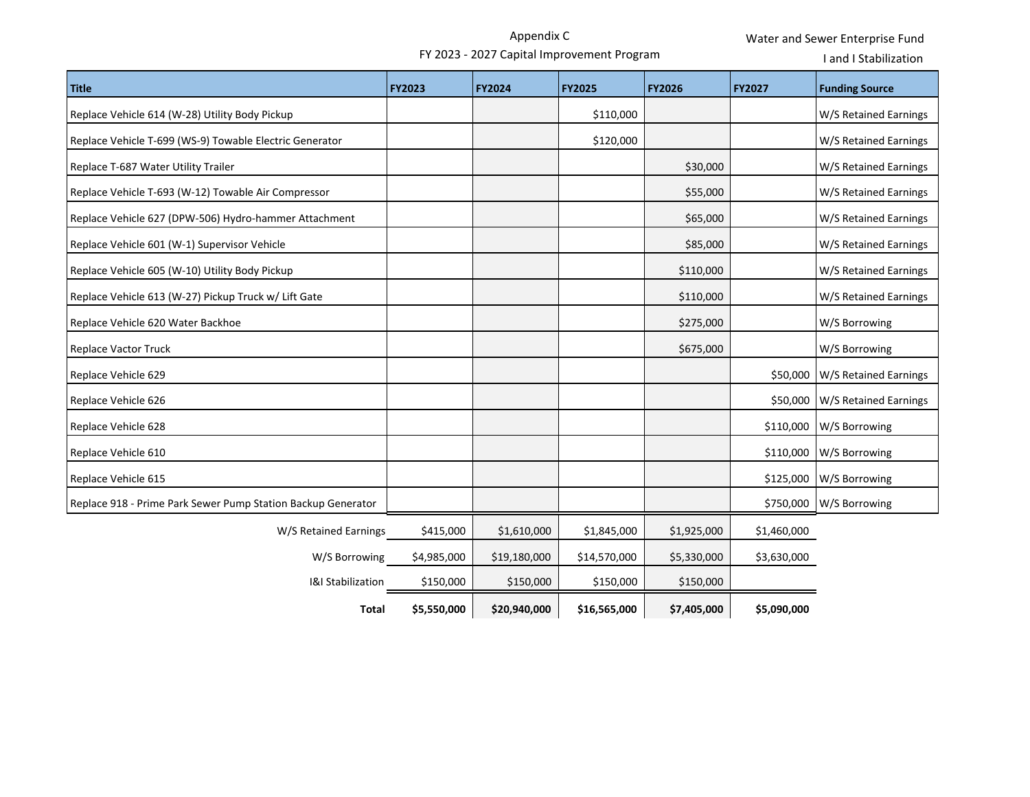Appendix C

FY 2023 - 2027 Capital Improvement Program

Water and Sewer Enterprise Fund

I and I Stabilization

| Title | FY2023 | FY2024 | FY2025 | FY2026 | FY2027 | Funding Source |
|---|---|---|---|---|---|---|
| Replace Vehicle 614 (W-28) Utility Body Pickup | | | $110,000 | | | W/S Retained Earnings |
| Replace Vehicle T-699 (WS-9) Towable Electric Generator | | | $120,000 | | | W/S Retained Earnings |
| Replace T-687 Water Utility Trailer | | | | $30,000 | | W/S Retained Earnings |
| Replace Vehicle T-693 (W-12) Towable Air Compressor | | | | $55,000 | | W/S Retained Earnings |
| Replace Vehicle 627 (DPW-506) Hydro-hammer Attachment | | | | $65,000 | | W/S Retained Earnings |
| Replace Vehicle 601 (W-1) Supervisor Vehicle | | | | $85,000 | | W/S Retained Earnings |
| Replace Vehicle 605 (W-10) Utility Body Pickup | | | | $110,000 | | W/S Retained Earnings |
| Replace Vehicle 613 (W-27) Pickup Truck w/ Lift Gate | | | | $110,000 | | W/S Retained Earnings |
| Replace Vehicle 620 Water Backhoe | | | | $275,000 | | W/S Borrowing |
| Replace Vactor Truck | | | | $675,000 | | W/S Borrowing |
| Replace Vehicle 629 | | | | | $50,000 | W/S Retained Earnings |
| Replace Vehicle 626 | | | | | $50,000 | W/S Retained Earnings |
| Replace Vehicle 628 | | | | | $110,000 | W/S Borrowing |
| Replace Vehicle 610 | | | | | $110,000 | W/S Borrowing |
| Replace Vehicle 615 | | | | | $125,000 | W/S Borrowing |
| Replace 918 - Prime Park Sewer Pump Station Backup Generator | | | | | $750,000 | W/S Borrowing |
| W/S Retained Earnings | $415,000 | $1,610,000 | $1,845,000 | $1,925,000 | $1,460,000 | |
| W/S Borrowing | $4,985,000 | $19,180,000 | $14,570,000 | $5,330,000 | $3,630,000 | |
| I&I Stabilization | $150,000 | $150,000 | $150,000 | $150,000 | | |
| **Total** | **$5,550,000** | **$20,940,000** | **$16,565,000** | **$7,405,000** | **$5,090,000** | |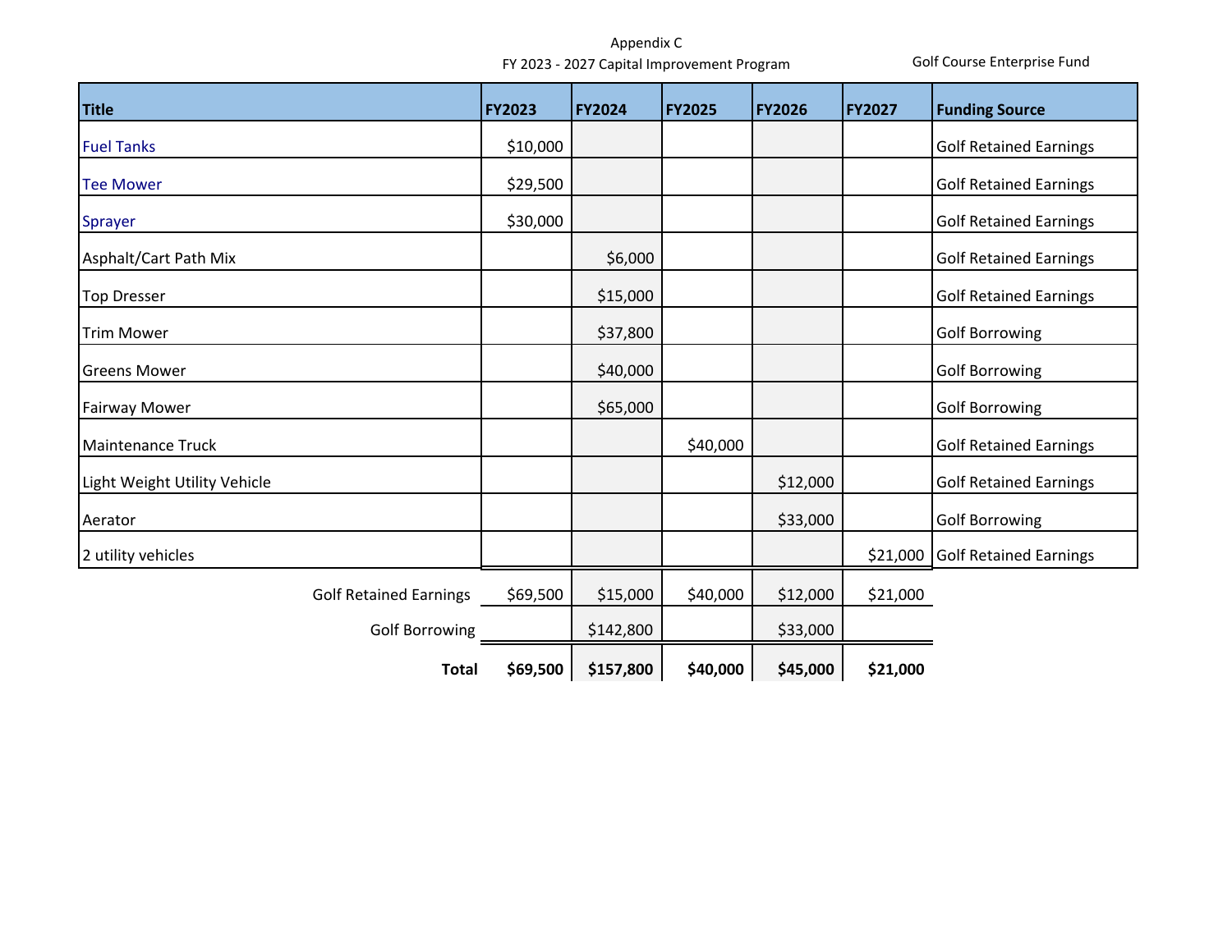Appendix C

FY 2023 - 2027 Capital Improvement Program

Golf Course Enterprise Fund

| Title | FY2023 | FY2024 | FY2025 | FY2026 | FY2027 | Funding Source |
|---|---|---|---|---|---|---|
| Fuel Tanks | $10,000 | | | | | Golf Retained Earnings |
| Tee Mower | $29,500 | | | | | Golf Retained Earnings |
| Sprayer | $30,000 | | | | | Golf Retained Earnings |
| Asphalt/Cart Path Mix | | $6,000 | | | | Golf Retained Earnings |
| Top Dresser | | $15,000 | | | | Golf Retained Earnings |
| Trim Mower | | $37,800 | | | | Golf Borrowing |
| Greens Mower | | $40,000 | | | | Golf Borrowing |
| Fairway Mower | | $65,000 | | | | Golf Borrowing |
| Maintenance Truck | | | $40,000 | | | Golf Retained Earnings |
| Light Weight Utility Vehicle | | | | $12,000 | | Golf Retained Earnings |
| Aerator | | | | $33,000 | | Golf Borrowing |
| 2 utility vehicles | | | | | $21,000 | Golf Retained Earnings |
| Golf Retained Earnings | $69,500 | $15,000 | $40,000 | $12,000 | $21,000 | |
| Golf Borrowing | | $142,800 | | $33,000 | | |
| **Total** | **$69,500** | **$157,800** | **$40,000** | **$45,000** | **$21,000** | |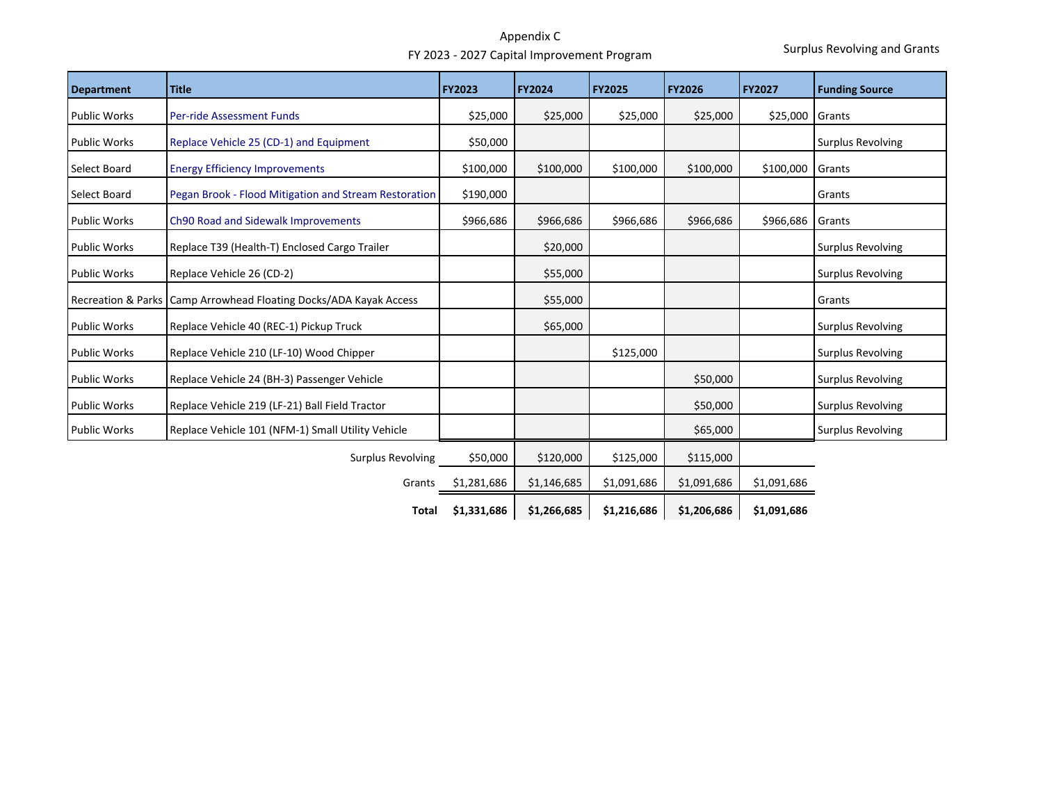# Appendix C

## FY 2023 - 2027 Capital Improvement Program

Surplus Revolving and Grants

| Department | Title | FY2023 | FY2024 | FY2025 | FY2026 | FY2027 | Funding Source |
|---|---|---|---|---|---|---|---|
| Public Works | Per-ride Assessment Funds | $25,000 | $25,000 | $25,000 | $25,000 | $25,000 | Grants |
| Public Works | Replace Vehicle 25 (CD-1) and Equipment | $50,000 | | | | | Surplus Revolving |
| Select Board | Energy Efficiency Improvements | $100,000 | $100,000 | $100,000 | $100,000 | $100,000 | Grants |
| Select Board | Pegan Brook - Flood Mitigation and Stream Restoration | $190,000 | | | | | Grants |
| Public Works | Ch90 Road and Sidewalk Improvements | $966,686 | $966,686 | $966,686 | $966,686 | $966,686 | Grants |
| Public Works | Replace T39 (Health-T) Enclosed Cargo Trailer | | $20,000 | | | | Surplus Revolving |
| Public Works | Replace Vehicle 26 (CD-2) | | $55,000 | | | | Surplus Revolving |
| Recreation & Parks | Camp Arrowhead Floating Docks/ADA Kayak Access | | $55,000 | | | | Grants |
| Public Works | Replace Vehicle 40 (REC-1) Pickup Truck | | $65,000 | | | | Surplus Revolving |
| Public Works | Replace Vehicle 210 (LF-10) Wood Chipper | | | $125,000 | | | Surplus Revolving |
| Public Works | Replace Vehicle 24 (BH-3) Passenger Vehicle | | | | $50,000 | | Surplus Revolving |
| Public Works | Replace Vehicle 219 (LF-21) Ball Field Tractor | | | | $50,000 | | Surplus Revolving |
| Public Works | Replace Vehicle 101 (NFM-1) Small Utility Vehicle | | | | $65,000 | | Surplus Revolving |
| | Surplus Revolving | $50,000 | $120,000 | $125,000 | $115,000 | | |
| | Grants | $1,281,686 | $1,146,685 | $1,091,686 | $1,091,686 | $1,091,686 | |
| | **Total** | **$1,331,686** | **$1,266,685** | **$1,216,686** | **$1,206,686** | **$1,091,686** | |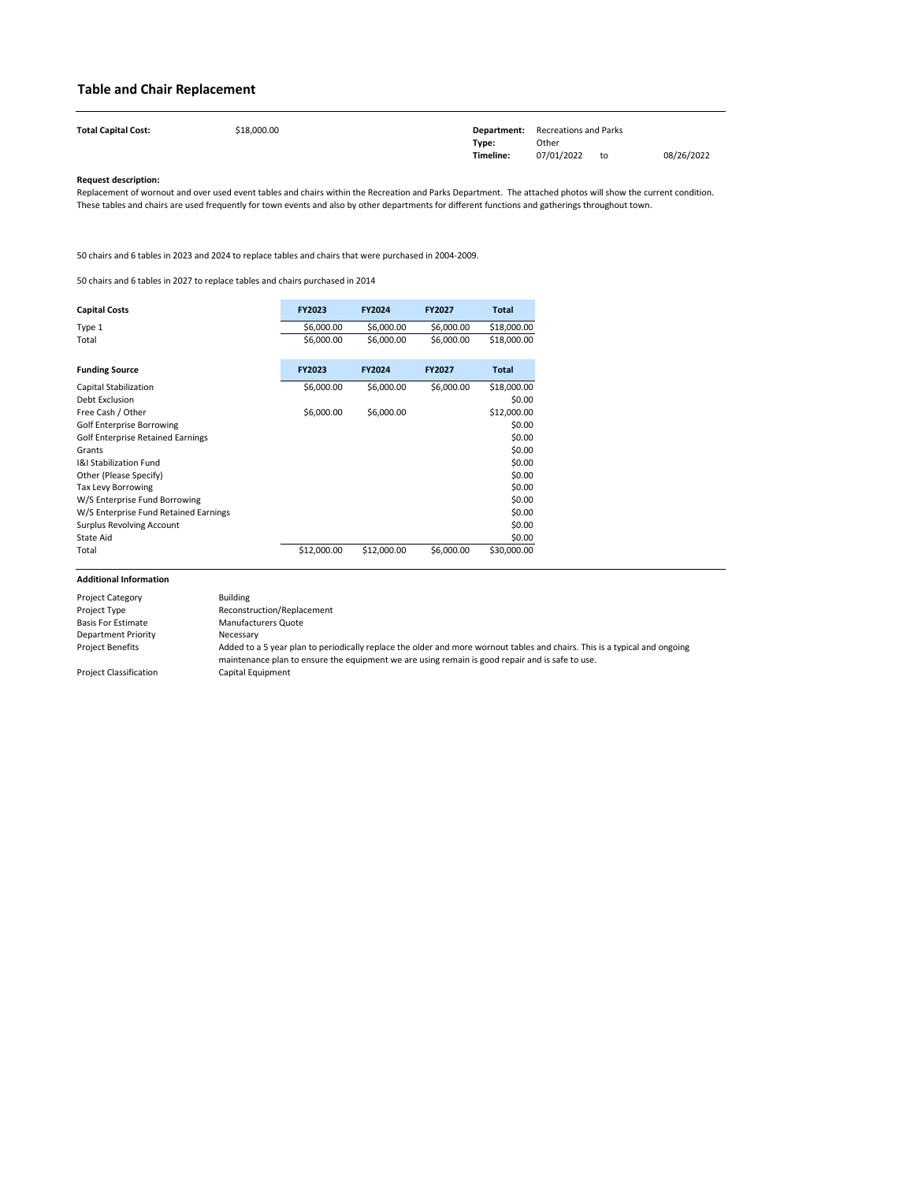## Table and Chair Replacement

**Total Capital Cost:** $18,000.00

**Department:** Recreations and Parks
**Type:** Other
**Timeline:** 07/01/2022 to 08/26/2022

**Request description:**

Replacement of wornout and over used event tables and chairs within the Recreation and Parks Department. The attached photos will show the current condition. These tables and chairs are used frequently for town events and also by other departments for different functions and gatherings throughout town.

50 chairs and 6 tables in 2023 and 2024 to replace tables and chairs that were purchased in 2004-2009.

50 chairs and 6 tables in 2027 to replace tables and chairs purchased in 2014

| Capital Costs | FY2023 | FY2024 | FY2027 | Total |
|---|---|---|---|---|
| Type 1 | $6,000.00 | $6,000.00 | $6,000.00 | $18,000.00 |
| Total | $6,000.00 | $6,000.00 | $6,000.00 | $18,000.00 |

| Funding Source | FY2023 | FY2024 | FY2027 | Total |
|---|---|---|---|---|
| Capital Stabilization | $6,000.00 | $6,000.00 | $6,000.00 | $18,000.00 |
| Debt Exclusion | | | | $0.00 |
| Free Cash / Other | $6,000.00 | $6,000.00 | | $12,000.00 |
| Golf Enterprise Borrowing | | | | $0.00 |
| Golf Enterprise Retained Earnings | | | | $0.00 |
| Grants | | | | $0.00 |
| I&I Stabilization Fund | | | | $0.00 |
| Other (Please Specify) | | | | $0.00 |
| Tax Levy Borrowing | | | | $0.00 |
| W/S Enterprise Fund Borrowing | | | | $0.00 |
| W/S Enterprise Fund Retained Earnings | | | | $0.00 |
| Surplus Revolving Account | | | | $0.00 |
| State Aid | | | | $0.00 |
| Total | $12,000.00 | $12,000.00 | $6,000.00 | $30,000.00 |

**Additional Information**

| | |
|---|---|
| Project Category | Building |
| Project Type | Reconstruction/Replacement |
| Basis For Estimate | Manufacturers Quote |
| Department Priority | Necessary |
| Project Benefits | Added to a 5 year plan to periodically replace the older and more wornout tables and chairs. This is a typical and ongoing maintenance plan to ensure the equipment we are using remain is good repair and is safe to use. |
| Project Classification | Capital Equipment |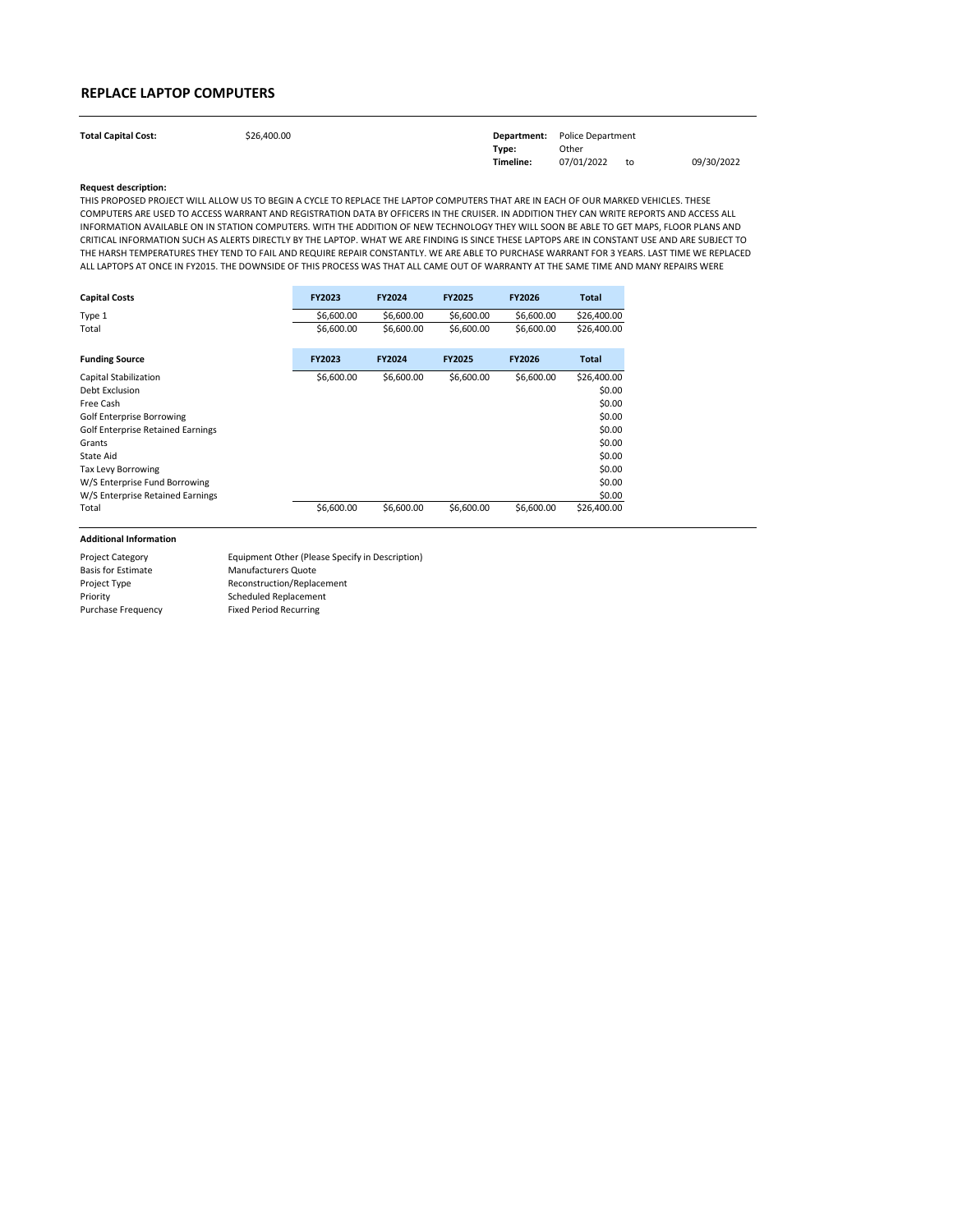# REPLACE LAPTOP COMPUTERS

**Total Capital Cost:** $26,400.00

**Department:** Police Department
**Type:** Other
**Timeline:** 07/01/2022 to 09/30/2022

**Request description:**

THIS PROPOSED PROJECT WILL ALLOW US TO BEGIN A CYCLE TO REPLACE THE LAPTOP COMPUTERS THAT ARE IN EACH OF OUR MARKED VEHICLES. THESE COMPUTERS ARE USED TO ACCESS WARRANT AND REGISTRATION DATA BY OFFICERS IN THE CRUISER. IN ADDITION THEY CAN WRITE REPORTS AND ACCESS ALL INFORMATION AVAILABLE ON IN STATION COMPUTERS. WITH THE ADDITION OF NEW TECHNOLOGY THEY WILL SOON BE ABLE TO GET MAPS, FLOOR PLANS AND CRITICAL INFORMATION SUCH AS ALERTS DIRECTLY BY THE LAPTOP. WHAT WE ARE FINDING IS SINCE THESE LAPTOPS ARE IN CONSTANT USE AND ARE SUBJECT TO THE HARSH TEMPERATURES THEY TEND TO FAIL AND REQUIRE REPAIR CONSTANTLY. WE ARE ABLE TO PURCHASE WARRANT FOR 3 YEARS. LAST TIME WE REPLACED ALL LAPTOPS AT ONCE IN FY2015. THE DOWNSIDE OF THIS PROCESS WAS THAT ALL CAME OUT OF WARRANTY AT THE SAME TIME AND MANY REPAIRS WERE

| Capital Costs | FY2023 | FY2024 | FY2025 | FY2026 | Total |
|---|---|---|---|---|---|
| Type 1 | $6,600.00 | $6,600.00 | $6,600.00 | $6,600.00 | $26,400.00 |
| Total | $6,600.00 | $6,600.00 | $6,600.00 | $6,600.00 | $26,400.00 |

| Funding Source | FY2023 | FY2024 | FY2025 | FY2026 | Total |
|---|---|---|---|---|---|
| Capital Stabilization | $6,600.00 | $6,600.00 | $6,600.00 | $6,600.00 | $26,400.00 |
| Debt Exclusion | | | | | $0.00 |
| Free Cash | | | | | $0.00 |
| Golf Enterprise Borrowing | | | | | $0.00 |
| Golf Enterprise Retained Earnings | | | | | $0.00 |
| Grants | | | | | $0.00 |
| State Aid | | | | | $0.00 |
| Tax Levy Borrowing | | | | | $0.00 |
| W/S Enterprise Fund Borrowing | | | | | $0.00 |
| W/S Enterprise Retained Earnings | | | | | $0.00 |
| Total | $6,600.00 | $6,600.00 | $6,600.00 | $6,600.00 | $26,400.00 |

**Additional Information**

| | |
|---|---|
| Project Category | Equipment Other (Please Specify in Description) |
| Basis for Estimate | Manufacturers Quote |
| Project Type | Reconstruction/Replacement |
| Priority | Scheduled Replacement |
| Purchase Frequency | Fixed Period Recurring |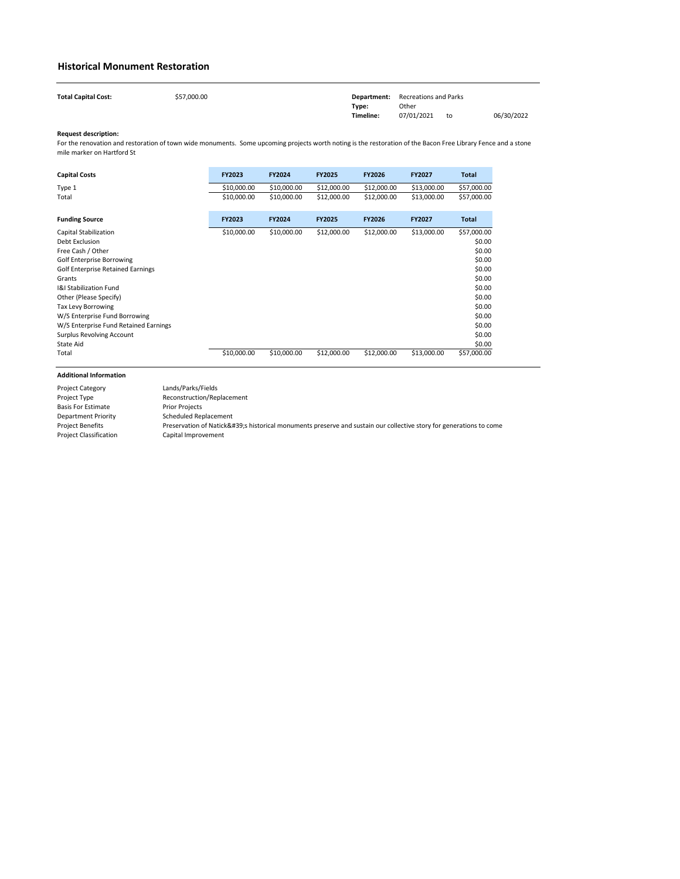## Historical Monument Restoration

**Total Capital Cost:** $57,000.00

**Department:** Recreations and Parks
**Type:** Other
**Timeline:** 07/01/2021 to 06/30/2022

**Request description:**
For the renovation and restoration of town wide monuments. Some upcoming projects worth noting is the restoration of the Bacon Free Library Fence and a stone mile marker on Hartford St

| Capital Costs | FY2023 | FY2024 | FY2025 | FY2026 | FY2027 | Total |
|---|---|---|---|---|---|---|
| Type 1 | $10,000.00 | $10,000.00 | $12,000.00 | $12,000.00 | $13,000.00 | $57,000.00 |
| Total | $10,000.00 | $10,000.00 | $12,000.00 | $12,000.00 | $13,000.00 | $57,000.00 |

| Funding Source | FY2023 | FY2024 | FY2025 | FY2026 | FY2027 | Total |
|---|---|---|---|---|---|---|
| Capital Stabilization | $10,000.00 | $10,000.00 | $12,000.00 | $12,000.00 | $13,000.00 | $57,000.00 |
| Debt Exclusion | | | | | | $0.00 |
| Free Cash / Other | | | | | | $0.00 |
| Golf Enterprise Borrowing | | | | | | $0.00 |
| Golf Enterprise Retained Earnings | | | | | | $0.00 |
| Grants | | | | | | $0.00 |
| I&I Stabilization Fund | | | | | | $0.00 |
| Other (Please Specify) | | | | | | $0.00 |
| Tax Levy Borrowing | | | | | | $0.00 |
| W/S Enterprise Fund Borrowing | | | | | | $0.00 |
| W/S Enterprise Fund Retained Earnings | | | | | | $0.00 |
| Surplus Revolving Account | | | | | | $0.00 |
| State Aid | | | | | | $0.00 |
| Total | $10,000.00 | $10,000.00 | $12,000.00 | $12,000.00 | $13,000.00 | $57,000.00 |

**Additional Information**

| | |
|---|---|
| Project Category | Lands/Parks/Fields |
| Project Type | Reconstruction/Replacement |
| Basis For Estimate | Prior Projects |
| Department Priority | Scheduled Replacement |
| Project Benefits | Preservation of Natick&#39;s historical monuments preserve and sustain our collective story for generations to come |
| Project Classification | Capital Improvement |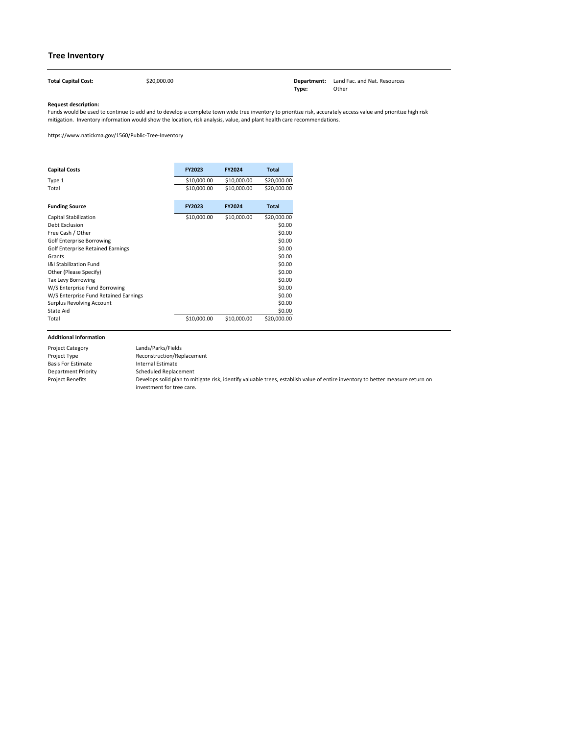## Tree Inventory

**Total Capital Cost:** $20,000.00

**Department:** Land Fac. and Nat. Resources
**Type:** Other

**Request description:**
Funds would be used to continue to add and to develop a complete town wide tree inventory to prioritize risk, accurately access value and prioritize high risk mitigation. Inventory information would show the location, risk analysis, value, and plant health care recommendations.

https://www.natickma.gov/1560/Public-Tree-Inventory

| Capital Costs | FY2023 | FY2024 | Total |
|---|---|---|---|
| Type 1 | $10,000.00 | $10,000.00 | $20,000.00 |
| Total | $10,000.00 | $10,000.00 | $20,000.00 |

| Funding Source | FY2023 | FY2024 | Total |
|---|---|---|---|
| Capital Stabilization | $10,000.00 | $10,000.00 | $20,000.00 |
| Debt Exclusion | | | $0.00 |
| Free Cash / Other | | | $0.00 |
| Golf Enterprise Borrowing | | | $0.00 |
| Golf Enterprise Retained Earnings | | | $0.00 |
| Grants | | | $0.00 |
| I&I Stabilization Fund | | | $0.00 |
| Other (Please Specify) | | | $0.00 |
| Tax Levy Borrowing | | | $0.00 |
| W/S Enterprise Fund Borrowing | | | $0.00 |
| W/S Enterprise Fund Retained Earnings | | | $0.00 |
| Surplus Revolving Account | | | $0.00 |
| State Aid | | | $0.00 |
| Total | $10,000.00 | $10,000.00 | $20,000.00 |

**Additional Information**

| | |
|---|---|
| Project Category | Lands/Parks/Fields |
| Project Type | Reconstruction/Replacement |
| Basis For Estimate | Internal Estimate |
| Department Priority | Scheduled Replacement |
| Project Benefits | Develops solid plan to mitigate risk, identify valuable trees, establish value of entire inventory to better measure return on investment for tree care. |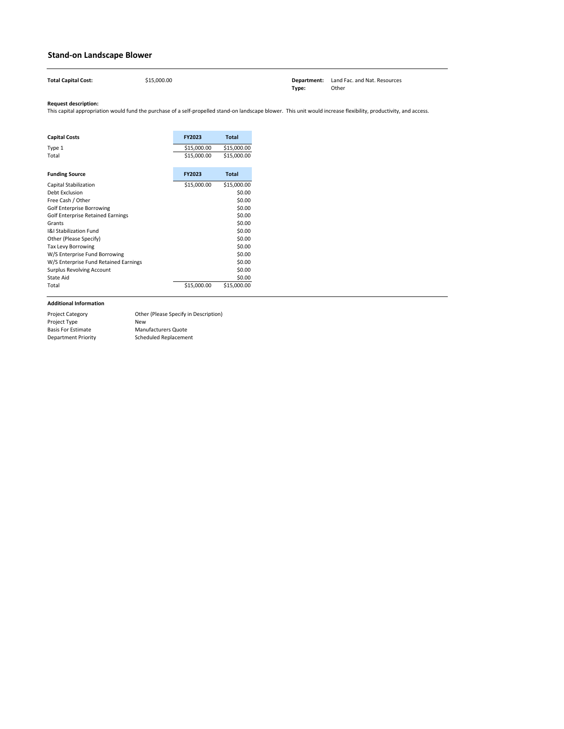## Stand-on Landscape Blower

**Total Capital Cost:** $15,000.00

**Department:** Land Fac. and Nat. Resources
**Type:** Other

**Request description:**
This capital appropriation would fund the purchase of a self-propelled stand-on landscape blower. This unit would increase flexibility, productivity, and access.

| Capital Costs | FY2023 | Total |
|---|---|---|
| Type 1 | $15,000.00 | $15,000.00 |
| Total | $15,000.00 | $15,000.00 |

| Funding Source | FY2023 | Total |
|---|---|---|
| Capital Stabilization | $15,000.00 | $15,000.00 |
| Debt Exclusion | | $0.00 |
| Free Cash / Other | | $0.00 |
| Golf Enterprise Borrowing | | $0.00 |
| Golf Enterprise Retained Earnings | | $0.00 |
| Grants | | $0.00 |
| I&I Stabilization Fund | | $0.00 |
| Other (Please Specify) | | $0.00 |
| Tax Levy Borrowing | | $0.00 |
| W/S Enterprise Fund Borrowing | | $0.00 |
| W/S Enterprise Fund Retained Earnings | | $0.00 |
| Surplus Revolving Account | | $0.00 |
| State Aid | | $0.00 |
| Total | $15,000.00 | $15,000.00 |

**Additional Information**

| | |
|---|---|
| Project Category | Other (Please Specify in Description) |
| Project Type | New |
| Basis For Estimate | Manufacturers Quote |
| Department Priority | Scheduled Replacement |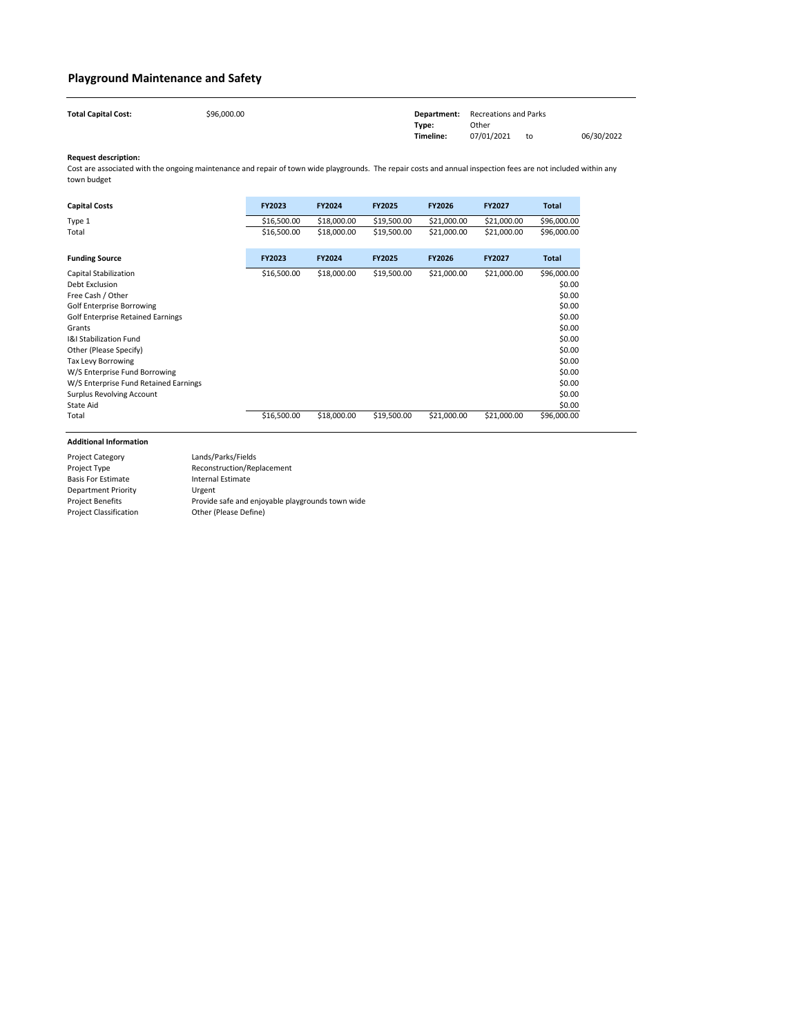## Playground Maintenance and Safety

**Total Capital Cost:** $96,000.00

**Department:** Recreations and Parks
**Type:** Other
**Timeline:** 07/01/2021 to 06/30/2022

**Request description:**
Cost are associated with the ongoing maintenance and repair of town wide playgrounds. The repair costs and annual inspection fees are not included within any town budget

| Capital Costs | FY2023 | FY2024 | FY2025 | FY2026 | FY2027 | Total |
|---|---|---|---|---|---|---|
| Type 1 | $16,500.00 | $18,000.00 | $19,500.00 | $21,000.00 | $21,000.00 | $96,000.00 |
| Total | $16,500.00 | $18,000.00 | $19,500.00 | $21,000.00 | $21,000.00 | $96,000.00 |

| Funding Source | FY2023 | FY2024 | FY2025 | FY2026 | FY2027 | Total |
|---|---|---|---|---|---|---|
| Capital Stabilization | $16,500.00 | $18,000.00 | $19,500.00 | $21,000.00 | $21,000.00 | $96,000.00 |
| Debt Exclusion | | | | | | $0.00 |
| Free Cash / Other | | | | | | $0.00 |
| Golf Enterprise Borrowing | | | | | | $0.00 |
| Golf Enterprise Retained Earnings | | | | | | $0.00 |
| Grants | | | | | | $0.00 |
| I&I Stabilization Fund | | | | | | $0.00 |
| Other (Please Specify) | | | | | | $0.00 |
| Tax Levy Borrowing | | | | | | $0.00 |
| W/S Enterprise Fund Borrowing | | | | | | $0.00 |
| W/S Enterprise Fund Retained Earnings | | | | | | $0.00 |
| Surplus Revolving Account | | | | | | $0.00 |
| State Aid | | | | | | $0.00 |
| Total | $16,500.00 | $18,000.00 | $19,500.00 | $21,000.00 | $21,000.00 | $96,000.00 |

**Additional Information**

| | |
|---|---|
| Project Category | Lands/Parks/Fields |
| Project Type | Reconstruction/Replacement |
| Basis For Estimate | Internal Estimate |
| Department Priority | Urgent |
| Project Benefits | Provide safe and enjoyable playgrounds town wide |
| Project Classification | Other (Please Define) |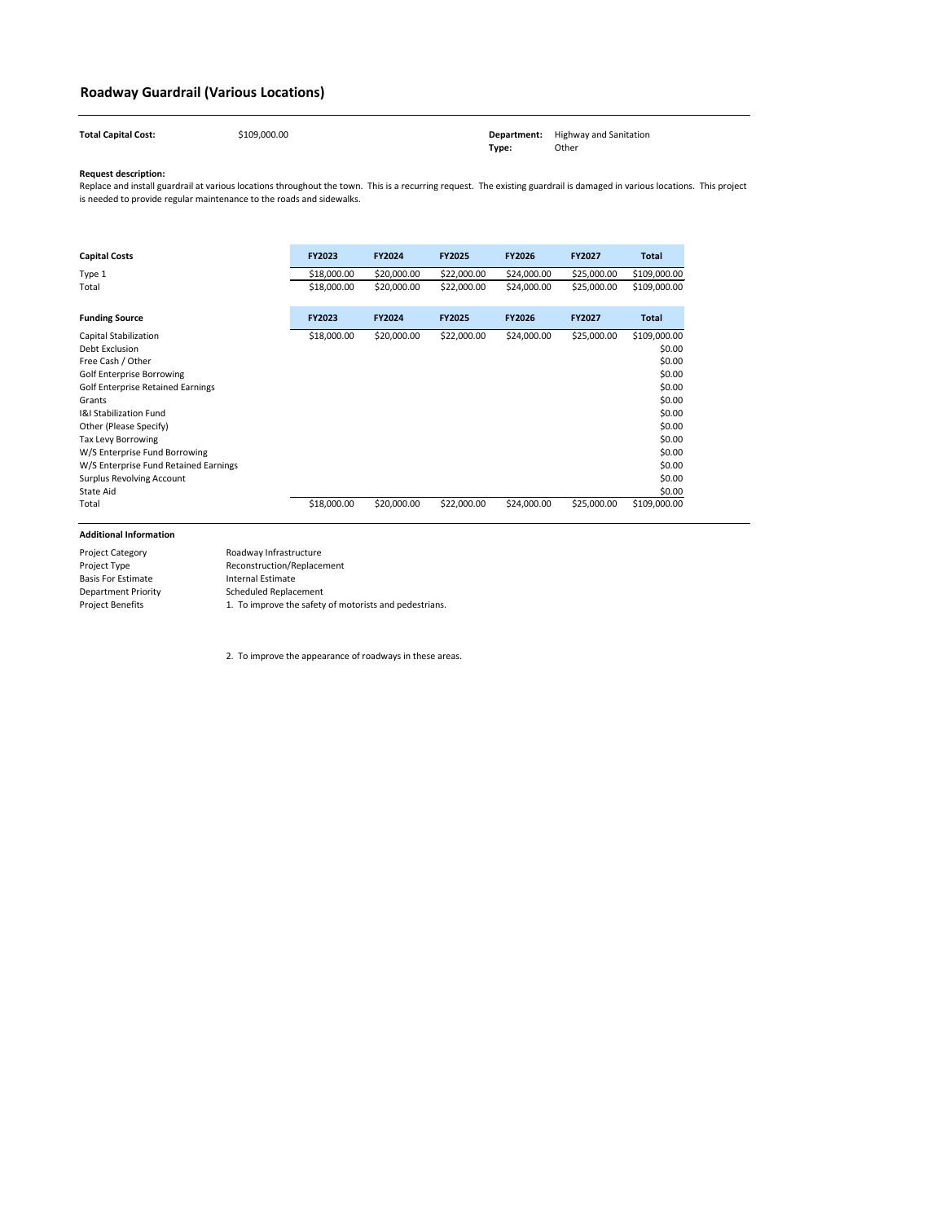## Roadway Guardrail (Various Locations)

**Total Capital Cost:** $109,000.00

**Department:** Highway and Sanitation
**Type:** Other

**Request description:**
Replace and install guardrail at various locations throughout the town. This is a recurring request. The existing guardrail is damaged in various locations. This project is needed to provide regular maintenance to the roads and sidewalks.

| Capital Costs | FY2023 | FY2024 | FY2025 | FY2026 | FY2027 | Total |
|---|---|---|---|---|---|---|
| Type 1 | $18,000.00 | $20,000.00 | $22,000.00 | $24,000.00 | $25,000.00 | $109,000.00 |
| Total | $18,000.00 | $20,000.00 | $22,000.00 | $24,000.00 | $25,000.00 | $109,000.00 |

| Funding Source | FY2023 | FY2024 | FY2025 | FY2026 | FY2027 | Total |
|---|---|---|---|---|---|---|
| Capital Stabilization | $18,000.00 | $20,000.00 | $22,000.00 | $24,000.00 | $25,000.00 | $109,000.00 |
| Debt Exclusion | | | | | | $0.00 |
| Free Cash / Other | | | | | | $0.00 |
| Golf Enterprise Borrowing | | | | | | $0.00 |
| Golf Enterprise Retained Earnings | | | | | | $0.00 |
| Grants | | | | | | $0.00 |
| I&I Stabilization Fund | | | | | | $0.00 |
| Other (Please Specify) | | | | | | $0.00 |
| Tax Levy Borrowing | | | | | | $0.00 |
| W/S Enterprise Fund Borrowing | | | | | | $0.00 |
| W/S Enterprise Fund Retained Earnings | | | | | | $0.00 |
| Surplus Revolving Account | | | | | | $0.00 |
| State Aid | | | | | | $0.00 |
| Total | $18,000.00 | $20,000.00 | $22,000.00 | $24,000.00 | $25,000.00 | $109,000.00 |

**Additional Information**

| | |
|---|---|
| Project Category | Roadway Infrastructure |
| Project Type | Reconstruction/Replacement |
| Basis For Estimate | Internal Estimate |
| Department Priority | Scheduled Replacement |
| Project Benefits | 1. To improve the safety of motorists and pedestrians. |

2. To improve the appearance of roadways in these areas.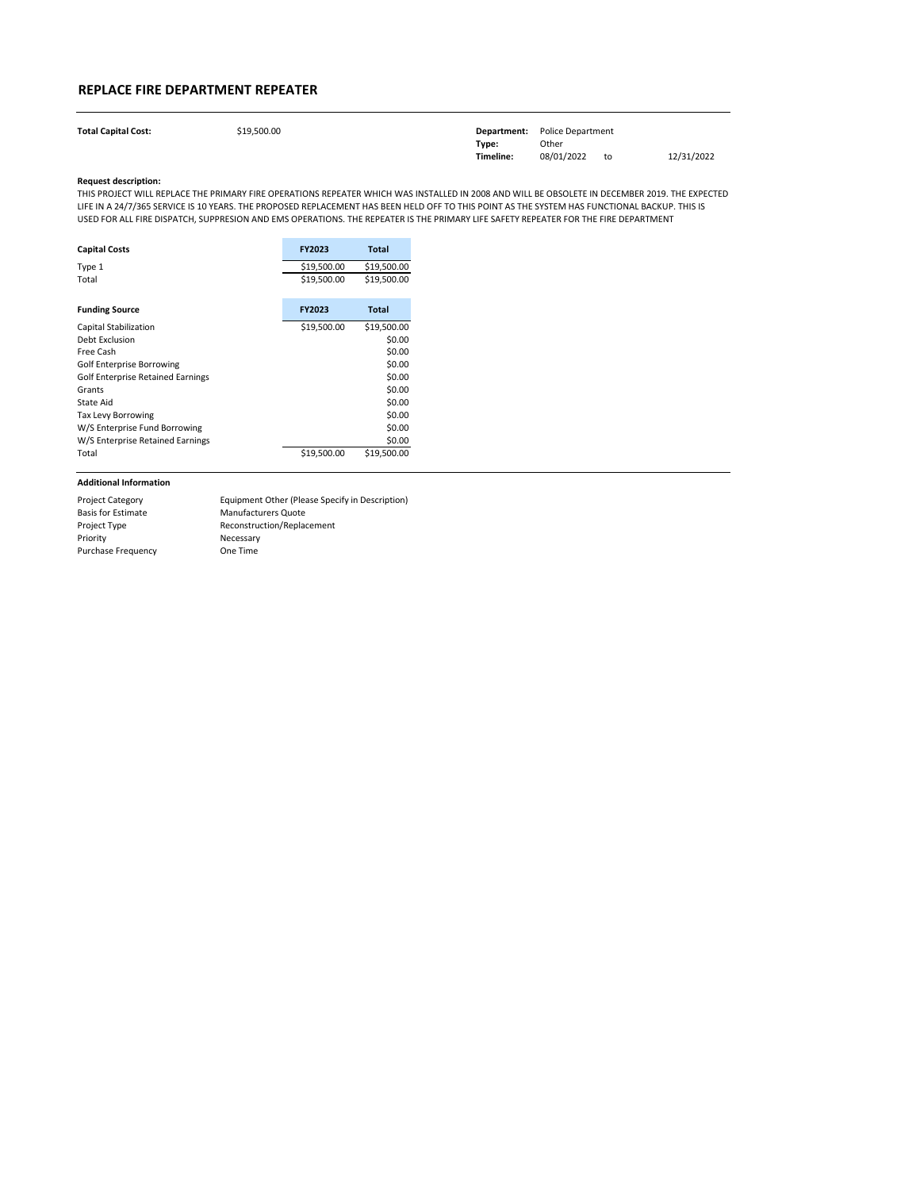## REPLACE FIRE DEPARTMENT REPEATER

**Total Capital Cost:** $19,500.00

**Department:** Police Department
**Type:** Other
**Timeline:** 08/01/2022 to 12/31/2022

**Request description:**

THIS PROJECT WILL REPLACE THE PRIMARY FIRE OPERATIONS REPEATER WHICH WAS INSTALLED IN 2008 AND WILL BE OBSOLETE IN DECEMBER 2019. THE EXPECTED LIFE IN A 24/7/365 SERVICE IS 10 YEARS. THE PROPOSED REPLACEMENT HAS BEEN HELD OFF TO THIS POINT AS THE SYSTEM HAS FUNCTIONAL BACKUP. THIS IS USED FOR ALL FIRE DISPATCH, SUPPRESION AND EMS OPERATIONS. THE REPEATER IS THE PRIMARY LIFE SAFETY REPEATER FOR THE FIRE DEPARTMENT

| Capital Costs | FY2023 | Total |
|---|---|---|
| Type 1 | $19,500.00 | $19,500.00 |
| Total | $19,500.00 | $19,500.00 |

| Funding Source | FY2023 | Total |
|---|---|---|
| Capital Stabilization | $19,500.00 | $19,500.00 |
| Debt Exclusion | | $0.00 |
| Free Cash | | $0.00 |
| Golf Enterprise Borrowing | | $0.00 |
| Golf Enterprise Retained Earnings | | $0.00 |
| Grants | | $0.00 |
| State Aid | | $0.00 |
| Tax Levy Borrowing | | $0.00 |
| W/S Enterprise Fund Borrowing | | $0.00 |
| W/S Enterprise Retained Earnings | | $0.00 |
| Total | $19,500.00 | $19,500.00 |

**Additional Information**

| | |
|---|---|
| Project Category | Equipment Other (Please Specify in Description) |
| Basis for Estimate | Manufacturers Quote |
| Project Type | Reconstruction/Replacement |
| Priority | Necessary |
| Purchase Frequency | One Time |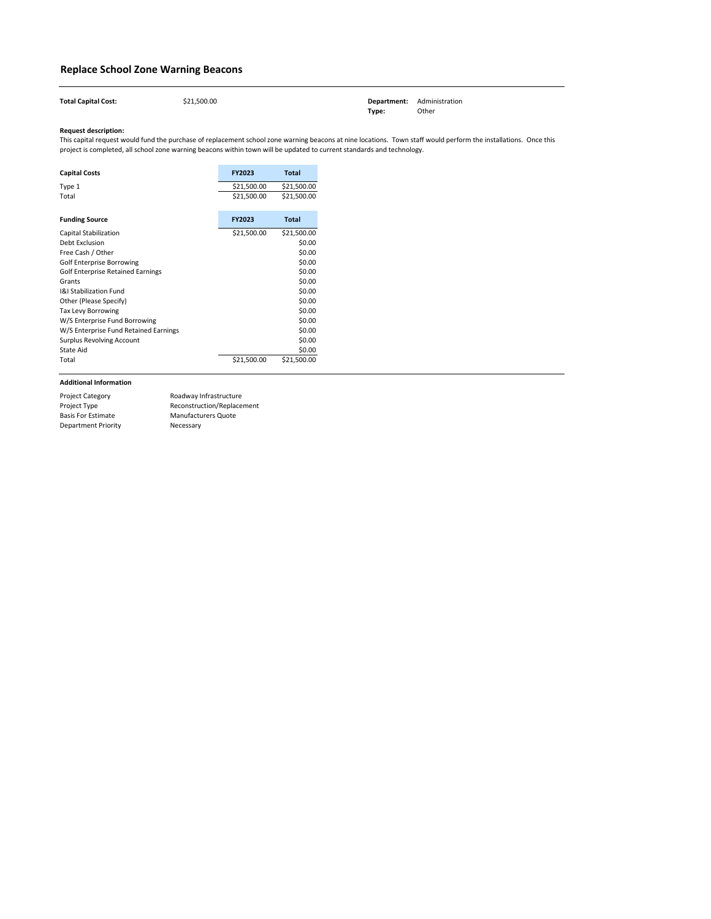## Replace School Zone Warning Beacons

**Total Capital Cost:** $21,500.00

**Department:** Administration
**Type:** Other

**Request description:**
This capital request would fund the purchase of replacement school zone warning beacons at nine locations. Town staff would perform the installations. Once this project is completed, all school zone warning beacons within town will be updated to current standards and technology.

| Capital Costs | FY2023 | Total |
|---|---|---|
| Type 1 | $21,500.00 | $21,500.00 |
| Total | $21,500.00 | $21,500.00 |

| Funding Source | FY2023 | Total |
|---|---|---|
| Capital Stabilization | $21,500.00 | $21,500.00 |
| Debt Exclusion | | $0.00 |
| Free Cash / Other | | $0.00 |
| Golf Enterprise Borrowing | | $0.00 |
| Golf Enterprise Retained Earnings | | $0.00 |
| Grants | | $0.00 |
| I&I Stabilization Fund | | $0.00 |
| Other (Please Specify) | | $0.00 |
| Tax Levy Borrowing | | $0.00 |
| W/S Enterprise Fund Borrowing | | $0.00 |
| W/S Enterprise Fund Retained Earnings | | $0.00 |
| Surplus Revolving Account | | $0.00 |
| State Aid | | $0.00 |
| Total | $21,500.00 | $21,500.00 |

**Additional Information**

| | |
|---|---|
| Project Category | Roadway Infrastructure |
| Project Type | Reconstruction/Replacement |
| Basis For Estimate | Manufacturers Quote |
| Department Priority | Necessary |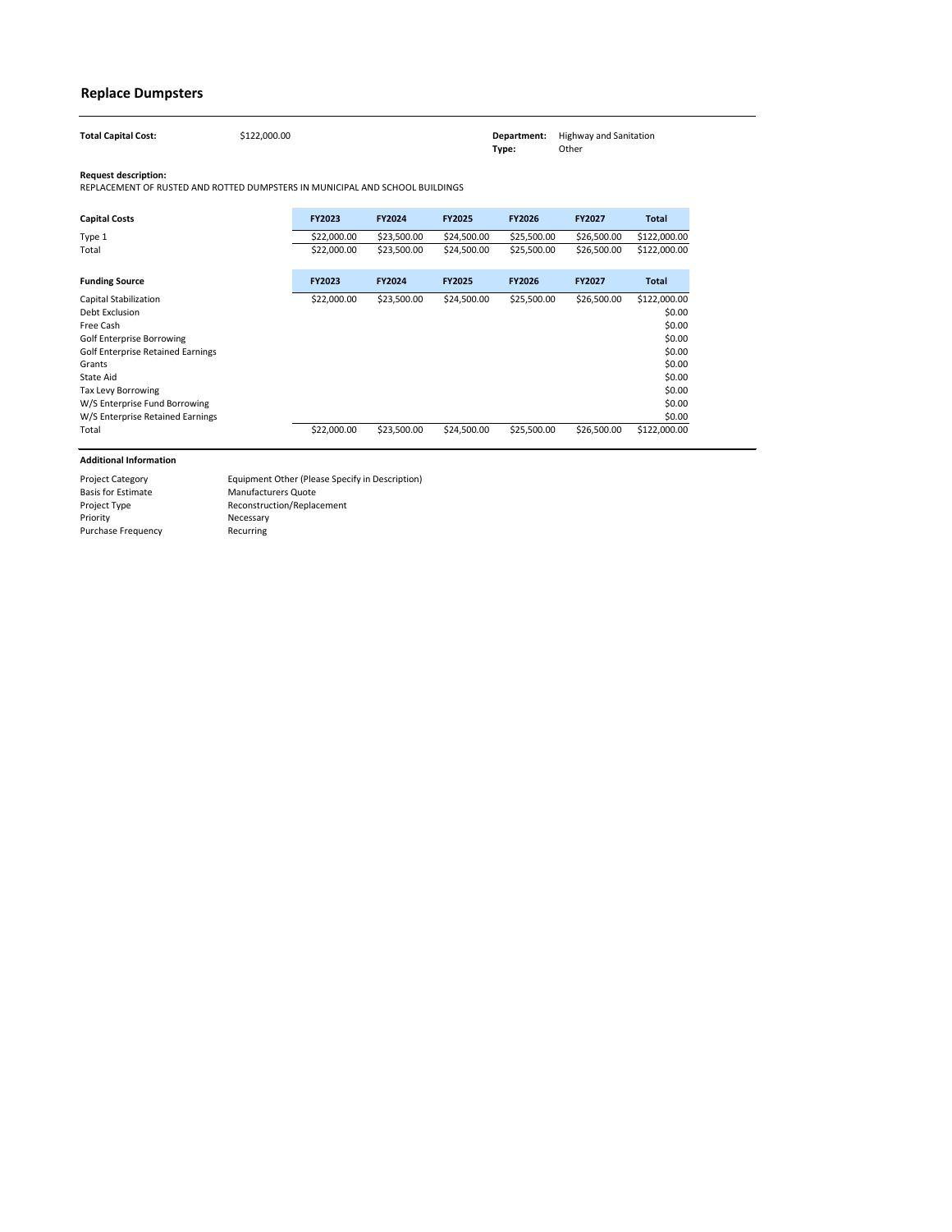# Replace Dumpsters

**Total Capital Cost:** $122,000.00

**Department:** Highway and Sanitation
**Type:** Other

**Request description:**
REPLACEMENT OF RUSTED AND ROTTED DUMPSTERS IN MUNICIPAL AND SCHOOL BUILDINGS

| Capital Costs | FY2023 | FY2024 | FY2025 | FY2026 | FY2027 | Total |
|---|---|---|---|---|---|---|
| Type 1 | $22,000.00 | $23,500.00 | $24,500.00 | $25,500.00 | $26,500.00 | $122,000.00 |
| Total | $22,000.00 | $23,500.00 | $24,500.00 | $25,500.00 | $26,500.00 | $122,000.00 |

| Funding Source | FY2023 | FY2024 | FY2025 | FY2026 | FY2027 | Total |
|---|---|---|---|---|---|---|
| Capital Stabilization | $22,000.00 | $23,500.00 | $24,500.00 | $25,500.00 | $26,500.00 | $122,000.00 |
| Debt Exclusion | | | | | | $0.00 |
| Free Cash | | | | | | $0.00 |
| Golf Enterprise Borrowing | | | | | | $0.00 |
| Golf Enterprise Retained Earnings | | | | | | $0.00 |
| Grants | | | | | | $0.00 |
| State Aid | | | | | | $0.00 |
| Tax Levy Borrowing | | | | | | $0.00 |
| W/S Enterprise Fund Borrowing | | | | | | $0.00 |
| W/S Enterprise Retained Earnings | | | | | | $0.00 |
| Total | $22,000.00 | $23,500.00 | $24,500.00 | $25,500.00 | $26,500.00 | $122,000.00 |

**Additional Information**

| | |
|---|---|
| Project Category | Equipment Other (Please Specify in Description) |
| Basis for Estimate | Manufacturers Quote |
| Project Type | Reconstruction/Replacement |
| Priority | Necessary |
| Purchase Frequency | Recurring |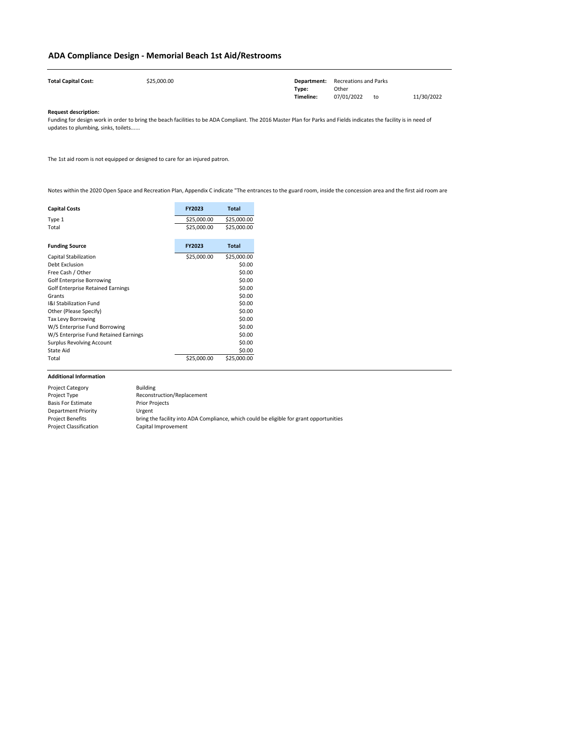# ADA Compliance Design - Memorial Beach 1st Aid/Restrooms

**Total Capital Cost:** $25,000.00

**Department:** Recreations and Parks
**Type:** Other
**Timeline:** 07/01/2022 to 11/30/2022

**Request description:**

Funding for design work in order to bring the beach facilities to be ADA Compliant. The 2016 Master Plan for Parks and Fields indicates the facility is in need of updates to plumbing, sinks, toilets......

The 1st aid room is not equipped or designed to care for an injured patron.

Notes within the 2020 Open Space and Recreation Plan, Appendix C indicate "The entrances to the guard room, inside the concession area and the first aid room are

| Capital Costs | FY2023 | Total |
| --- | --- | --- |
| Type 1 | $25,000.00 | $25,000.00 |
| Total | $25,000.00 | $25,000.00 |

| Funding Source | FY2023 | Total |
| --- | --- | --- |
| Capital Stabilization | $25,000.00 | $25,000.00 |
| Debt Exclusion | | $0.00 |
| Free Cash / Other | | $0.00 |
| Golf Enterprise Borrowing | | $0.00 |
| Golf Enterprise Retained Earnings | | $0.00 |
| Grants | | $0.00 |
| I&I Stabilization Fund | | $0.00 |
| Other (Please Specify) | | $0.00 |
| Tax Levy Borrowing | | $0.00 |
| W/S Enterprise Fund Borrowing | | $0.00 |
| W/S Enterprise Fund Retained Earnings | | $0.00 |
| Surplus Revolving Account | | $0.00 |
| State Aid | | $0.00 |
| Total | $25,000.00 | $25,000.00 |

**Additional Information**

| | |
| --- | --- |
| Project Category | Building |
| Project Type | Reconstruction/Replacement |
| Basis For Estimate | Prior Projects |
| Department Priority | Urgent |
| Project Benefits | bring the facility into ADA Compliance, which could be eligible for grant opportunities |
| Project Classification | Capital Improvement |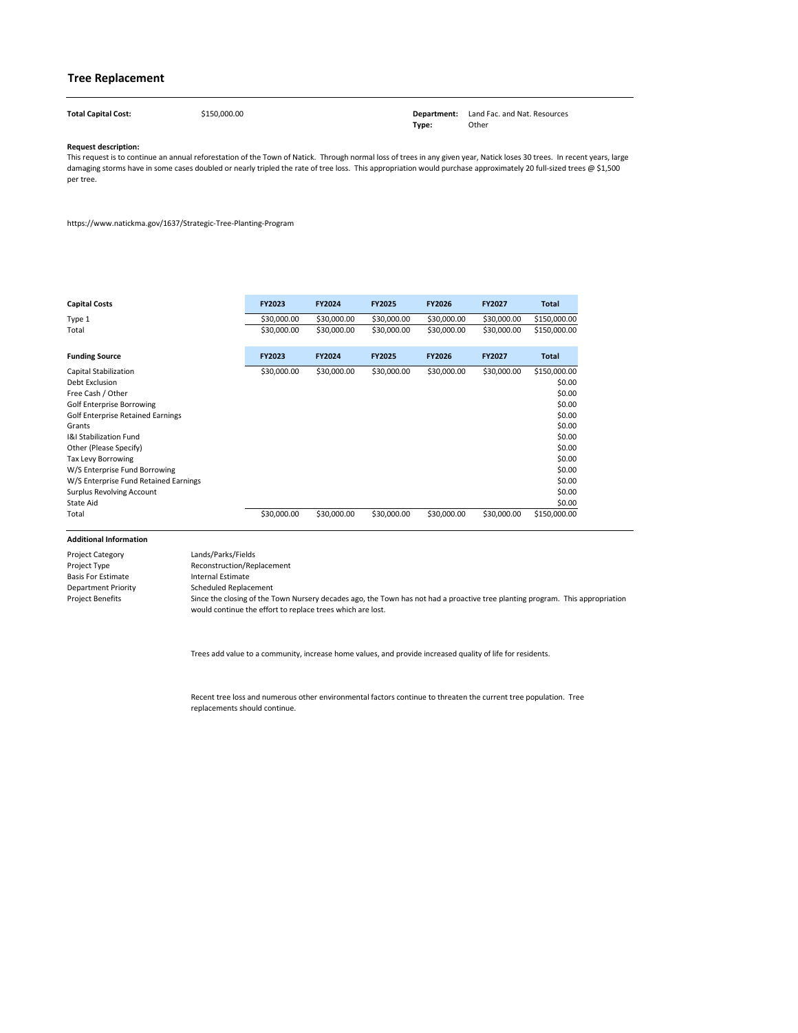## Tree Replacement

**Total Capital Cost:** $150,000.00

**Department:** Land Fac. and Nat. Resources
**Type:** Other

**Request description:**
This request is to continue an annual reforestation of the Town of Natick. Through normal loss of trees in any given year, Natick loses 30 trees. In recent years, large damaging storms have in some cases doubled or nearly tripled the rate of tree loss. This appropriation would purchase approximately 20 full-sized trees @ $1,500 per tree.

https://www.natickma.gov/1637/Strategic-Tree-Planting-Program

| Capital Costs | FY2023 | FY2024 | FY2025 | FY2026 | FY2027 | Total |
|---|---|---|---|---|---|---|
| Type 1 | $30,000.00 | $30,000.00 | $30,000.00 | $30,000.00 | $30,000.00 | $150,000.00 |
| Total | $30,000.00 | $30,000.00 | $30,000.00 | $30,000.00 | $30,000.00 | $150,000.00 |

| Funding Source | FY2023 | FY2024 | FY2025 | FY2026 | FY2027 | Total |
|---|---|---|---|---|---|---|
| Capital Stabilization | $30,000.00 | $30,000.00 | $30,000.00 | $30,000.00 | $30,000.00 | $150,000.00 |
| Debt Exclusion | | | | | | $0.00 |
| Free Cash / Other | | | | | | $0.00 |
| Golf Enterprise Borrowing | | | | | | $0.00 |
| Golf Enterprise Retained Earnings | | | | | | $0.00 |
| Grants | | | | | | $0.00 |
| I&I Stabilization Fund | | | | | | $0.00 |
| Other (Please Specify) | | | | | | $0.00 |
| Tax Levy Borrowing | | | | | | $0.00 |
| W/S Enterprise Fund Borrowing | | | | | | $0.00 |
| W/S Enterprise Fund Retained Earnings | | | | | | $0.00 |
| Surplus Revolving Account | | | | | | $0.00 |
| State Aid | | | | | | $0.00 |
| Total | $30,000.00 | $30,000.00 | $30,000.00 | $30,000.00 | $30,000.00 | $150,000.00 |

**Additional Information**

| | |
|---|---|
| Project Category | Lands/Parks/Fields |
| Project Type | Reconstruction/Replacement |
| Basis For Estimate | Internal Estimate |
| Department Priority | Scheduled Replacement |
| Project Benefits | Since the closing of the Town Nursery decades ago, the Town has not had a proactive tree planting program. This appropriation would continue the effort to replace trees which are lost. |

Trees add value to a community, increase home values, and provide increased quality of life for residents.

Recent tree loss and numerous other environmental factors continue to threaten the current tree population. Tree replacements should continue.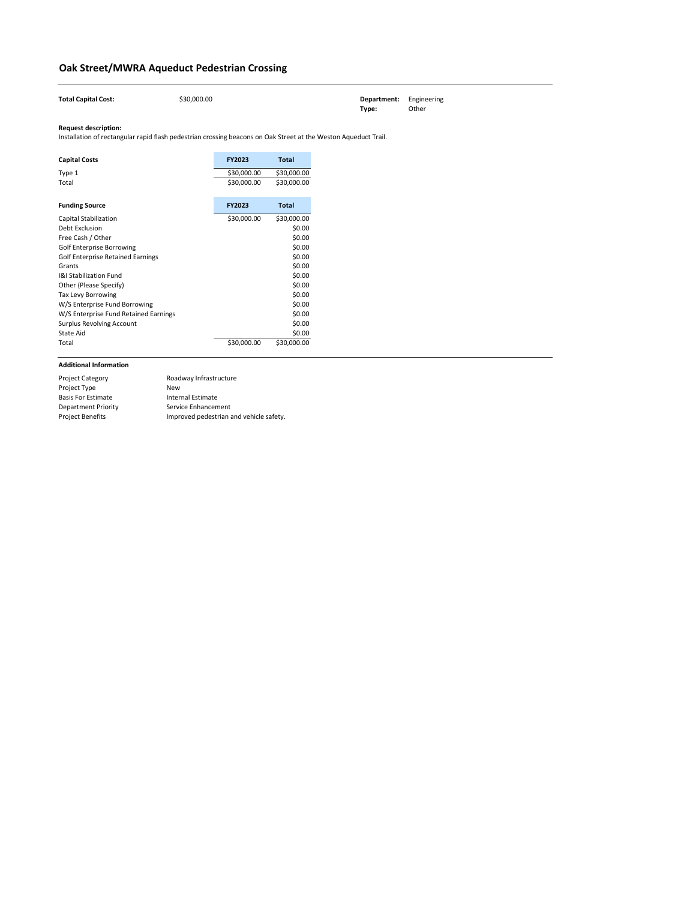# Oak Street/MWRA Aqueduct Pedestrian Crossing

**Total Capital Cost:** $30,000.00

**Department:** Engineering
**Type:** Other

**Request description:**
Installation of rectangular rapid flash pedestrian crossing beacons on Oak Street at the Weston Aqueduct Trail.

| Capital Costs | FY2023 | Total |
|---|---|---|
| Type 1 | $30,000.00 | $30,000.00 |
| Total | $30,000.00 | $30,000.00 |

| Funding Source | FY2023 | Total |
|---|---|---|
| Capital Stabilization | $30,000.00 | $30,000.00 |
| Debt Exclusion | | $0.00 |
| Free Cash / Other | | $0.00 |
| Golf Enterprise Borrowing | | $0.00 |
| Golf Enterprise Retained Earnings | | $0.00 |
| Grants | | $0.00 |
| I&I Stabilization Fund | | $0.00 |
| Other (Please Specify) | | $0.00 |
| Tax Levy Borrowing | | $0.00 |
| W/S Enterprise Fund Borrowing | | $0.00 |
| W/S Enterprise Fund Retained Earnings | | $0.00 |
| Surplus Revolving Account | | $0.00 |
| State Aid | | $0.00 |
| Total | $30,000.00 | $30,000.00 |

**Additional Information**

| | |
|---|---|
| Project Category | Roadway Infrastructure |
| Project Type | New |
| Basis For Estimate | Internal Estimate |
| Department Priority | Service Enhancement |
| Project Benefits | Improved pedestrian and vehicle safety. |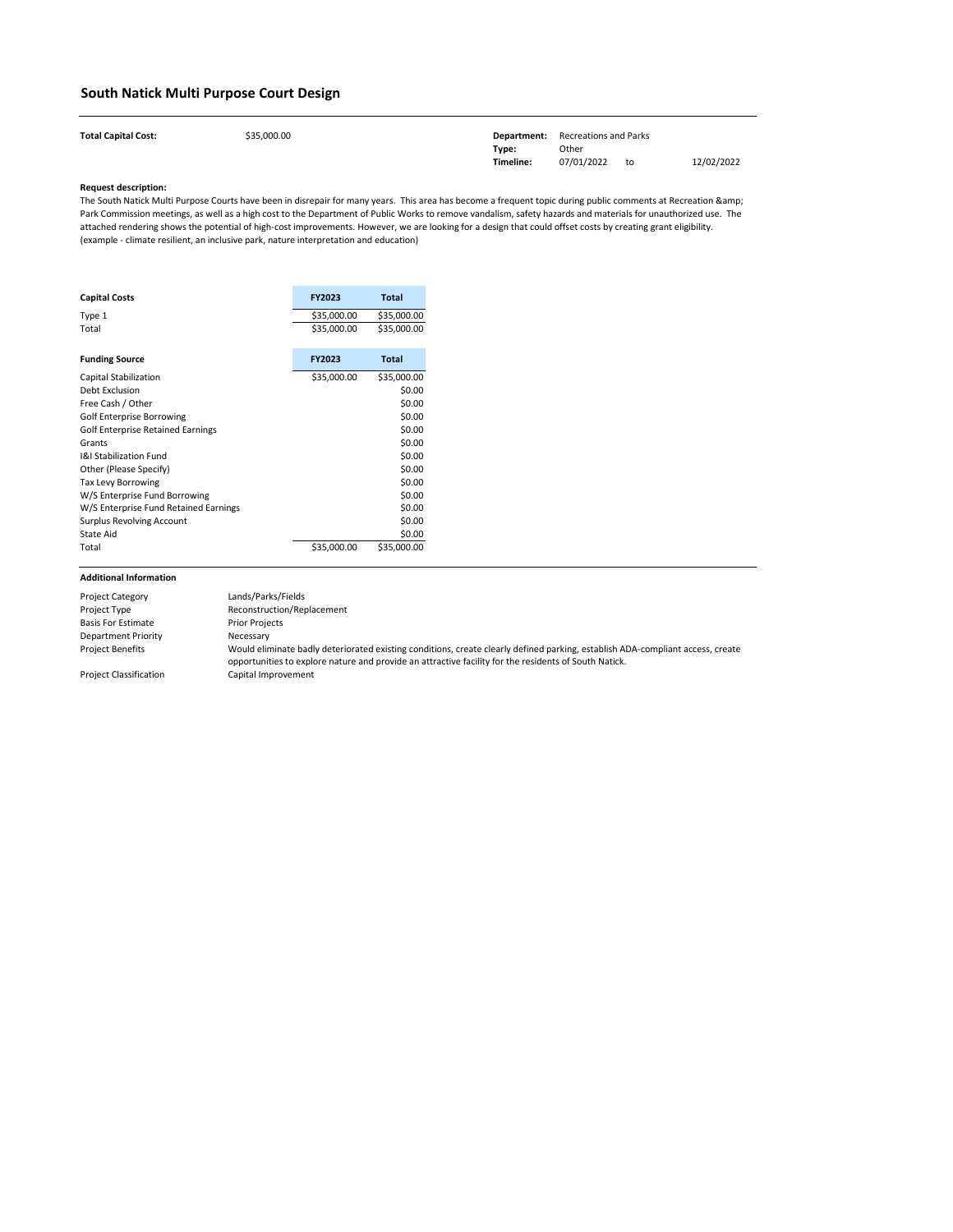# South Natick Multi Purpose Court Design

**Total Capital Cost:** $35,000.00

**Department:** Recreations and Parks
**Type:** Other
**Timeline:** 07/01/2022 to 12/02/2022

**Request description:**

The South Natick Multi Purpose Courts have been in disrepair for many years. This area has become a frequent topic during public comments at Recreation &amp; Park Commission meetings, as well as a high cost to the Department of Public Works to remove vandalism, safety hazards and materials for unauthorized use. The attached rendering shows the potential of high-cost improvements. However, we are looking for a design that could offset costs by creating grant eligibility. (example - climate resilient, an inclusive park, nature interpretation and education)

| Capital Costs | FY2023 | Total |
|---|---|---|
| Type 1 | $35,000.00 | $35,000.00 |
| Total | $35,000.00 | $35,000.00 |

| Funding Source | FY2023 | Total |
|---|---|---|
| Capital Stabilization | $35,000.00 | $35,000.00 |
| Debt Exclusion | | $0.00 |
| Free Cash / Other | | $0.00 |
| Golf Enterprise Borrowing | | $0.00 |
| Golf Enterprise Retained Earnings | | $0.00 |
| Grants | | $0.00 |
| I&I Stabilization Fund | | $0.00 |
| Other (Please Specify) | | $0.00 |
| Tax Levy Borrowing | | $0.00 |
| W/S Enterprise Fund Borrowing | | $0.00 |
| W/S Enterprise Fund Retained Earnings | | $0.00 |
| Surplus Revolving Account | | $0.00 |
| State Aid | | $0.00 |
| Total | $35,000.00 | $35,000.00 |

**Additional Information**

| | |
|---|---|
| Project Category | Lands/Parks/Fields |
| Project Type | Reconstruction/Replacement |
| Basis For Estimate | Prior Projects |
| Department Priority | Necessary |
| Project Benefits | Would eliminate badly deteriorated existing conditions, create clearly defined parking, establish ADA-compliant access, create opportunities to explore nature and provide an attractive facility for the residents of South Natick. |
| Project Classification | Capital Improvement |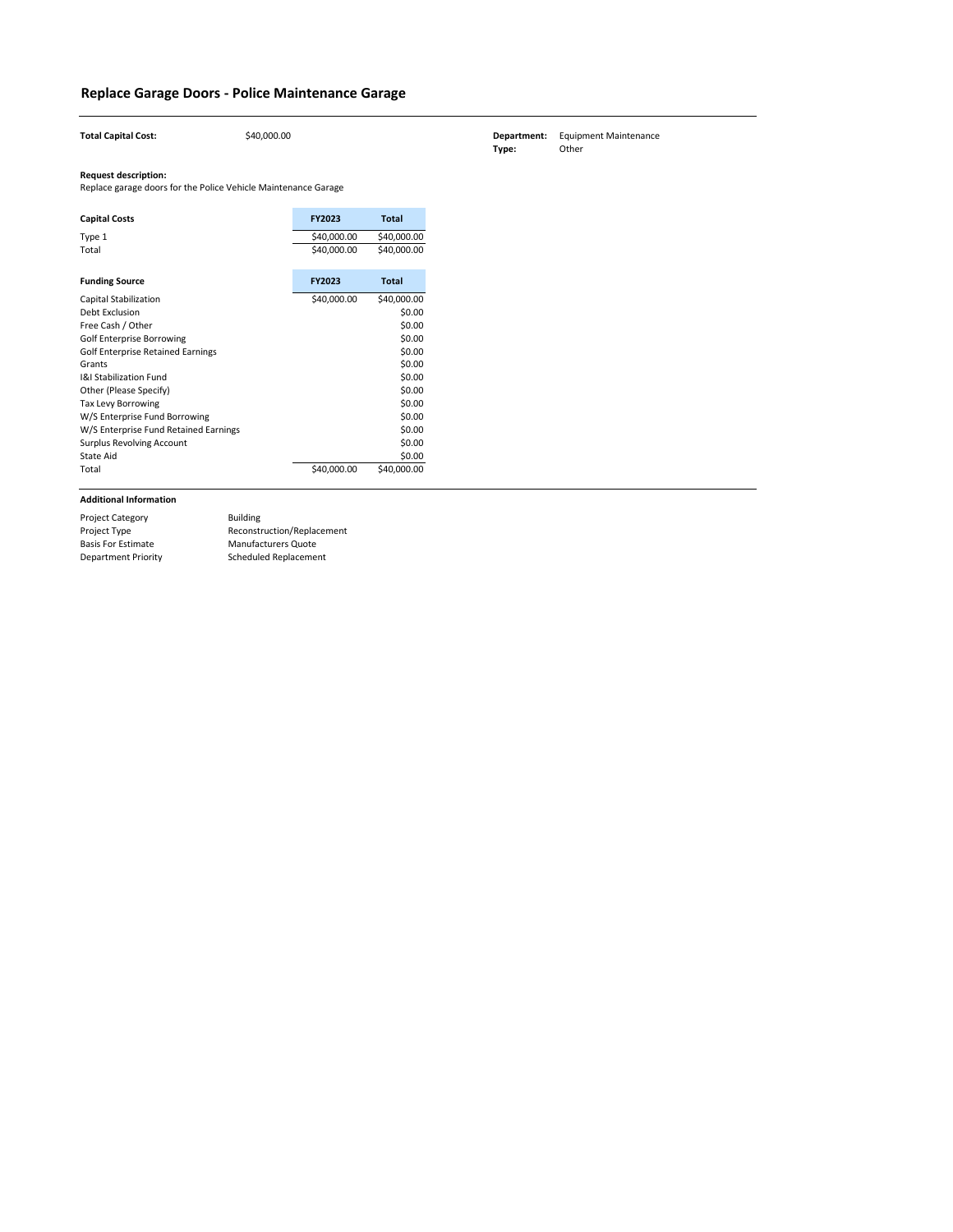## Replace Garage Doors - Police Maintenance Garage

**Total Capital Cost:** $40,000.00

**Department:** Equipment Maintenance
**Type:** Other

**Request description:**
Replace garage doors for the Police Vehicle Maintenance Garage

| Capital Costs | FY2023 | Total |
|---|---|---|
| Type 1 | $40,000.00 | $40,000.00 |
| Total | $40,000.00 | $40,000.00 |

| Funding Source | FY2023 | Total |
|---|---|---|
| Capital Stabilization | $40,000.00 | $40,000.00 |
| Debt Exclusion | | $0.00 |
| Free Cash / Other | | $0.00 |
| Golf Enterprise Borrowing | | $0.00 |
| Golf Enterprise Retained Earnings | | $0.00 |
| Grants | | $0.00 |
| I&I Stabilization Fund | | $0.00 |
| Other (Please Specify) | | $0.00 |
| Tax Levy Borrowing | | $0.00 |
| W/S Enterprise Fund Borrowing | | $0.00 |
| W/S Enterprise Fund Retained Earnings | | $0.00 |
| Surplus Revolving Account | | $0.00 |
| State Aid | | $0.00 |
| Total | $40,000.00 | $40,000.00 |

**Additional Information**

| | |
|---|---|
| Project Category | Building |
| Project Type | Reconstruction/Replacement |
| Basis For Estimate | Manufacturers Quote |
| Department Priority | Scheduled Replacement |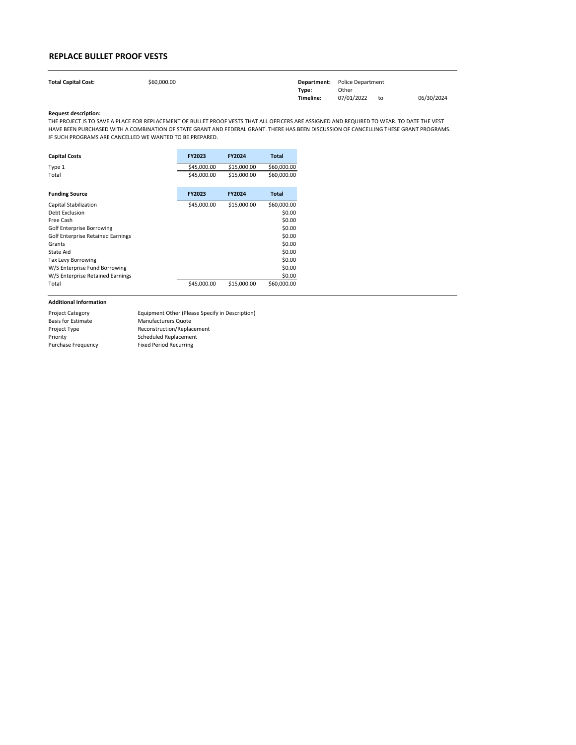## REPLACE BULLET PROOF VESTS

**Total Capital Cost:** $60,000.00

**Department:** Police Department
**Type:** Other
**Timeline:** 07/01/2022 to 06/30/2024

**Request description:**
THE PROJECT IS TO SAVE A PLACE FOR REPLACEMENT OF BULLET PROOF VESTS THAT ALL OFFICERS ARE ASSIGNED AND REQUIRED TO WEAR. TO DATE THE VEST HAVE BEEN PURCHASED WITH A COMBINATION OF STATE GRANT AND FEDERAL GRANT. THERE HAS BEEN DISCUSSION OF CANCELLING THESE GRANT PROGRAMS. IF SUCH PROGRAMS ARE CANCELLED WE WANTED TO BE PREPARED.

| Capital Costs | FY2023 | FY2024 | Total |
|---|---|---|---|
| Type 1 | $45,000.00 | $15,000.00 | $60,000.00 |
| Total | $45,000.00 | $15,000.00 | $60,000.00 |

| Funding Source | FY2023 | FY2024 | Total |
|---|---|---|---|
| Capital Stabilization | $45,000.00 | $15,000.00 | $60,000.00 |
| Debt Exclusion | | | $0.00 |
| Free Cash | | | $0.00 |
| Golf Enterprise Borrowing | | | $0.00 |
| Golf Enterprise Retained Earnings | | | $0.00 |
| Grants | | | $0.00 |
| State Aid | | | $0.00 |
| Tax Levy Borrowing | | | $0.00 |
| W/S Enterprise Fund Borrowing | | | $0.00 |
| W/S Enterprise Retained Earnings | | | $0.00 |
| Total | $45,000.00 | $15,000.00 | $60,000.00 |

**Additional Information**

| | |
|---|---|
| Project Category | Equipment Other (Please Specify in Description) |
| Basis for Estimate | Manufacturers Quote |
| Project Type | Reconstruction/Replacement |
| Priority | Scheduled Replacement |
| Purchase Frequency | Fixed Period Recurring |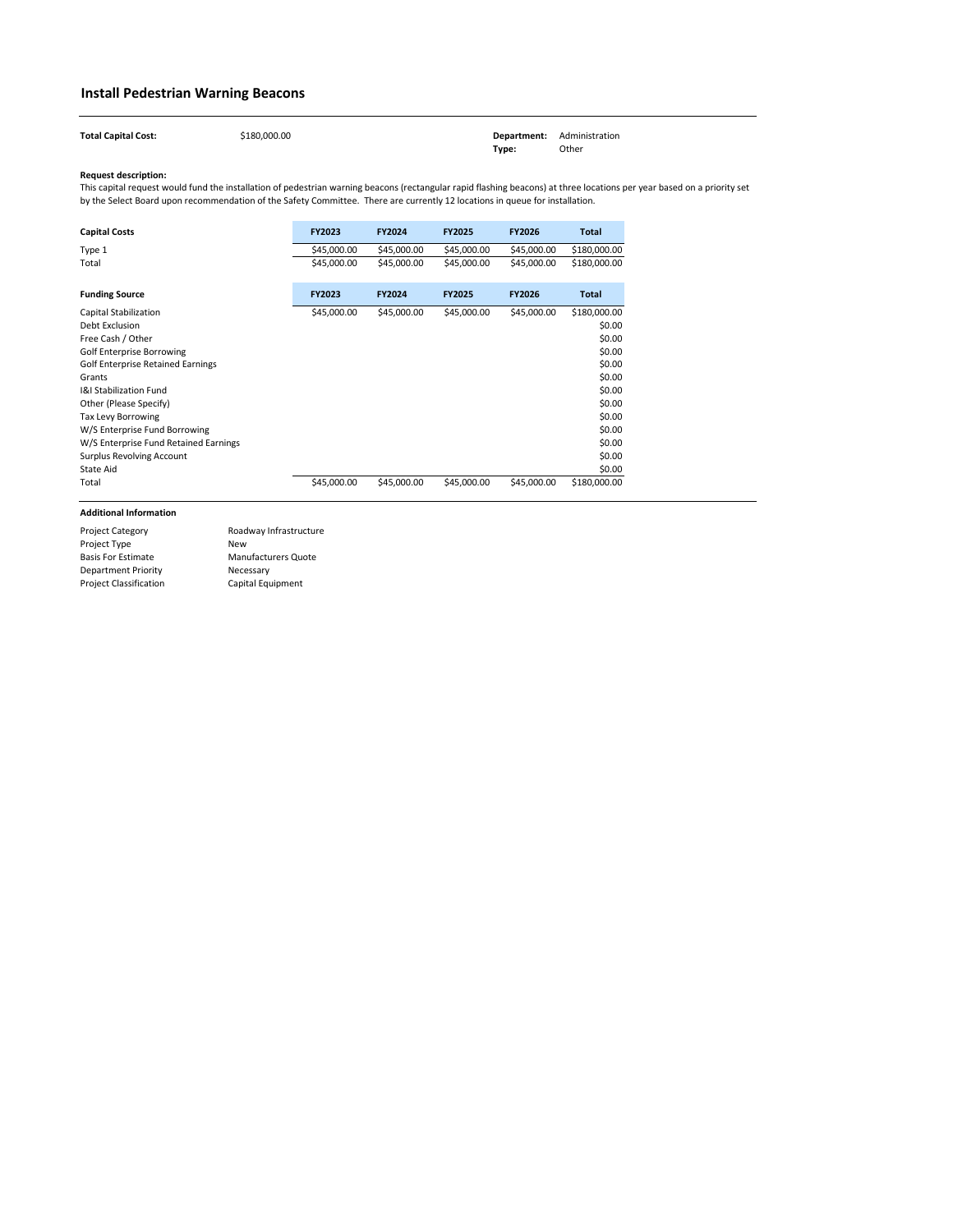# Install Pedestrian Warning Beacons

**Total Capital Cost:** $180,000.00

**Department:** Administration
**Type:** Other

**Request description:**
This capital request would fund the installation of pedestrian warning beacons (rectangular rapid flashing beacons) at three locations per year based on a priority set by the Select Board upon recommendation of the Safety Committee. There are currently 12 locations in queue for installation.

| Capital Costs | FY2023 | FY2024 | FY2025 | FY2026 | Total |
|---|---|---|---|---|---|
| Type 1 | $45,000.00 | $45,000.00 | $45,000.00 | $45,000.00 | $180,000.00 |
| Total | $45,000.00 | $45,000.00 | $45,000.00 | $45,000.00 | $180,000.00 |

| Funding Source | FY2023 | FY2024 | FY2025 | FY2026 | Total |
|---|---|---|---|---|---|
| Capital Stabilization | $45,000.00 | $45,000.00 | $45,000.00 | $45,000.00 | $180,000.00 |
| Debt Exclusion | | | | | $0.00 |
| Free Cash / Other | | | | | $0.00 |
| Golf Enterprise Borrowing | | | | | $0.00 |
| Golf Enterprise Retained Earnings | | | | | $0.00 |
| Grants | | | | | $0.00 |
| I&I Stabilization Fund | | | | | $0.00 |
| Other (Please Specify) | | | | | $0.00 |
| Tax Levy Borrowing | | | | | $0.00 |
| W/S Enterprise Fund Borrowing | | | | | $0.00 |
| W/S Enterprise Fund Retained Earnings | | | | | $0.00 |
| Surplus Revolving Account | | | | | $0.00 |
| State Aid | | | | | $0.00 |
| Total | $45,000.00 | $45,000.00 | $45,000.00 | $45,000.00 | $180,000.00 |

**Additional Information**

| | |
|---|---|
| Project Category | Roadway Infrastructure |
| Project Type | New |
| Basis For Estimate | Manufacturers Quote |
| Department Priority | Necessary |
| Project Classification | Capital Equipment |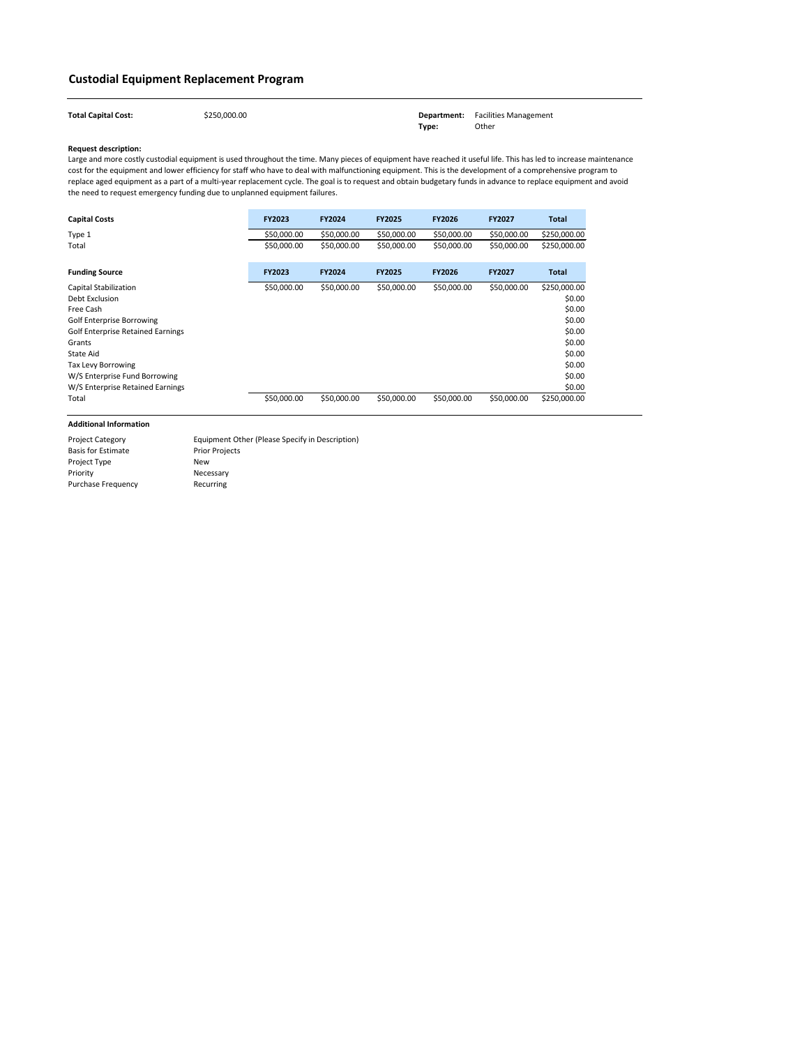## Custodial Equipment Replacement Program

**Total Capital Cost:** $250,000.00

**Department:** Facilities Management
**Type:** Other

**Request description:**
Large and more costly custodial equipment is used throughout the time. Many pieces of equipment have reached it useful life. This has led to increase maintenance cost for the equipment and lower efficiency for staff who have to deal with malfunctioning equipment. This is the development of a comprehensive program to replace aged equipment as a part of a multi-year replacement cycle. The goal is to request and obtain budgetary funds in advance to replace equipment and avoid the need to request emergency funding due to unplanned equipment failures.

| Capital Costs | FY2023 | FY2024 | FY2025 | FY2026 | FY2027 | Total |
|---|---|---|---|---|---|---|
| Type 1 | $50,000.00 | $50,000.00 | $50,000.00 | $50,000.00 | $50,000.00 | $250,000.00 |
| Total | $50,000.00 | $50,000.00 | $50,000.00 | $50,000.00 | $50,000.00 | $250,000.00 |

| Funding Source | FY2023 | FY2024 | FY2025 | FY2026 | FY2027 | Total |
|---|---|---|---|---|---|---|
| Capital Stabilization | $50,000.00 | $50,000.00 | $50,000.00 | $50,000.00 | $50,000.00 | $250,000.00 |
| Debt Exclusion | | | | | | $0.00 |
| Free Cash | | | | | | $0.00 |
| Golf Enterprise Borrowing | | | | | | $0.00 |
| Golf Enterprise Retained Earnings | | | | | | $0.00 |
| Grants | | | | | | $0.00 |
| State Aid | | | | | | $0.00 |
| Tax Levy Borrowing | | | | | | $0.00 |
| W/S Enterprise Fund Borrowing | | | | | | $0.00 |
| W/S Enterprise Retained Earnings | | | | | | $0.00 |
| Total | $50,000.00 | $50,000.00 | $50,000.00 | $50,000.00 | $50,000.00 | $250,000.00 |

**Additional Information**

| | |
|---|---|
| Project Category | Equipment Other (Please Specify in Description) |
| Basis for Estimate | Prior Projects |
| Project Type | New |
| Priority | Necessary |
| Purchase Frequency | Recurring |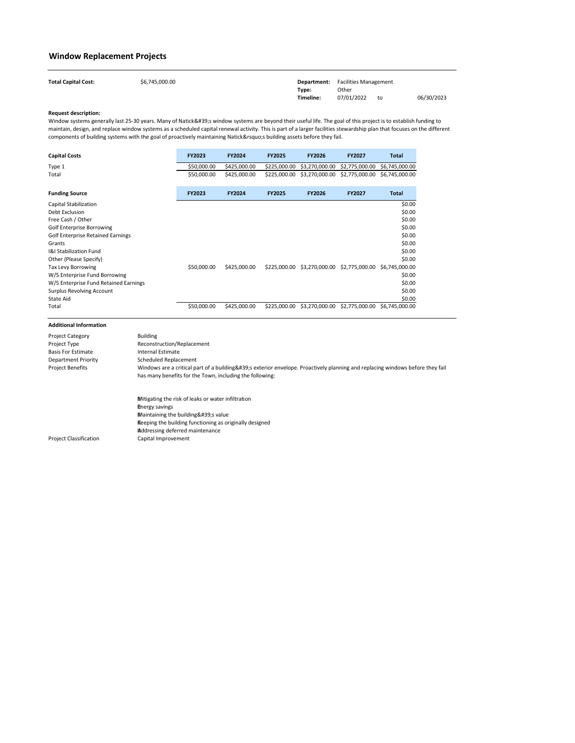## Window Replacement Projects

| | | | |
|---|---|---|---|
| **Total Capital Cost:** | $6,745,000.00 | **Department:** | Facilities Management |
| | | **Type:** | Other |
| | | **Timeline:** | 07/01/2022 to 06/30/2023 |

**Request description:**

Window systems generally last 25-30 years. Many of Natick&#39;s window systems are beyond their useful life. The goal of this project is to establish funding to maintain, design, and replace window systems as a scheduled capital renewal activity. This is part of a larger facilities stewardship plan that focuses on the different components of building systems with the goal of proactively maintaining Natick&rsquo;s building assets before they fail.

| Capital Costs | FY2023 | FY2024 | FY2025 | FY2026 | FY2027 | Total |
|---|---|---|---|---|---|---|
| Type 1 | $50,000.00 | $425,000.00 | $225,000.00 | $3,270,000.00 | $2,775,000.00 | $6,745,000.00 |
| Total | $50,000.00 | $425,000.00 | $225,000.00 | $3,270,000.00 | $2,775,000.00 | $6,745,000.00 |

| Funding Source | FY2023 | FY2024 | FY2025 | FY2026 | FY2027 | Total |
|---|---|---|---|---|---|---|
| Capital Stabilization | | | | | | $0.00 |
| Debt Exclusion | | | | | | $0.00 |
| Free Cash / Other | | | | | | $0.00 |
| Golf Enterprise Borrowing | | | | | | $0.00 |
| Golf Enterprise Retained Earnings | | | | | | $0.00 |
| Grants | | | | | | $0.00 |
| I&I Stabilization Fund | | | | | | $0.00 |
| Other (Please Specify) | | | | | | $0.00 |
| Tax Levy Borrowing | $50,000.00 | $425,000.00 | $225,000.00 | $3,270,000.00 | $2,775,000.00 | $6,745,000.00 |
| W/S Enterprise Fund Borrowing | | | | | | $0.00 |
| W/S Enterprise Fund Retained Earnings | | | | | | $0.00 |
| Surplus Revolving Account | | | | | | $0.00 |
| State Aid | | | | | | $0.00 |
| Total | $50,000.00 | $425,000.00 | $225,000.00 | $3,270,000.00 | $2,775,000.00 | $6,745,000.00 |

**Additional Information**

| | |
|---|---|
| Project Category | Building |
| Project Type | Reconstruction/Replacement |
| Basis For Estimate | Internal Estimate |
| Department Priority | Scheduled Replacement |
| Project Benefits | Windows are a critical part of a building&#39;s exterior envelope. Proactively planning and replacing windows before they fail has many benefits for the Town, including the following:<br><br>Mitigating the risk of leaks or water infiltration<br>Energy savings<br>Maintaining the building&#39;s value<br>Keeping the building functioning as originally designed<br>Addressing deferred maintenance |
| Project Classification | Capital Improvement |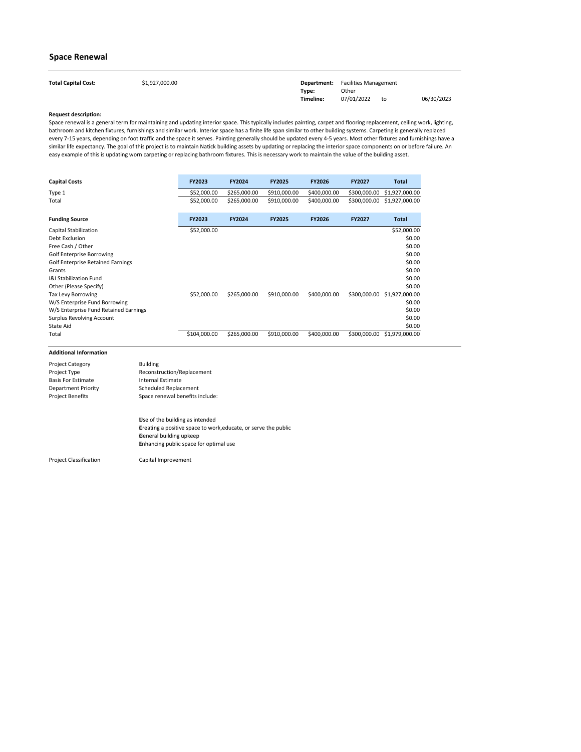## Space Renewal

**Total Capital Cost:** $1,927,000.00

**Department:** Facilities Management
**Type:** Other
**Timeline:** 07/01/2022 to 06/30/2023

**Request description:**

Space renewal is a general term for maintaining and updating interior space. This typically includes painting, carpet and flooring replacement, ceiling work, lighting, bathroom and kitchen fixtures, furnishings and similar work. Interior space has a finite life span similar to other building systems. Carpeting is generally replaced every 7-15 years, depending on foot traffic and the space it serves. Painting generally should be updated every 4-5 years. Most other fixtures and furnishings have a similar life expectancy. The goal of this project is to maintain Natick building assets by updating or replacing the interior space components on or before failure. An easy example of this is updating worn carpeting or replacing bathroom fixtures. This is necessary work to maintain the value of the building asset.

| Capital Costs | FY2023 | FY2024 | FY2025 | FY2026 | FY2027 | Total |
|---|---|---|---|---|---|---|
| Type 1 | $52,000.00 | $265,000.00 | $910,000.00 | $400,000.00 | $300,000.00 | $1,927,000.00 |
| Total | $52,000.00 | $265,000.00 | $910,000.00 | $400,000.00 | $300,000.00 | $1,927,000.00 |

| Funding Source | FY2023 | FY2024 | FY2025 | FY2026 | FY2027 | Total |
|---|---|---|---|---|---|---|
| Capital Stabilization | $52,000.00 | | | | | $52,000.00 |
| Debt Exclusion | | | | | | $0.00 |
| Free Cash / Other | | | | | | $0.00 |
| Golf Enterprise Borrowing | | | | | | $0.00 |
| Golf Enterprise Retained Earnings | | | | | | $0.00 |
| Grants | | | | | | $0.00 |
| I&I Stabilization Fund | | | | | | $0.00 |
| Other (Please Specify) | | | | | | $0.00 |
| Tax Levy Borrowing | $52,000.00 | $265,000.00 | $910,000.00 | $400,000.00 | $300,000.00 | $1,927,000.00 |
| W/S Enterprise Fund Borrowing | | | | | | $0.00 |
| W/S Enterprise Fund Retained Earnings | | | | | | $0.00 |
| Surplus Revolving Account | | | | | | $0.00 |
| State Aid | | | | | | $0.00 |
| Total | $104,000.00 | $265,000.00 | $910,000.00 | $400,000.00 | $300,000.00 | $1,979,000.00 |

**Additional Information**

| | |
|---|---|
| Project Category | Building |
| Project Type | Reconstruction/Replacement |
| Basis For Estimate | Internal Estimate |
| Department Priority | Scheduled Replacement |
| Project Benefits | Space renewal benefits include: |

- Use of the building as intended
- Creating a positive space to work,educate, or serve the public
- General building upkeep
- Enhancing public space for optimal use

| | |
|---|---|
| Project Classification | Capital Improvement |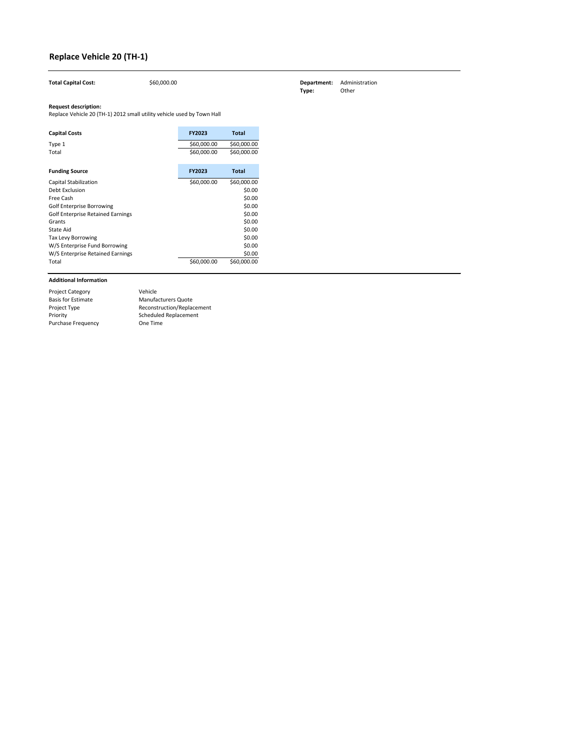# Replace Vehicle 20 (TH-1)

**Total Capital Cost:** $60,000.00

**Department:** Administration
**Type:** Other

**Request description:**
Replace Vehicle 20 (TH-1) 2012 small utility vehicle used by Town Hall

| Capital Costs | FY2023 | Total |
|---|---|---|
| Type 1 | $60,000.00 | $60,000.00 |
| Total | $60,000.00 | $60,000.00 |

| Funding Source | FY2023 | Total |
|---|---|---|
| Capital Stabilization | $60,000.00 | $60,000.00 |
| Debt Exclusion | | $0.00 |
| Free Cash | | $0.00 |
| Golf Enterprise Borrowing | | $0.00 |
| Golf Enterprise Retained Earnings | | $0.00 |
| Grants | | $0.00 |
| State Aid | | $0.00 |
| Tax Levy Borrowing | | $0.00 |
| W/S Enterprise Fund Borrowing | | $0.00 |
| W/S Enterprise Retained Earnings | | $0.00 |
| Total | $60,000.00 | $60,000.00 |

**Additional Information**

| | |
|---|---|
| Project Category | Vehicle |
| Basis for Estimate | Manufacturers Quote |
| Project Type | Reconstruction/Replacement |
| Priority | Scheduled Replacement |
| Purchase Frequency | One Time |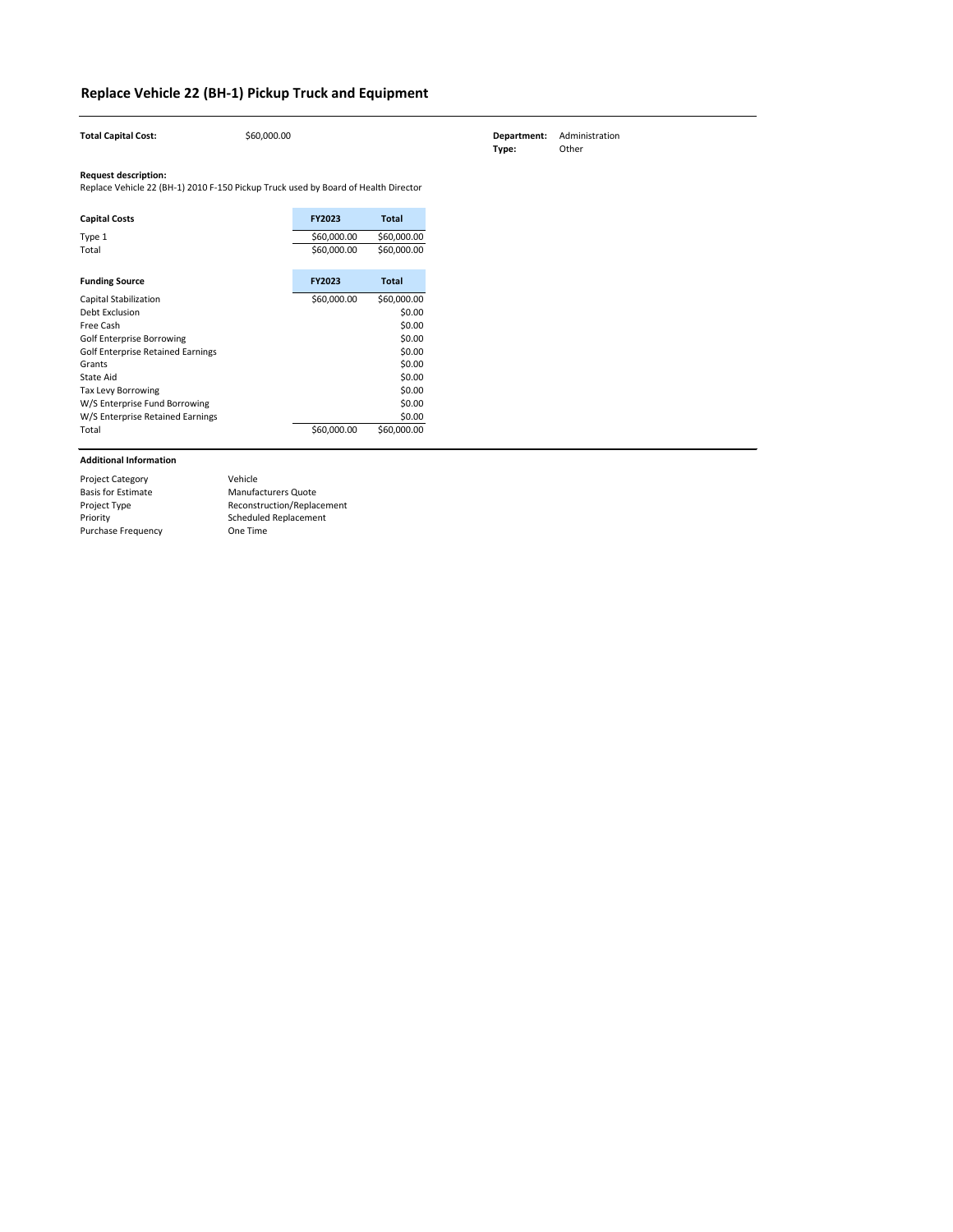## Replace Vehicle 22 (BH-1) Pickup Truck and Equipment

**Total Capital Cost:** $60,000.00

**Department:** Administration
**Type:** Other

**Request description:**
Replace Vehicle 22 (BH-1) 2010 F-150 Pickup Truck used by Board of Health Director

| Capital Costs | FY2023 | Total |
|---|---|---|
| Type 1 | $60,000.00 | $60,000.00 |
| Total | $60,000.00 | $60,000.00 |

| Funding Source | FY2023 | Total |
|---|---|---|
| Capital Stabilization | $60,000.00 | $60,000.00 |
| Debt Exclusion | | $0.00 |
| Free Cash | | $0.00 |
| Golf Enterprise Borrowing | | $0.00 |
| Golf Enterprise Retained Earnings | | $0.00 |
| Grants | | $0.00 |
| State Aid | | $0.00 |
| Tax Levy Borrowing | | $0.00 |
| W/S Enterprise Fund Borrowing | | $0.00 |
| W/S Enterprise Retained Earnings | | $0.00 |
| Total | $60,000.00 | $60,000.00 |

**Additional Information**

| | |
|---|---|
| Project Category | Vehicle |
| Basis for Estimate | Manufacturers Quote |
| Project Type | Reconstruction/Replacement |
| Priority | Scheduled Replacement |
| Purchase Frequency | One Time |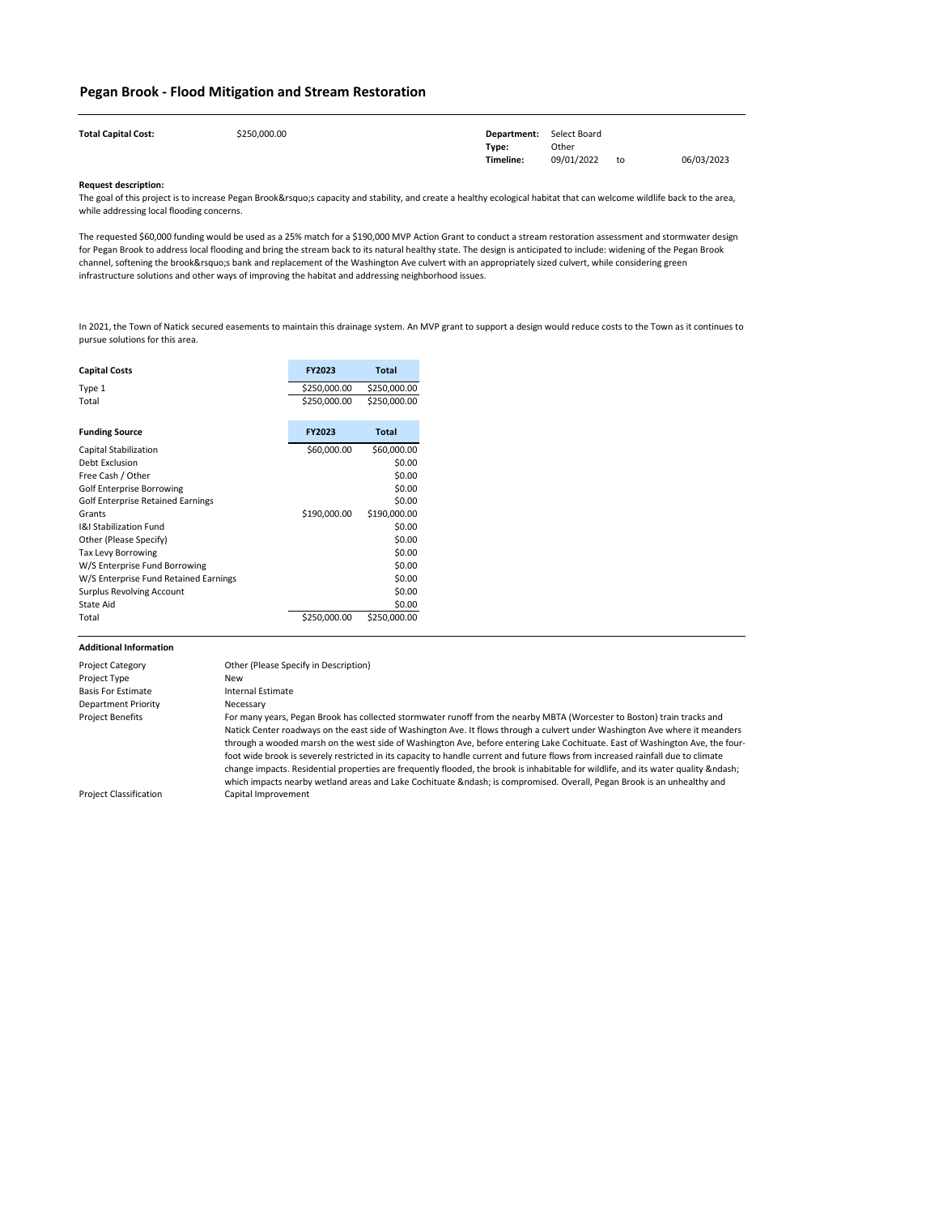## Pegan Brook - Flood Mitigation and Stream Restoration

**Total Capital Cost:** $250,000.00

**Department:** Select Board
**Type:** Other
**Timeline:** 09/01/2022 to 06/03/2023

**Request description:**

The goal of this project is to increase Pegan Brook&rsquo;s capacity and stability, and create a healthy ecological habitat that can welcome wildlife back to the area, while addressing local flooding concerns.

The requested $60,000 funding would be used as a 25% match for a $190,000 MVP Action Grant to conduct a stream restoration assessment and stormwater design for Pegan Brook to address local flooding and bring the stream back to its natural healthy state. The design is anticipated to include: widening of the Pegan Brook channel, softening the brook&rsquo;s bank and replacement of the Washington Ave culvert with an appropriately sized culvert, while considering green infrastructure solutions and other ways of improving the habitat and addressing neighborhood issues.

In 2021, the Town of Natick secured easements to maintain this drainage system. An MVP grant to support a design would reduce costs to the Town as it continues to pursue solutions for this area.

| Capital Costs | FY2023 | Total |
|---|---|---|
| Type 1 | $250,000.00 | $250,000.00 |
| Total | $250,000.00 | $250,000.00 |

| Funding Source | FY2023 | Total |
|---|---|---|
| Capital Stabilization | $60,000.00 | $60,000.00 |
| Debt Exclusion | | $0.00 |
| Free Cash / Other | | $0.00 |
| Golf Enterprise Borrowing | | $0.00 |
| Golf Enterprise Retained Earnings | | $0.00 |
| Grants | $190,000.00 | $190,000.00 |
| I&I Stabilization Fund | | $0.00 |
| Other (Please Specify) | | $0.00 |
| Tax Levy Borrowing | | $0.00 |
| W/S Enterprise Fund Borrowing | | $0.00 |
| W/S Enterprise Fund Retained Earnings | | $0.00 |
| Surplus Revolving Account | | $0.00 |
| State Aid | | $0.00 |
| Total | $250,000.00 | $250,000.00 |

**Additional Information**

| | |
|---|---|
| Project Category | Other (Please Specify in Description) |
| Project Type | New |
| Basis For Estimate | Internal Estimate |
| Department Priority | Necessary |
| Project Benefits | For many years, Pegan Brook has collected stormwater runoff from the nearby MBTA (Worcester to Boston) train tracks and Natick Center roadways on the east side of Washington Ave. It flows through a culvert under Washington Ave where it meanders through a wooded marsh on the west side of Washington Ave, before entering Lake Cochituate. East of Washington Ave, the four-foot wide brook is severely restricted in its capacity to handle current and future flows from increased rainfall due to climate change impacts. Residential properties are frequently flooded, the brook is inhabitable for wildlife, and its water quality &ndash; which impacts nearby wetland areas and Lake Cochituate &ndash; is compromised. Overall, Pegan Brook is an unhealthy and |
| Project Classification | Capital Improvement |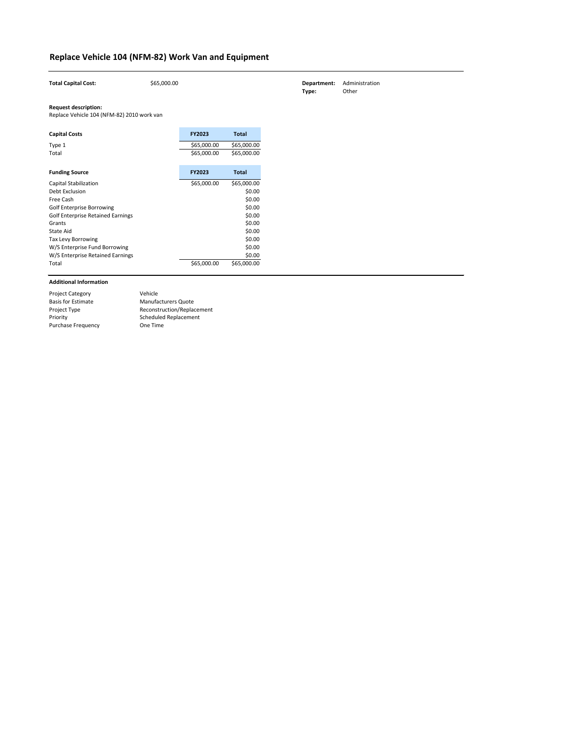# Replace Vehicle 104 (NFM-82) Work Van and Equipment

**Total Capital Cost:** $65,000.00

**Department:** Administration
**Type:** Other

**Request description:**
Replace Vehicle 104 (NFM-82) 2010 work van

| Capital Costs | FY2023 | Total |
|---|---|---|
| Type 1 | $65,000.00 | $65,000.00 |
| Total | $65,000.00 | $65,000.00 |

| Funding Source | FY2023 | Total |
|---|---|---|
| Capital Stabilization | $65,000.00 | $65,000.00 |
| Debt Exclusion | | $0.00 |
| Free Cash | | $0.00 |
| Golf Enterprise Borrowing | | $0.00 |
| Golf Enterprise Retained Earnings | | $0.00 |
| Grants | | $0.00 |
| State Aid | | $0.00 |
| Tax Levy Borrowing | | $0.00 |
| W/S Enterprise Fund Borrowing | | $0.00 |
| W/S Enterprise Retained Earnings | | $0.00 |
| Total | $65,000.00 | $65,000.00 |

**Additional Information**

| | |
|---|---|
| Project Category | Vehicle |
| Basis for Estimate | Manufacturers Quote |
| Project Type | Reconstruction/Replacement |
| Priority | Scheduled Replacement |
| Purchase Frequency | One Time |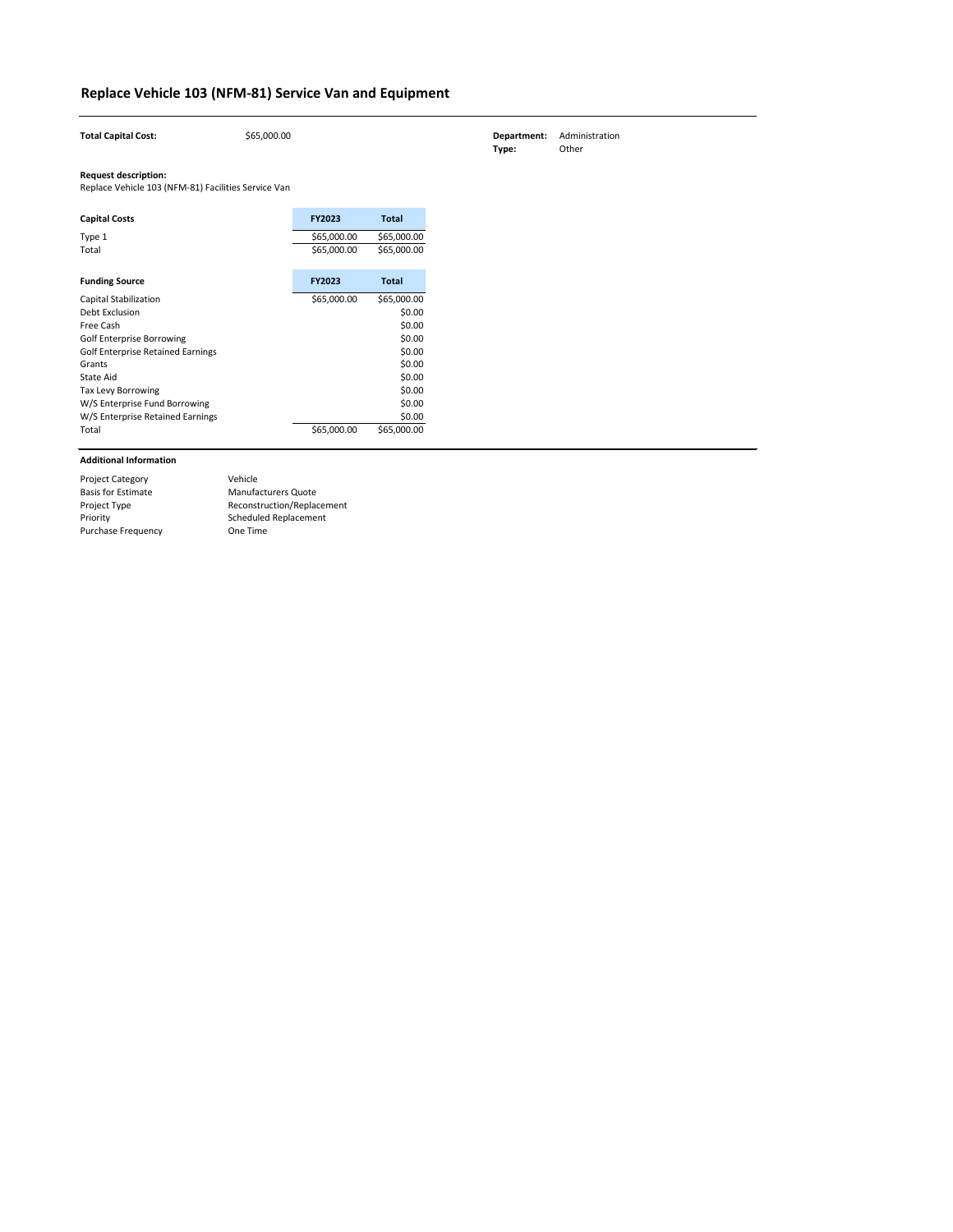# Replace Vehicle 103 (NFM-81) Service Van and Equipment

**Total Capital Cost:** $65,000.00

**Department:** Administration
**Type:** Other

**Request description:**
Replace Vehicle 103 (NFM-81) Facilities Service Van

| Capital Costs | FY2023 | Total |
|---|---|---|
| Type 1 | $65,000.00 | $65,000.00 |
| Total | $65,000.00 | $65,000.00 |

| Funding Source | FY2023 | Total |
|---|---|---|
| Capital Stabilization | $65,000.00 | $65,000.00 |
| Debt Exclusion | | $0.00 |
| Free Cash | | $0.00 |
| Golf Enterprise Borrowing | | $0.00 |
| Golf Enterprise Retained Earnings | | $0.00 |
| Grants | | $0.00 |
| State Aid | | $0.00 |
| Tax Levy Borrowing | | $0.00 |
| W/S Enterprise Fund Borrowing | | $0.00 |
| W/S Enterprise Retained Earnings | | $0.00 |
| Total | $65,000.00 | $65,000.00 |

**Additional Information**

| | |
|---|---|
| Project Category | Vehicle |
| Basis for Estimate | Manufacturers Quote |
| Project Type | Reconstruction/Replacement |
| Priority | Scheduled Replacement |
| Purchase Frequency | One Time |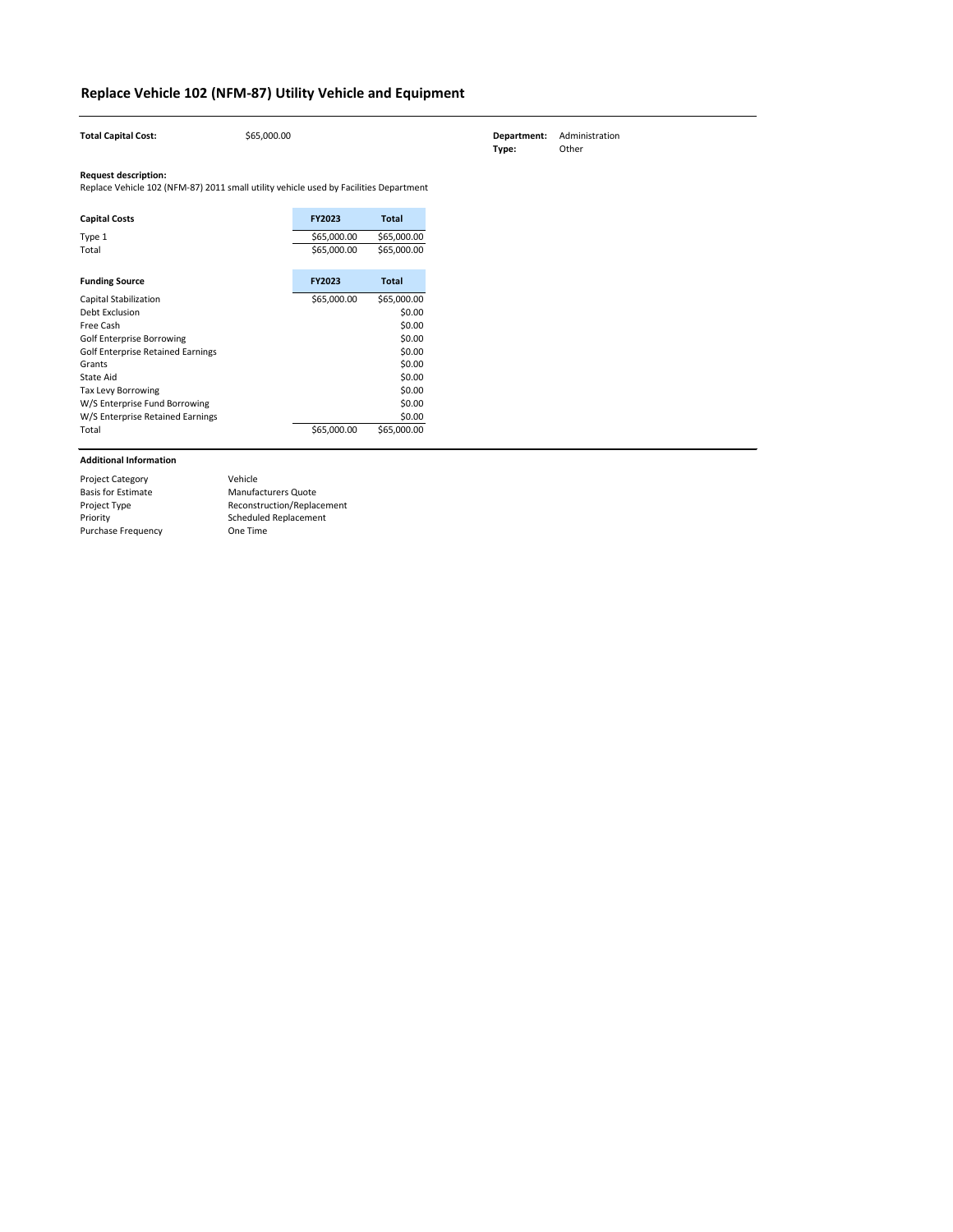# Replace Vehicle 102 (NFM-87) Utility Vehicle and Equipment

**Total Capital Cost:** $65,000.00

**Department:** Administration
**Type:** Other

**Request description:**
Replace Vehicle 102 (NFM-87) 2011 small utility vehicle used by Facilities Department

| Capital Costs | FY2023 | Total |
|---|---|---|
| Type 1 | $65,000.00 | $65,000.00 |
| Total | $65,000.00 | $65,000.00 |

| Funding Source | FY2023 | Total |
|---|---|---|
| Capital Stabilization | $65,000.00 | $65,000.00 |
| Debt Exclusion | | $0.00 |
| Free Cash | | $0.00 |
| Golf Enterprise Borrowing | | $0.00 |
| Golf Enterprise Retained Earnings | | $0.00 |
| Grants | | $0.00 |
| State Aid | | $0.00 |
| Tax Levy Borrowing | | $0.00 |
| W/S Enterprise Fund Borrowing | | $0.00 |
| W/S Enterprise Retained Earnings | | $0.00 |
| Total | $65,000.00 | $65,000.00 |

**Additional Information**

| | |
|---|---|
| Project Category | Vehicle |
| Basis for Estimate | Manufacturers Quote |
| Project Type | Reconstruction/Replacement |
| Priority | Scheduled Replacement |
| Purchase Frequency | One Time |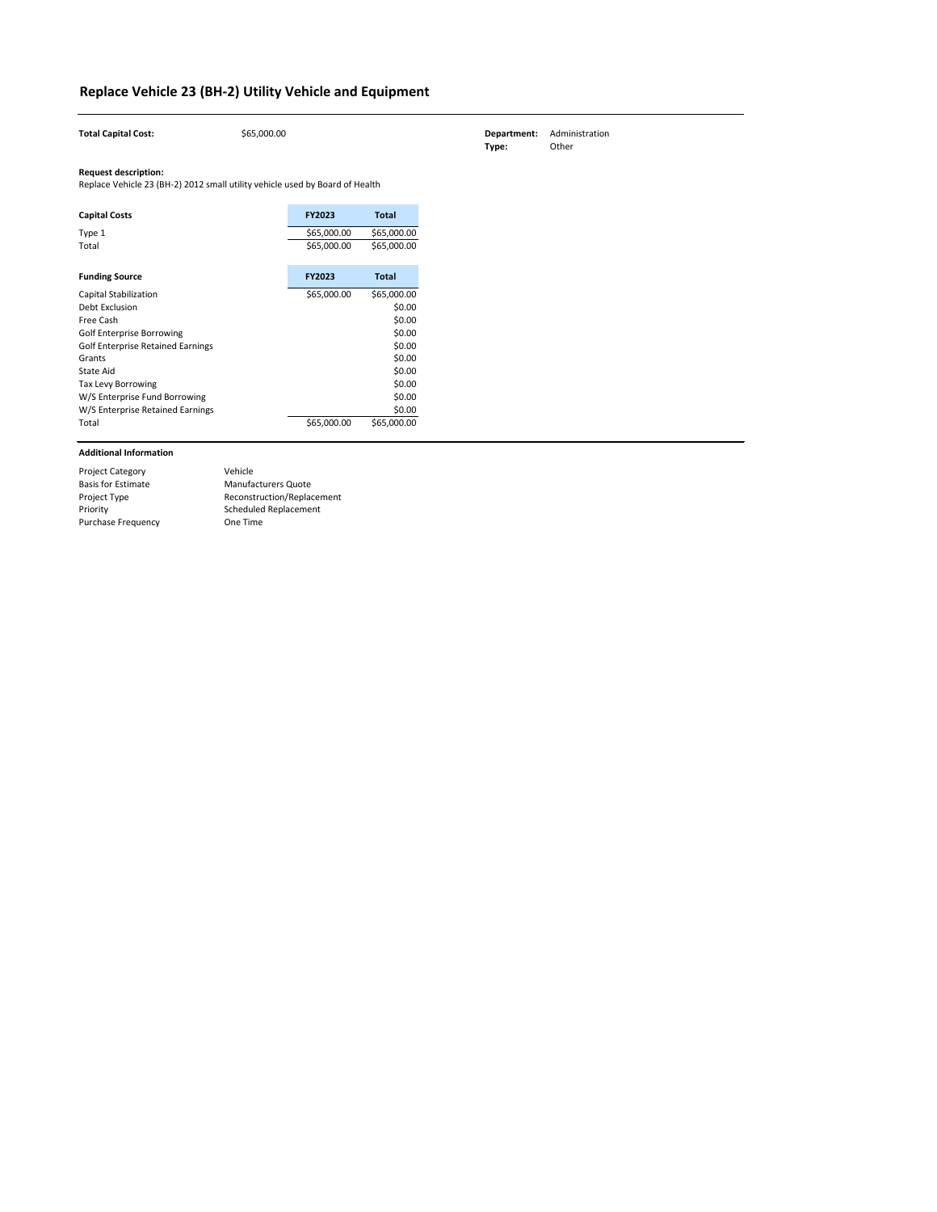# Replace Vehicle 23 (BH-2) Utility Vehicle and Equipment

**Total Capital Cost:** $65,000.00

**Department:** Administration
**Type:** Other

**Request description:**
Replace Vehicle 23 (BH-2) 2012 small utility vehicle used by Board of Health

| Capital Costs | FY2023 | Total |
|---|---|---|
| Type 1 | $65,000.00 | $65,000.00 |
| Total | $65,000.00 | $65,000.00 |

| Funding Source | FY2023 | Total |
|---|---|---|
| Capital Stabilization | $65,000.00 | $65,000.00 |
| Debt Exclusion | | $0.00 |
| Free Cash | | $0.00 |
| Golf Enterprise Borrowing | | $0.00 |
| Golf Enterprise Retained Earnings | | $0.00 |
| Grants | | $0.00 |
| State Aid | | $0.00 |
| Tax Levy Borrowing | | $0.00 |
| W/S Enterprise Fund Borrowing | | $0.00 |
| W/S Enterprise Retained Earnings | | $0.00 |
| Total | $65,000.00 | $65,000.00 |

**Additional Information**

| | |
|---|---|
| Project Category | Vehicle |
| Basis for Estimate | Manufacturers Quote |
| Project Type | Reconstruction/Replacement |
| Priority | Scheduled Replacement |
| Purchase Frequency | One Time |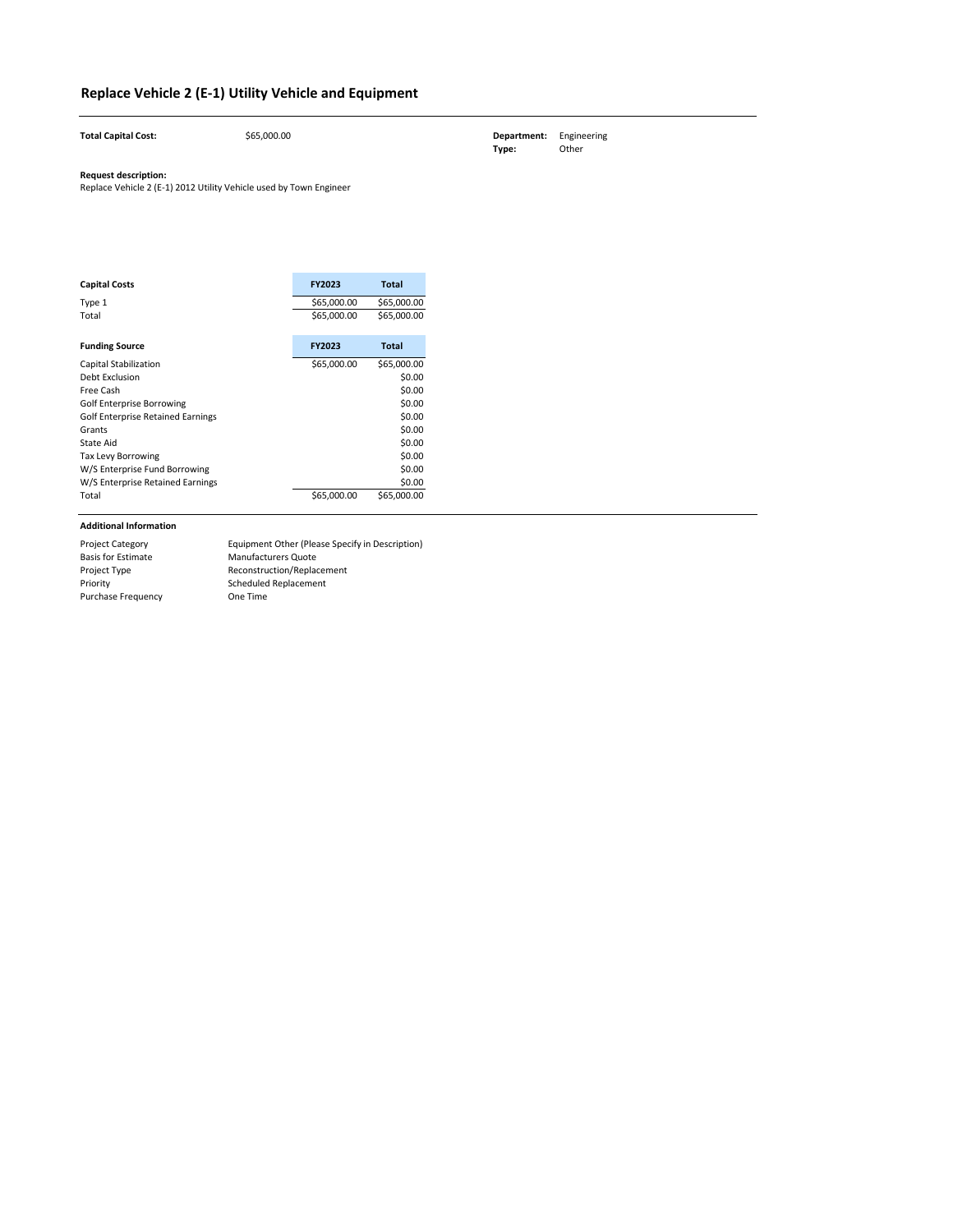# Replace Vehicle 2 (E-1) Utility Vehicle and Equipment

**Total Capital Cost:** $65,000.00

**Department:** Engineering
**Type:** Other

**Request description:**
Replace Vehicle 2 (E-1) 2012 Utility Vehicle used by Town Engineer

| Capital Costs | FY2023 | Total |
|---|---|---|
| Type 1 | $65,000.00 | $65,000.00 |
| Total | $65,000.00 | $65,000.00 |

| Funding Source | FY2023 | Total |
|---|---|---|
| Capital Stabilization | $65,000.00 | $65,000.00 |
| Debt Exclusion | | $0.00 |
| Free Cash | | $0.00 |
| Golf Enterprise Borrowing | | $0.00 |
| Golf Enterprise Retained Earnings | | $0.00 |
| Grants | | $0.00 |
| State Aid | | $0.00 |
| Tax Levy Borrowing | | $0.00 |
| W/S Enterprise Fund Borrowing | | $0.00 |
| W/S Enterprise Retained Earnings | | $0.00 |
| Total | $65,000.00 | $65,000.00 |

**Additional Information**

| | |
|---|---|
| Project Category | Equipment Other (Please Specify in Description) |
| Basis for Estimate | Manufacturers Quote |
| Project Type | Reconstruction/Replacement |
| Priority | Scheduled Replacement |
| Purchase Frequency | One Time |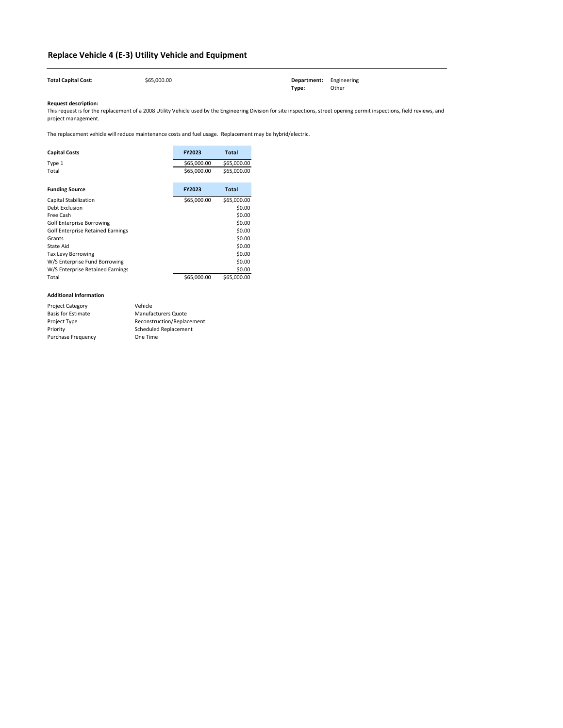# Replace Vehicle 4 (E-3) Utility Vehicle and Equipment

**Total Capital Cost:** $65,000.00

**Department:** Engineering
**Type:** Other

**Request description:**
This request is for the replacement of a 2008 Utility Vehicle used by the Engineering Division for site inspections, street opening permit inspections, field reviews, and project management.

The replacement vehicle will reduce maintenance costs and fuel usage. Replacement may be hybrid/electric.

| Capital Costs | FY2023 | Total |
|---|---|---|
| Type 1 | $65,000.00 | $65,000.00 |
| Total | $65,000.00 | $65,000.00 |

| Funding Source | FY2023 | Total |
|---|---|---|
| Capital Stabilization | $65,000.00 | $65,000.00 |
| Debt Exclusion | | $0.00 |
| Free Cash | | $0.00 |
| Golf Enterprise Borrowing | | $0.00 |
| Golf Enterprise Retained Earnings | | $0.00 |
| Grants | | $0.00 |
| State Aid | | $0.00 |
| Tax Levy Borrowing | | $0.00 |
| W/S Enterprise Fund Borrowing | | $0.00 |
| W/S Enterprise Retained Earnings | | $0.00 |
| Total | $65,000.00 | $65,000.00 |

**Additional Information**

| | |
|---|---|
| Project Category | Vehicle |
| Basis for Estimate | Manufacturers Quote |
| Project Type | Reconstruction/Replacement |
| Priority | Scheduled Replacement |
| Purchase Frequency | One Time |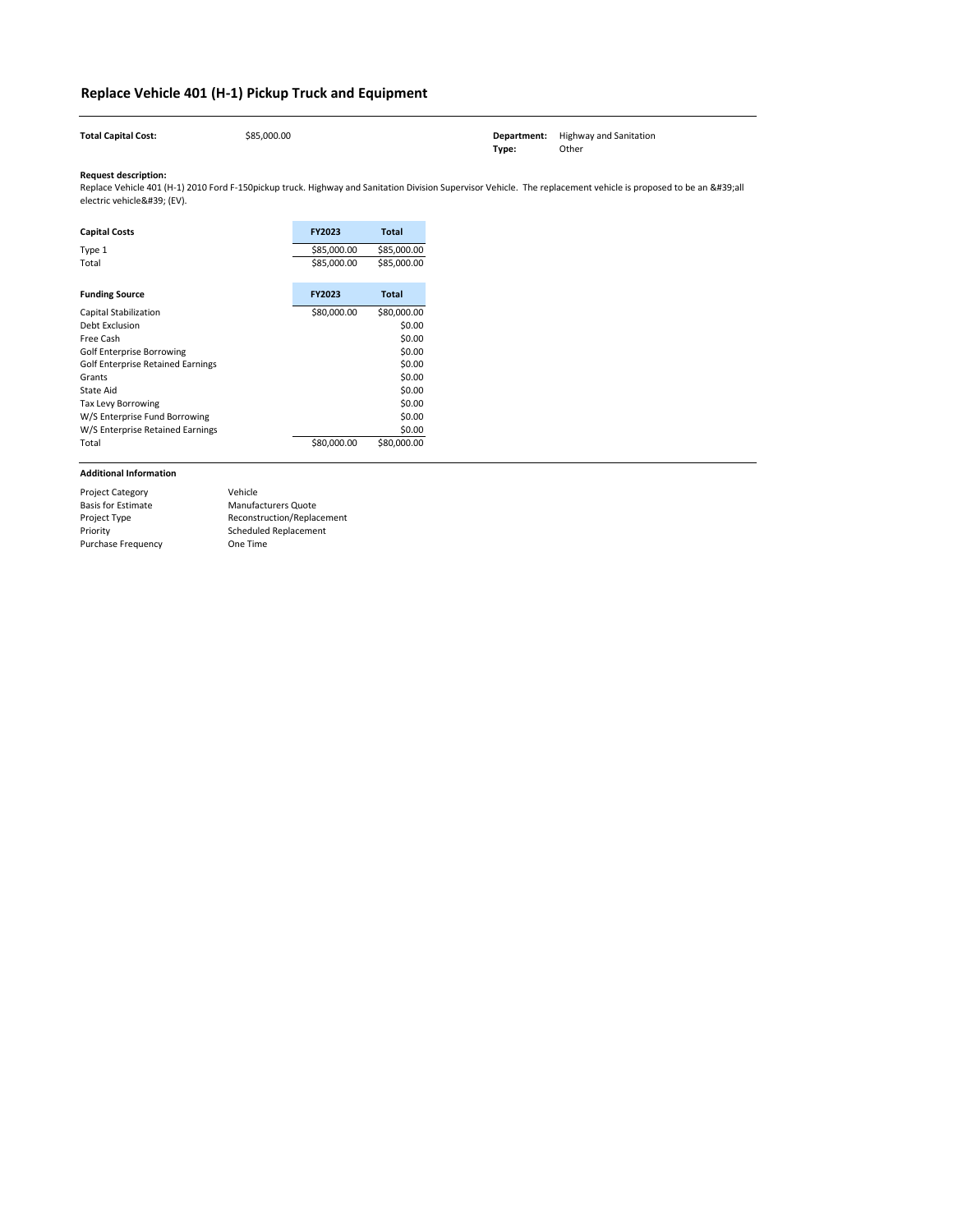# Replace Vehicle 401 (H-1) Pickup Truck and Equipment

**Total Capital Cost:** $85,000.00

**Department:** Highway and Sanitation
**Type:** Other

**Request description:**
Replace Vehicle 401 (H-1) 2010 Ford F-150pickup truck. Highway and Sanitation Division Supervisor Vehicle. The replacement vehicle is proposed to be an &#39;all electric vehicle&#39; (EV).

| Capital Costs | FY2023 | Total |
|---|---|---|
| Type 1 | $85,000.00 | $85,000.00 |
| Total | $85,000.00 | $85,000.00 |

| Funding Source | FY2023 | Total |
|---|---|---|
| Capital Stabilization | $80,000.00 | $80,000.00 |
| Debt Exclusion | | $0.00 |
| Free Cash | | $0.00 |
| Golf Enterprise Borrowing | | $0.00 |
| Golf Enterprise Retained Earnings | | $0.00 |
| Grants | | $0.00 |
| State Aid | | $0.00 |
| Tax Levy Borrowing | | $0.00 |
| W/S Enterprise Fund Borrowing | | $0.00 |
| W/S Enterprise Retained Earnings | | $0.00 |
| Total | $80,000.00 | $80,000.00 |

**Additional Information**

| | |
|---|---|
| Project Category | Vehicle |
| Basis for Estimate | Manufacturers Quote |
| Project Type | Reconstruction/Replacement |
| Priority | Scheduled Replacement |
| Purchase Frequency | One Time |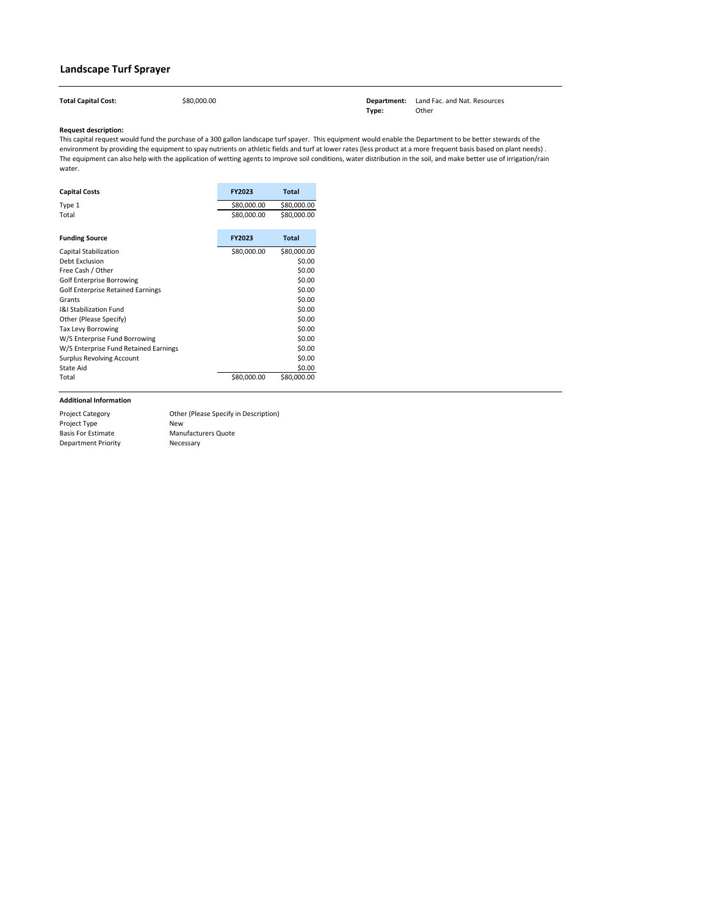# Landscape Turf Sprayer

**Total Capital Cost:** $80,000.00

**Department:** Land Fac. and Nat. Resources
**Type:** Other

**Request description:**

This capital request would fund the purchase of a 300 gallon landscape turf spayer. This equipment would enable the Department to be better stewards of the environment by providing the equipment to spay nutrients on athletic fields and turf at lower rates (less product at a more frequent basis based on plant needs) . The equipment can also help with the application of wetting agents to improve soil conditions, water distribution in the soil, and make better use of irrigation/rain water.

| Capital Costs | FY2023 | Total |
|---|---|---|
| Type 1 | $80,000.00 | $80,000.00 |
| Total | $80,000.00 | $80,000.00 |

| Funding Source | FY2023 | Total |
|---|---|---|
| Capital Stabilization | $80,000.00 | $80,000.00 |
| Debt Exclusion | | $0.00 |
| Free Cash / Other | | $0.00 |
| Golf Enterprise Borrowing | | $0.00 |
| Golf Enterprise Retained Earnings | | $0.00 |
| Grants | | $0.00 |
| I&I Stabilization Fund | | $0.00 |
| Other (Please Specify) | | $0.00 |
| Tax Levy Borrowing | | $0.00 |
| W/S Enterprise Fund Borrowing | | $0.00 |
| W/S Enterprise Fund Retained Earnings | | $0.00 |
| Surplus Revolving Account | | $0.00 |
| State Aid | | $0.00 |
| Total | $80,000.00 | $80,000.00 |

**Additional Information**

| | |
|---|---|
| Project Category | Other (Please Specify in Description) |
| Project Type | New |
| Basis For Estimate | Manufacturers Quote |
| Department Priority | Necessary |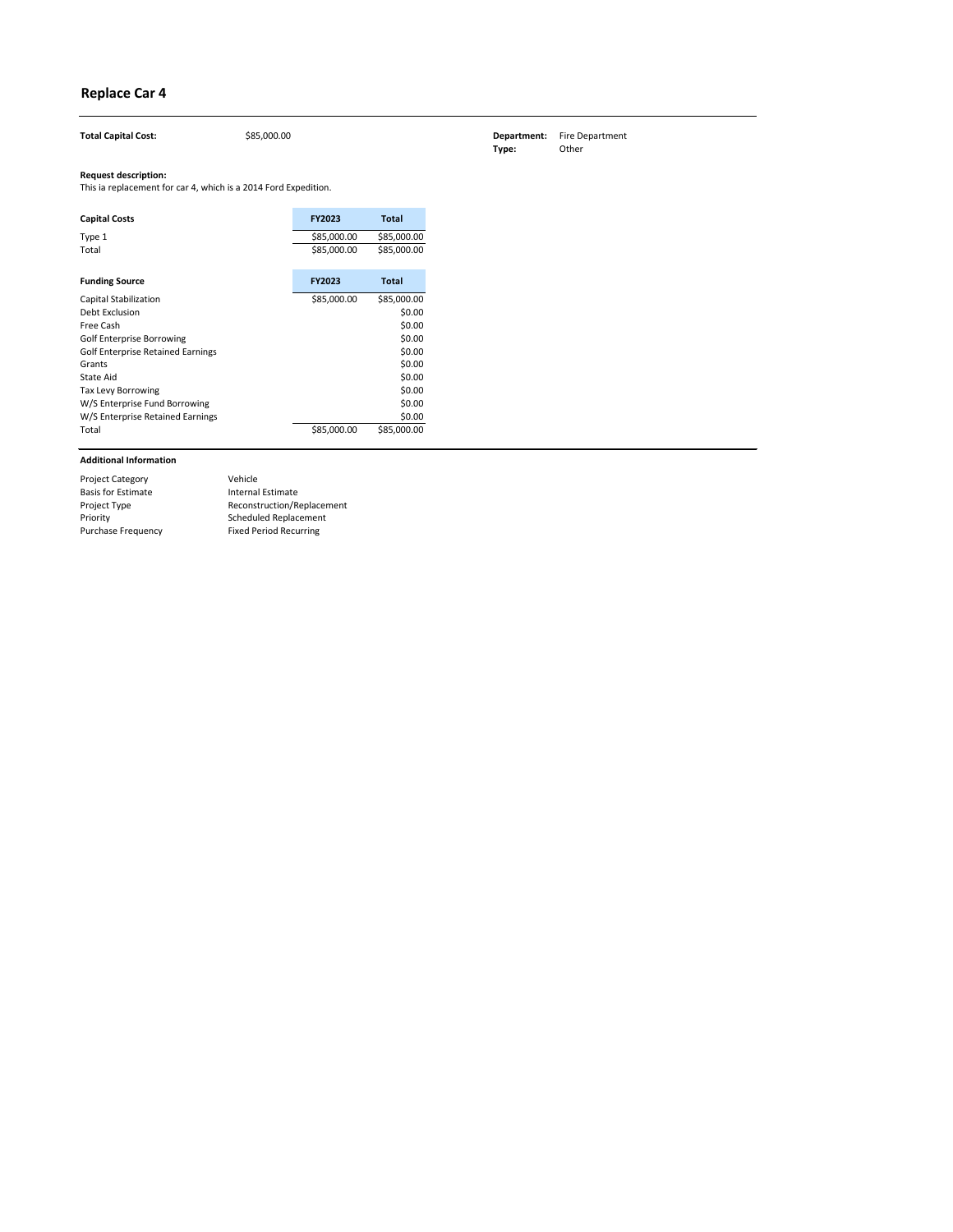# Replace Car 4

**Total Capital Cost:** $85,000.00

**Department:** Fire Department
**Type:** Other

**Request description:**
This ia replacement for car 4, which is a 2014 Ford Expedition.

| **Capital Costs** | **FY2023** | **Total** |
|---|---|---|
| Type 1 | $85,000.00 | $85,000.00 |
| Total | $85,000.00 | $85,000.00 |

| **Funding Source** | **FY2023** | **Total** |
|---|---|---|
| Capital Stabilization | $85,000.00 | $85,000.00 |
| Debt Exclusion | | $0.00 |
| Free Cash | | $0.00 |
| Golf Enterprise Borrowing | | $0.00 |
| Golf Enterprise Retained Earnings | | $0.00 |
| Grants | | $0.00 |
| State Aid | | $0.00 |
| Tax Levy Borrowing | | $0.00 |
| W/S Enterprise Fund Borrowing | | $0.00 |
| W/S Enterprise Retained Earnings | | $0.00 |
| Total | $85,000.00 | $85,000.00 |

**Additional Information**

| | |
|---|---|
| Project Category | Vehicle |
| Basis for Estimate | Internal Estimate |
| Project Type | Reconstruction/Replacement |
| Priority | Scheduled Replacement |
| Purchase Frequency | Fixed Period Recurring |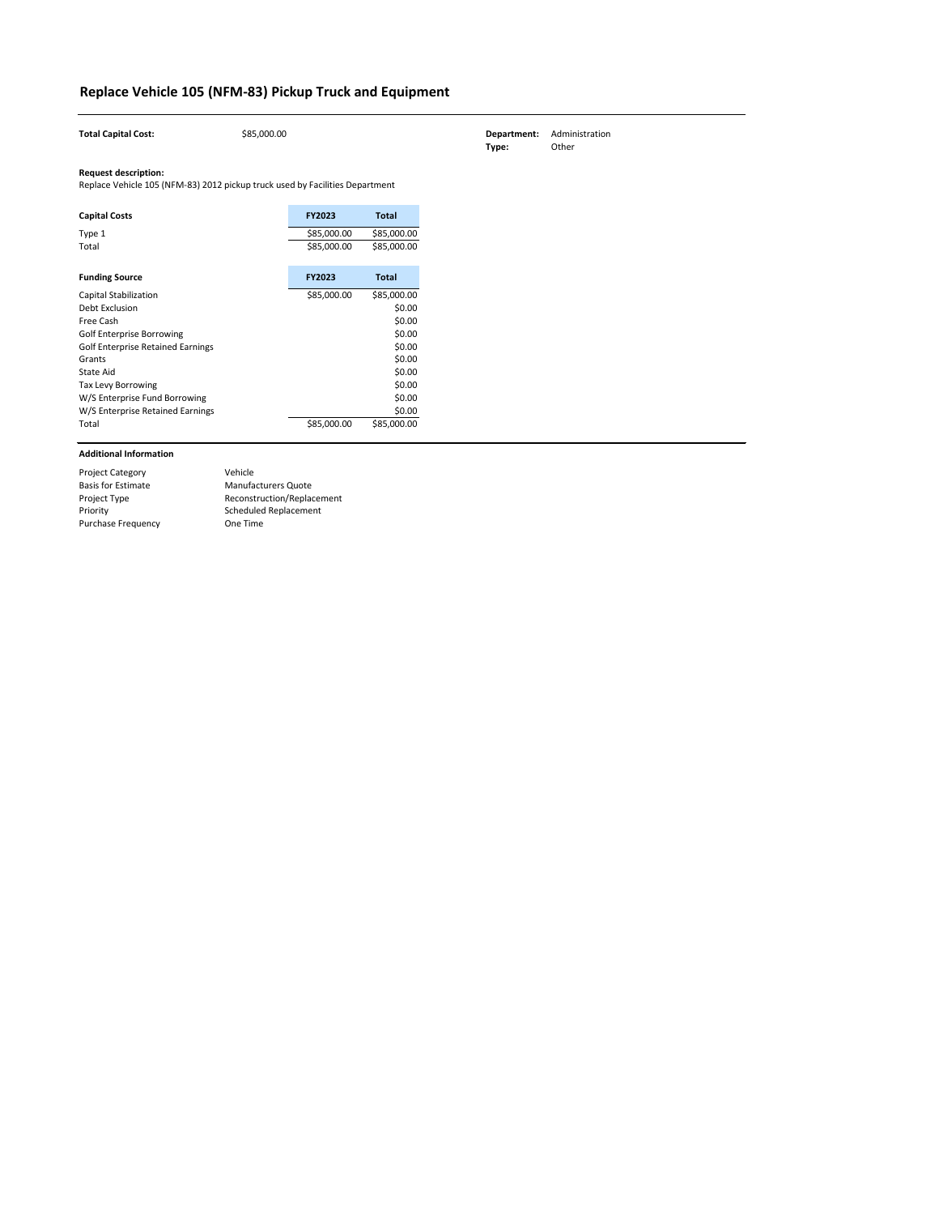# Replace Vehicle 105 (NFM-83) Pickup Truck and Equipment

**Total Capital Cost:** $85,000.00

**Department:** Administration
**Type:** Other

**Request description:**
Replace Vehicle 105 (NFM-83) 2012 pickup truck used by Facilities Department

| Capital Costs | FY2023 | Total |
|---|---|---|
| Type 1 | $85,000.00 | $85,000.00 |
| Total | $85,000.00 | $85,000.00 |

| Funding Source | FY2023 | Total |
|---|---|---|
| Capital Stabilization | $85,000.00 | $85,000.00 |
| Debt Exclusion | | $0.00 |
| Free Cash | | $0.00 |
| Golf Enterprise Borrowing | | $0.00 |
| Golf Enterprise Retained Earnings | | $0.00 |
| Grants | | $0.00 |
| State Aid | | $0.00 |
| Tax Levy Borrowing | | $0.00 |
| W/S Enterprise Fund Borrowing | | $0.00 |
| W/S Enterprise Retained Earnings | | $0.00 |
| Total | $85,000.00 | $85,000.00 |

**Additional Information**

| | |
|---|---|
| Project Category | Vehicle |
| Basis for Estimate | Manufacturers Quote |
| Project Type | Reconstruction/Replacement |
| Priority | Scheduled Replacement |
| Purchase Frequency | One Time |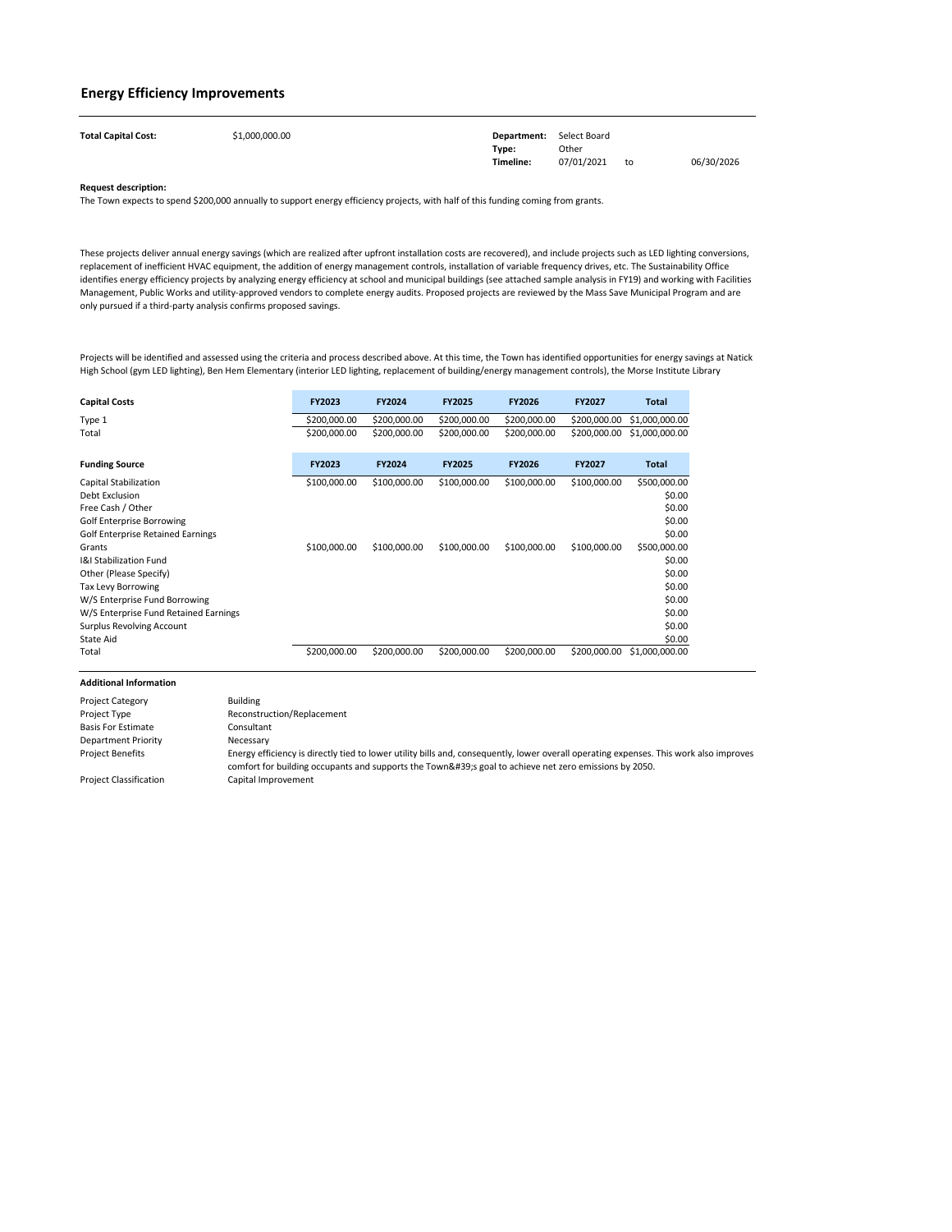## Energy Efficiency Improvements

| | | | |
|---|---|---|---|
| **Total Capital Cost:** | $1,000,000.00 | **Department:** | Select Board |
| | | **Type:** | Other |
| | | **Timeline:** | 07/01/2021 to 06/30/2026 |

**Request description:**

The Town expects to spend $200,000 annually to support energy efficiency projects, with half of this funding coming from grants.

These projects deliver annual energy savings (which are realized after upfront installation costs are recovered), and include projects such as LED lighting conversions, replacement of inefficient HVAC equipment, the addition of energy management controls, installation of variable frequency drives, etc. The Sustainability Office identifies energy efficiency projects by analyzing energy efficiency at school and municipal buildings (see attached sample analysis in FY19) and working with Facilities Management, Public Works and utility-approved vendors to complete energy audits. Proposed projects are reviewed by the Mass Save Municipal Program and are only pursued if a third-party analysis confirms proposed savings.

Projects will be identified and assessed using the criteria and process described above. At this time, the Town has identified opportunities for energy savings at Natick High School (gym LED lighting), Ben Hem Elementary (interior LED lighting, replacement of building/energy management controls), the Morse Institute Library

| **Capital Costs** | **FY2023** | **FY2024** | **FY2025** | **FY2026** | **FY2027** | **Total** |
|---|---|---|---|---|---|---|
| Type 1 | $200,000.00 | $200,000.00 | $200,000.00 | $200,000.00 | $200,000.00 | $1,000,000.00 |
| Total | $200,000.00 | $200,000.00 | $200,000.00 | $200,000.00 | $200,000.00 | $1,000,000.00 |

| **Funding Source** | **FY2023** | **FY2024** | **FY2025** | **FY2026** | **FY2027** | **Total** |
|---|---|---|---|---|---|---|
| Capital Stabilization | $100,000.00 | $100,000.00 | $100,000.00 | $100,000.00 | $100,000.00 | $500,000.00 |
| Debt Exclusion | | | | | | $0.00 |
| Free Cash / Other | | | | | | $0.00 |
| Golf Enterprise Borrowing | | | | | | $0.00 |
| Golf Enterprise Retained Earnings | | | | | | $0.00 |
| Grants | $100,000.00 | $100,000.00 | $100,000.00 | $100,000.00 | $100,000.00 | $500,000.00 |
| I&I Stabilization Fund | | | | | | $0.00 |
| Other (Please Specify) | | | | | | $0.00 |
| Tax Levy Borrowing | | | | | | $0.00 |
| W/S Enterprise Fund Borrowing | | | | | | $0.00 |
| W/S Enterprise Fund Retained Earnings | | | | | | $0.00 |
| Surplus Revolving Account | | | | | | $0.00 |
| State Aid | | | | | | $0.00 |
| Total | $200,000.00 | $200,000.00 | $200,000.00 | $200,000.00 | $200,000.00 | $1,000,000.00 |

**Additional Information**

| | |
|---|---|
| Project Category | Building |
| Project Type | Reconstruction/Replacement |
| Basis For Estimate | Consultant |
| Department Priority | Necessary |
| Project Benefits | Energy efficiency is directly tied to lower utility bills and, consequently, lower overall operating expenses. This work also improves comfort for building occupants and supports the Town&#39;s goal to achieve net zero emissions by 2050. |
| Project Classification | Capital Improvement |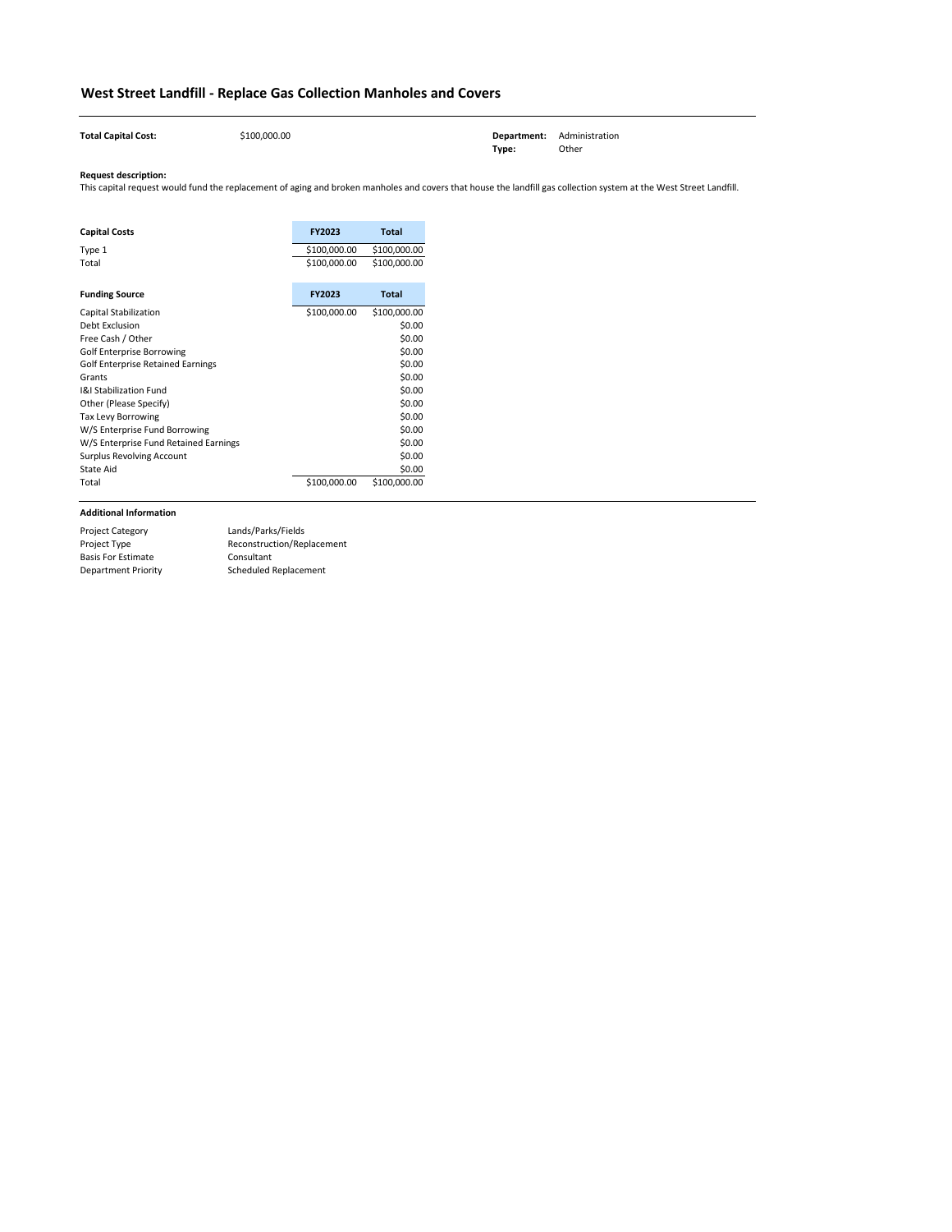# West Street Landfill - Replace Gas Collection Manholes and Covers

**Total Capital Cost:** $100,000.00

**Department:** Administration
**Type:** Other

**Request description:**
This capital request would fund the replacement of aging and broken manholes and covers that house the landfill gas collection system at the West Street Landfill.

| Capital Costs | FY2023 | Total |
|---|---|---|
| Type 1 | $100,000.00 | $100,000.00 |
| Total | $100,000.00 | $100,000.00 |

| Funding Source | FY2023 | Total |
|---|---|---|
| Capital Stabilization | $100,000.00 | $100,000.00 |
| Debt Exclusion | | $0.00 |
| Free Cash / Other | | $0.00 |
| Golf Enterprise Borrowing | | $0.00 |
| Golf Enterprise Retained Earnings | | $0.00 |
| Grants | | $0.00 |
| I&I Stabilization Fund | | $0.00 |
| Other (Please Specify) | | $0.00 |
| Tax Levy Borrowing | | $0.00 |
| W/S Enterprise Fund Borrowing | | $0.00 |
| W/S Enterprise Fund Retained Earnings | | $0.00 |
| Surplus Revolving Account | | $0.00 |
| State Aid | | $0.00 |
| Total | $100,000.00 | $100,000.00 |

**Additional Information**

| | |
|---|---|
| Project Category | Lands/Parks/Fields |
| Project Type | Reconstruction/Replacement |
| Basis For Estimate | Consultant |
| Department Priority | Scheduled Replacement |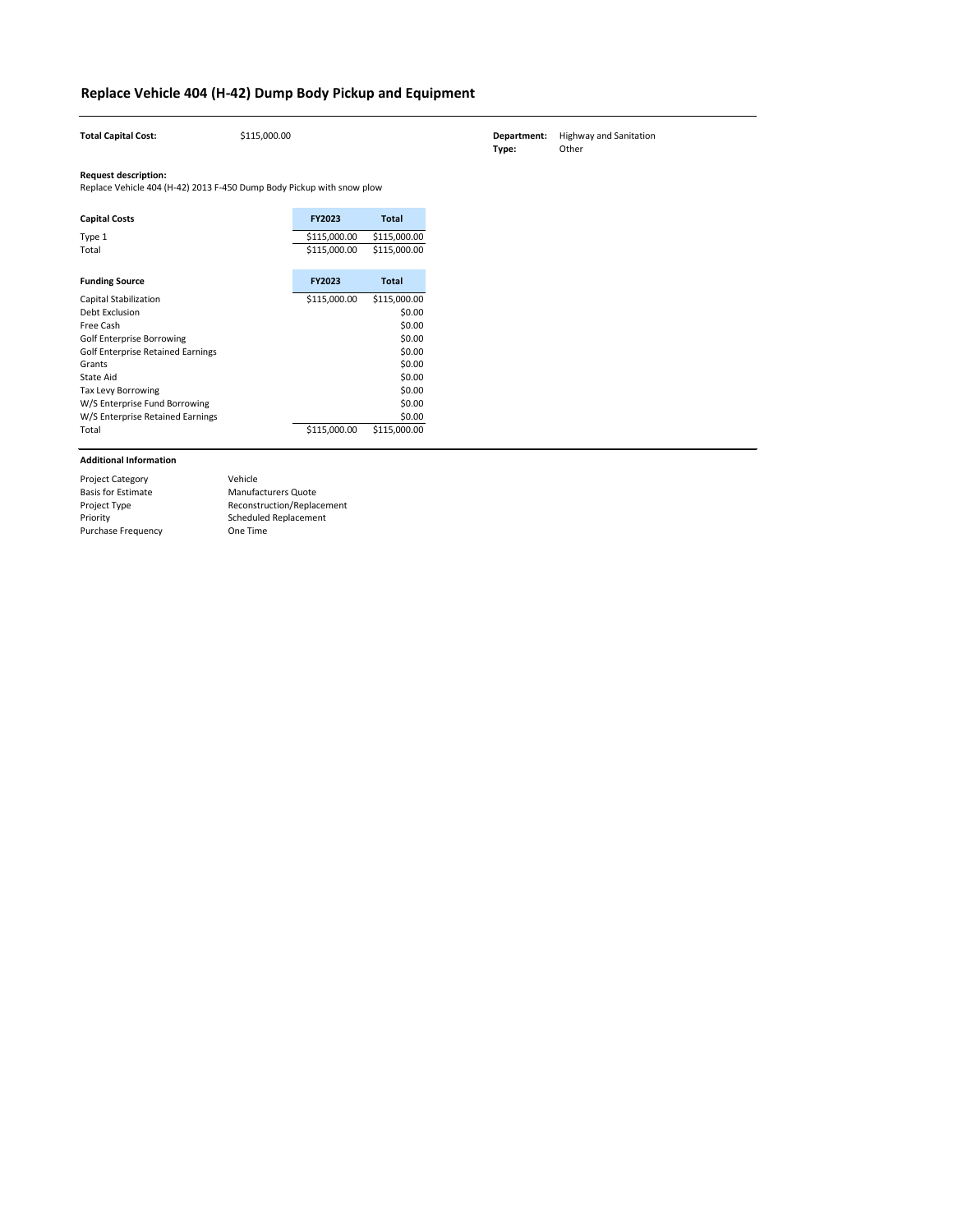## Replace Vehicle 404 (H-42) Dump Body Pickup and Equipment

**Total Capital Cost:** $115,000.00

**Department:** Highway and Sanitation
**Type:** Other

**Request description:**
Replace Vehicle 404 (H-42) 2013 F-450 Dump Body Pickup with snow plow

| Capital Costs | FY2023 | Total |
|---|---|---|
| Type 1 | $115,000.00 | $115,000.00 |
| Total | $115,000.00 | $115,000.00 |

| Funding Source | FY2023 | Total |
|---|---|---|
| Capital Stabilization | $115,000.00 | $115,000.00 |
| Debt Exclusion | | $0.00 |
| Free Cash | | $0.00 |
| Golf Enterprise Borrowing | | $0.00 |
| Golf Enterprise Retained Earnings | | $0.00 |
| Grants | | $0.00 |
| State Aid | | $0.00 |
| Tax Levy Borrowing | | $0.00 |
| W/S Enterprise Fund Borrowing | | $0.00 |
| W/S Enterprise Retained Earnings | | $0.00 |
| Total | $115,000.00 | $115,000.00 |

**Additional Information**

| | |
|---|---|
| Project Category | Vehicle |
| Basis for Estimate | Manufacturers Quote |
| Project Type | Reconstruction/Replacement |
| Priority | Scheduled Replacement |
| Purchase Frequency | One Time |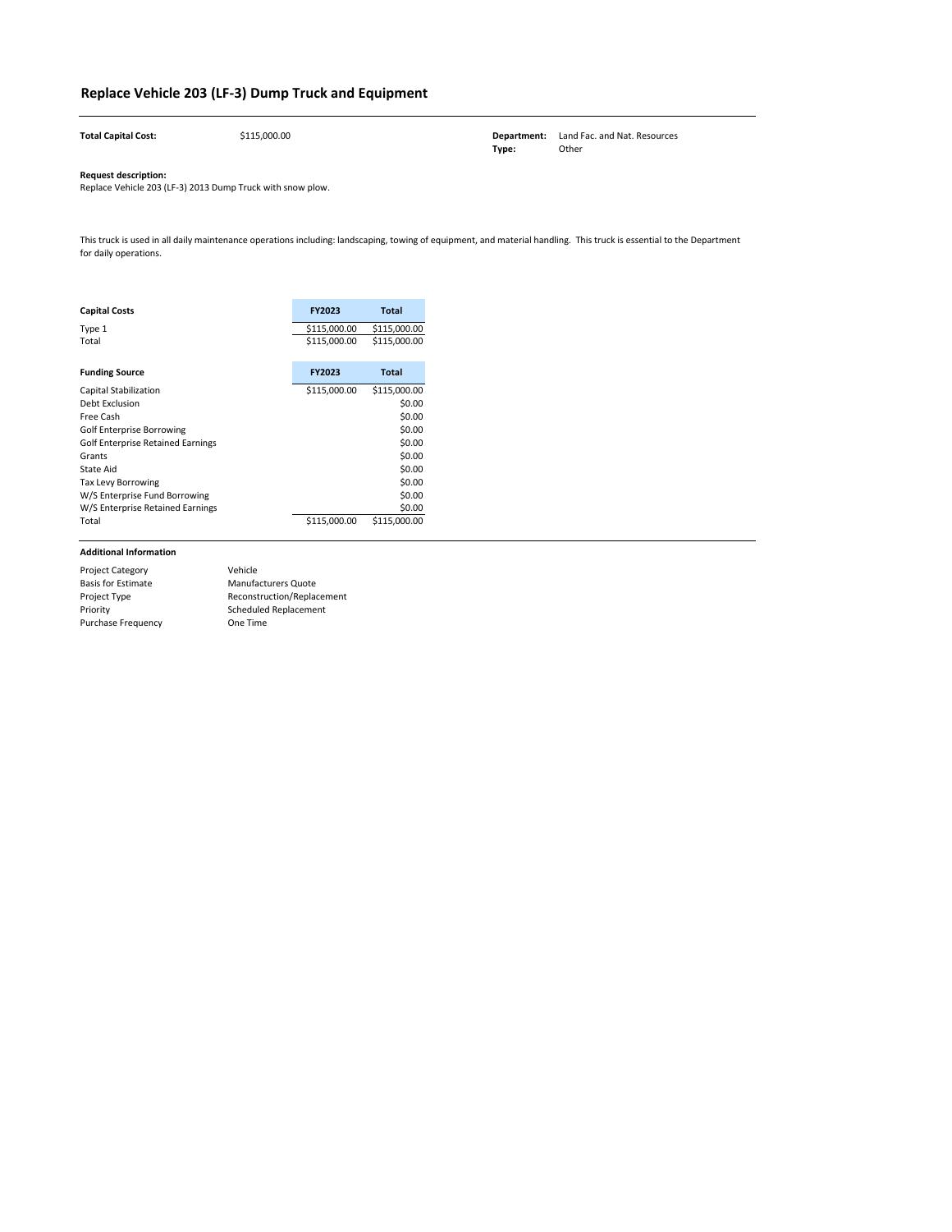# Replace Vehicle 203 (LF-3) Dump Truck and Equipment

**Total Capital Cost:** $115,000.00

**Department:** Land Fac. and Nat. Resources
**Type:** Other

**Request description:**
Replace Vehicle 203 (LF-3) 2013 Dump Truck with snow plow.

This truck is used in all daily maintenance operations including: landscaping, towing of equipment, and material handling. This truck is essential to the Department for daily operations.

| Capital Costs | FY2023 | Total |
|---|---|---|
| Type 1 | $115,000.00 | $115,000.00 |
| Total | $115,000.00 | $115,000.00 |

| Funding Source | FY2023 | Total |
|---|---|---|
| Capital Stabilization | $115,000.00 | $115,000.00 |
| Debt Exclusion | | $0.00 |
| Free Cash | | $0.00 |
| Golf Enterprise Borrowing | | $0.00 |
| Golf Enterprise Retained Earnings | | $0.00 |
| Grants | | $0.00 |
| State Aid | | $0.00 |
| Tax Levy Borrowing | | $0.00 |
| W/S Enterprise Fund Borrowing | | $0.00 |
| W/S Enterprise Retained Earnings | | $0.00 |
| Total | $115,000.00 | $115,000.00 |

**Additional Information**

| | |
|---|---|
| Project Category | Vehicle |
| Basis for Estimate | Manufacturers Quote |
| Project Type | Reconstruction/Replacement |
| Priority | Scheduled Replacement |
| Purchase Frequency | One Time |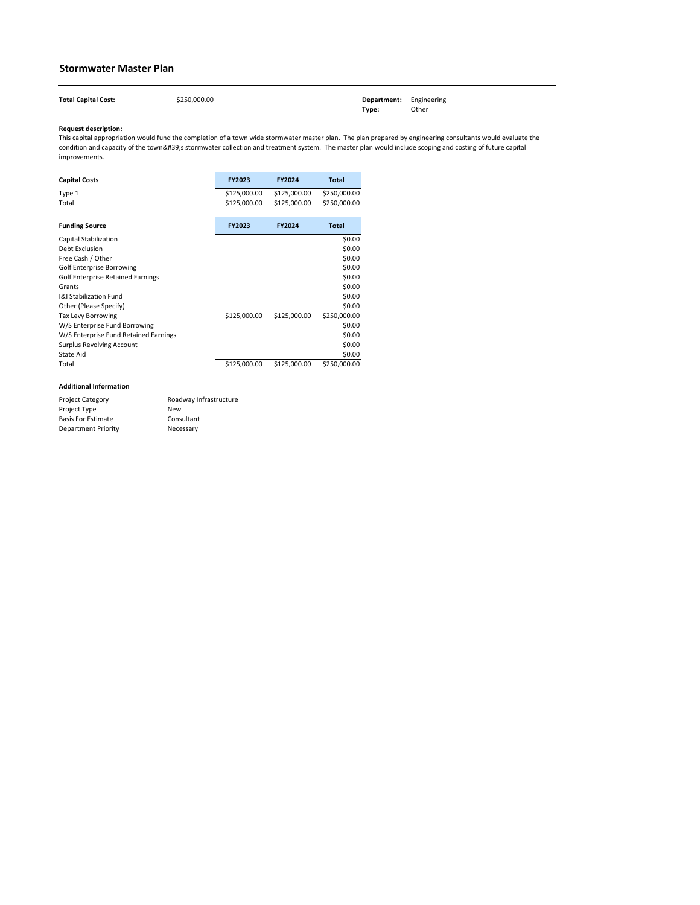## Stormwater Master Plan

**Total Capital Cost:** $250,000.00

**Department:** Engineering
**Type:** Other

**Request description:**
This capital appropriation would fund the completion of a town wide stormwater master plan. The plan prepared by engineering consultants would evaluate the condition and capacity of the town&#39;s stormwater collection and treatment system. The master plan would include scoping and costing of future capital improvements.

| Capital Costs | FY2023 | FY2024 | Total |
|---|---|---|---|
| Type 1 | $125,000.00 | $125,000.00 | $250,000.00 |
| Total | $125,000.00 | $125,000.00 | $250,000.00 |

| Funding Source | FY2023 | FY2024 | Total |
|---|---|---|---|
| Capital Stabilization | | | $0.00 |
| Debt Exclusion | | | $0.00 |
| Free Cash / Other | | | $0.00 |
| Golf Enterprise Borrowing | | | $0.00 |
| Golf Enterprise Retained Earnings | | | $0.00 |
| Grants | | | $0.00 |
| I&I Stabilization Fund | | | $0.00 |
| Other (Please Specify) | | | $0.00 |
| Tax Levy Borrowing | $125,000.00 | $125,000.00 | $250,000.00 |
| W/S Enterprise Fund Borrowing | | | $0.00 |
| W/S Enterprise Fund Retained Earnings | | | $0.00 |
| Surplus Revolving Account | | | $0.00 |
| State Aid | | | $0.00 |
| Total | $125,000.00 | $125,000.00 | $250,000.00 |

**Additional Information**

| | |
|---|---|
| Project Category | Roadway Infrastructure |
| Project Type | New |
| Basis For Estimate | Consultant |
| Department Priority | Necessary |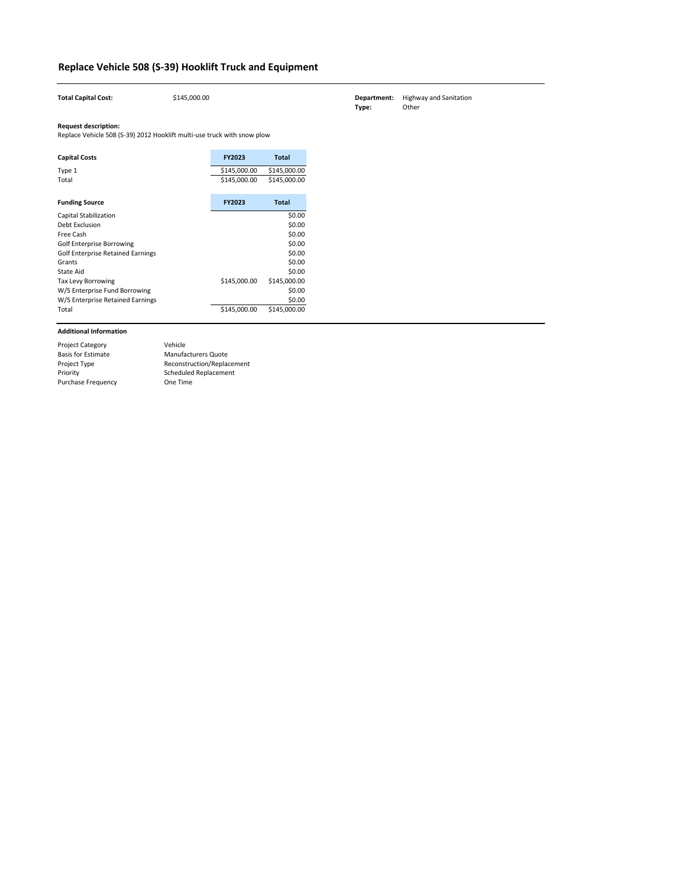# Replace Vehicle 508 (S-39) Hooklift Truck and Equipment

**Total Capital Cost:** $145,000.00

**Department:** Highway and Sanitation
**Type:** Other

**Request description:**
Replace Vehicle 508 (S-39) 2012 Hooklift multi-use truck with snow plow

| Capital Costs | FY2023 | Total |
|---|---|---|
| Type 1 | $145,000.00 | $145,000.00 |
| Total | $145,000.00 | $145,000.00 |

| Funding Source | FY2023 | Total |
|---|---|---|
| Capital Stabilization | | $0.00 |
| Debt Exclusion | | $0.00 |
| Free Cash | | $0.00 |
| Golf Enterprise Borrowing | | $0.00 |
| Golf Enterprise Retained Earnings | | $0.00 |
| Grants | | $0.00 |
| State Aid | | $0.00 |
| Tax Levy Borrowing | $145,000.00 | $145,000.00 |
| W/S Enterprise Fund Borrowing | | $0.00 |
| W/S Enterprise Retained Earnings | | $0.00 |
| Total | $145,000.00 | $145,000.00 |

**Additional Information**

| | |
|---|---|
| Project Category | Vehicle |
| Basis for Estimate | Manufacturers Quote |
| Project Type | Reconstruction/Replacement |
| Priority | Scheduled Replacement |
| Purchase Frequency | One Time |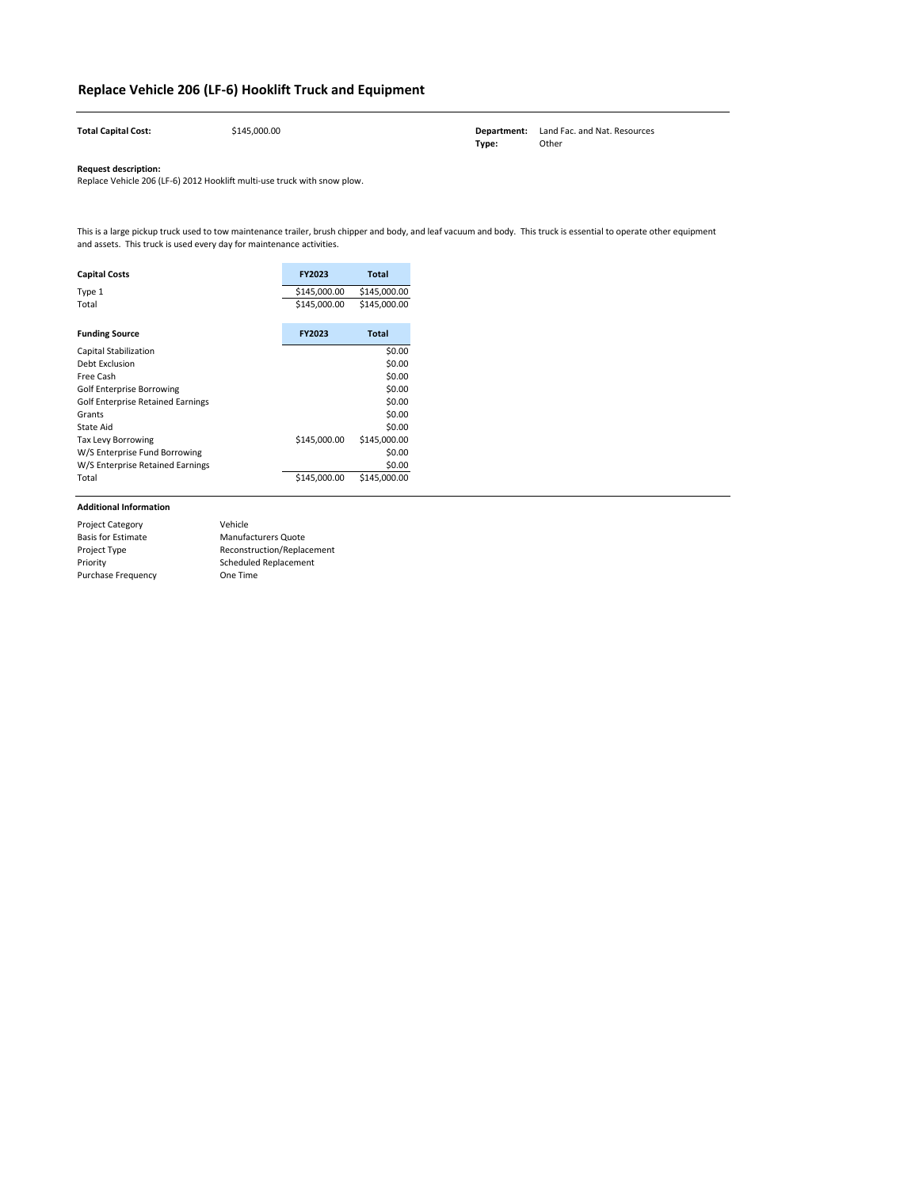# Replace Vehicle 206 (LF-6) Hooklift Truck and Equipment

**Total Capital Cost:** $145,000.00

**Department:** Land Fac. and Nat. Resources
**Type:** Other

**Request description:**
Replace Vehicle 206 (LF-6) 2012 Hooklift multi-use truck with snow plow.

This is a large pickup truck used to tow maintenance trailer, brush chipper and body, and leaf vacuum and body. This truck is essential to operate other equipment and assets. This truck is used every day for maintenance activities.

| Capital Costs | FY2023 | Total |
|---|---|---|
| Type 1 | $145,000.00 | $145,000.00 |
| Total | $145,000.00 | $145,000.00 |

| Funding Source | FY2023 | Total |
|---|---|---|
| Capital Stabilization | | $0.00 |
| Debt Exclusion | | $0.00 |
| Free Cash | | $0.00 |
| Golf Enterprise Borrowing | | $0.00 |
| Golf Enterprise Retained Earnings | | $0.00 |
| Grants | | $0.00 |
| State Aid | | $0.00 |
| Tax Levy Borrowing | $145,000.00 | $145,000.00 |
| W/S Enterprise Fund Borrowing | | $0.00 |
| W/S Enterprise Retained Earnings | | $0.00 |
| Total | $145,000.00 | $145,000.00 |

**Additional Information**

| | |
|---|---|
| Project Category | Vehicle |
| Basis for Estimate | Manufacturers Quote |
| Project Type | Reconstruction/Replacement |
| Priority | Scheduled Replacement |
| Purchase Frequency | One Time |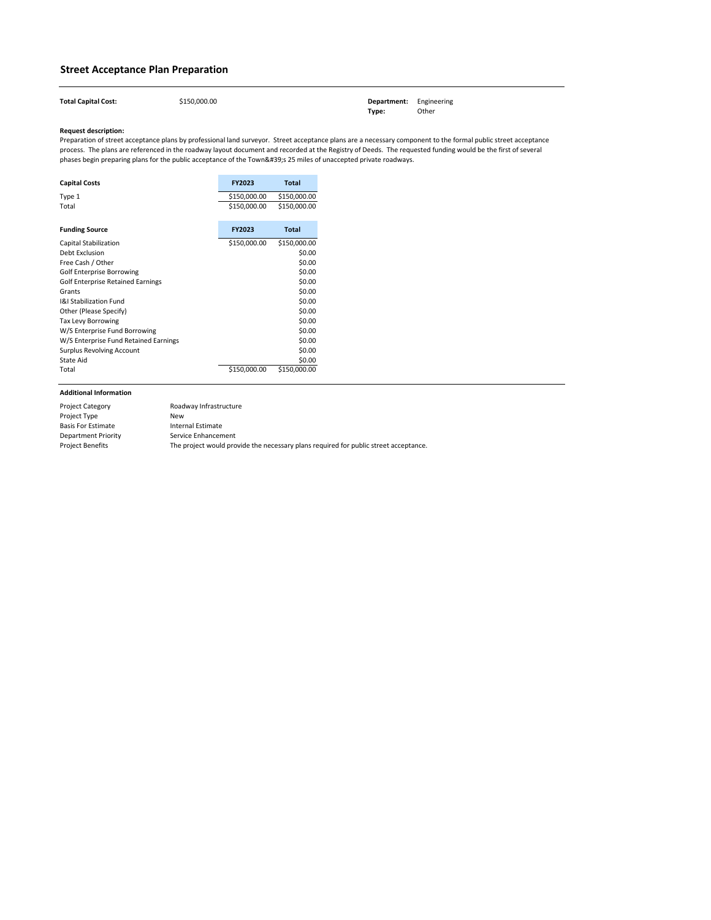## Street Acceptance Plan Preparation

**Total Capital Cost:** $150,000.00

**Department:** Engineering
**Type:** Other

**Request description:**
Preparation of street acceptance plans by professional land surveyor. Street acceptance plans are a necessary component to the formal public street acceptance process. The plans are referenced in the roadway layout document and recorded at the Registry of Deeds. The requested funding would be the first of several phases begin preparing plans for the public acceptance of the Town&#39;s 25 miles of unaccepted private roadways.

| Capital Costs | FY2023 | Total |
|---|---|---|
| Type 1 | $150,000.00 | $150,000.00 |
| Total | $150,000.00 | $150,000.00 |

| Funding Source | FY2023 | Total |
|---|---|---|
| Capital Stabilization | $150,000.00 | $150,000.00 |
| Debt Exclusion | | $0.00 |
| Free Cash / Other | | $0.00 |
| Golf Enterprise Borrowing | | $0.00 |
| Golf Enterprise Retained Earnings | | $0.00 |
| Grants | | $0.00 |
| I&I Stabilization Fund | | $0.00 |
| Other (Please Specify) | | $0.00 |
| Tax Levy Borrowing | | $0.00 |
| W/S Enterprise Fund Borrowing | | $0.00 |
| W/S Enterprise Fund Retained Earnings | | $0.00 |
| Surplus Revolving Account | | $0.00 |
| State Aid | | $0.00 |
| Total | $150,000.00 | $150,000.00 |

**Additional Information**

| | |
|---|---|
| Project Category | Roadway Infrastructure |
| Project Type | New |
| Basis For Estimate | Internal Estimate |
| Department Priority | Service Enhancement |
| Project Benefits | The project would provide the necessary plans required for public street acceptance. |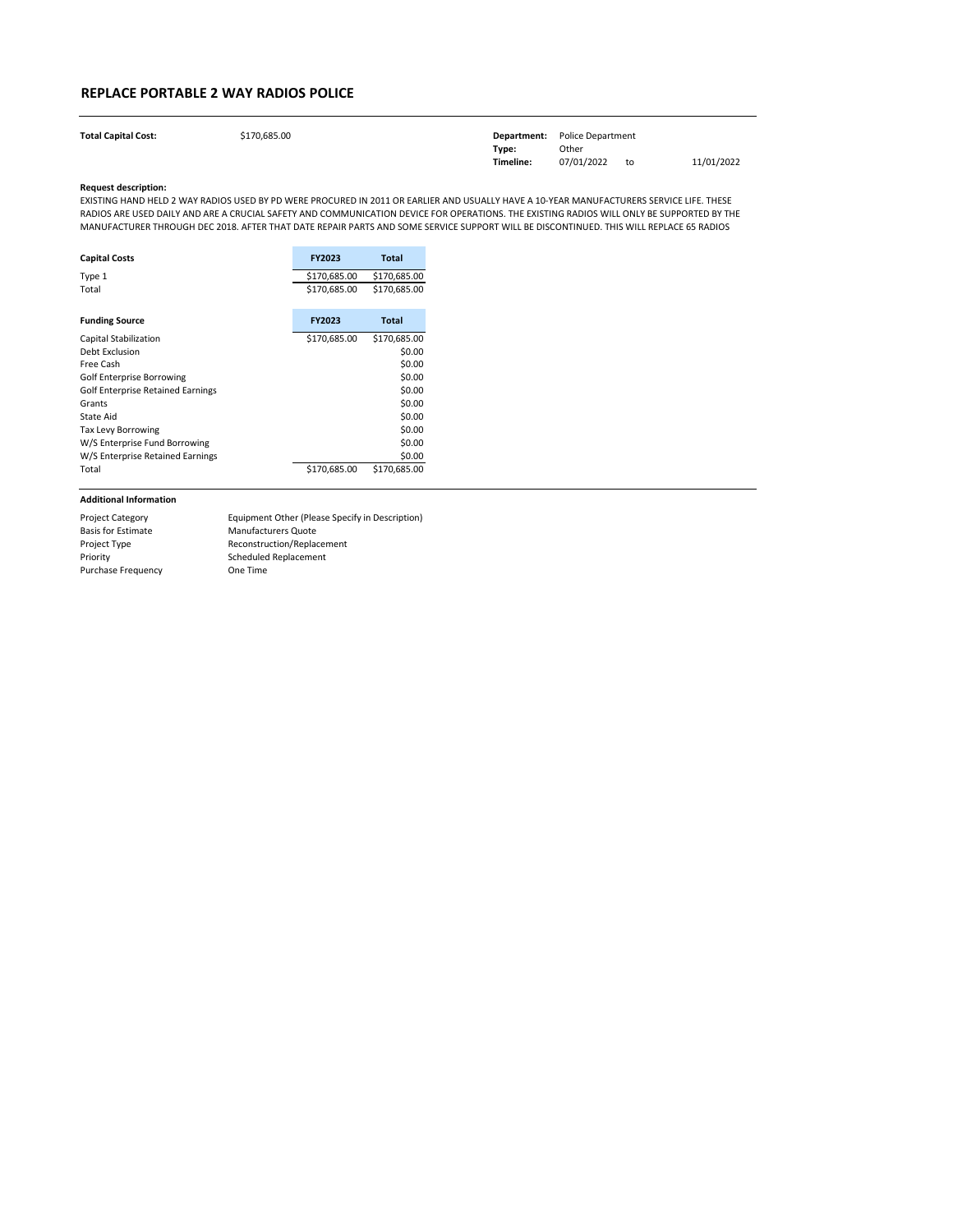## REPLACE PORTABLE 2 WAY RADIOS POLICE

**Total Capital Cost:** $170,685.00

**Department:** Police Department
**Type:** Other
**Timeline:** 07/01/2022 to 11/01/2022

**Request description:**

EXISTING HAND HELD 2 WAY RADIOS USED BY PD WERE PROCURED IN 2011 OR EARLIER AND USUALLY HAVE A 10-YEAR MANUFACTURERS SERVICE LIFE. THESE RADIOS ARE USED DAILY AND ARE A CRUCIAL SAFETY AND COMMUNICATION DEVICE FOR OPERATIONS. THE EXISTING RADIOS WILL ONLY BE SUPPORTED BY THE MANUFACTURER THROUGH DEC 2018. AFTER THAT DATE REPAIR PARTS AND SOME SERVICE SUPPORT WILL BE DISCONTINUED. THIS WILL REPLACE 65 RADIOS

| Capital Costs | FY2023 | Total |
|---|---|---|
| Type 1 | $170,685.00 | $170,685.00 |
| Total | $170,685.00 | $170,685.00 |

| Funding Source | FY2023 | Total |
|---|---|---|
| Capital Stabilization | $170,685.00 | $170,685.00 |
| Debt Exclusion | | $0.00 |
| Free Cash | | $0.00 |
| Golf Enterprise Borrowing | | $0.00 |
| Golf Enterprise Retained Earnings | | $0.00 |
| Grants | | $0.00 |
| State Aid | | $0.00 |
| Tax Levy Borrowing | | $0.00 |
| W/S Enterprise Fund Borrowing | | $0.00 |
| W/S Enterprise Retained Earnings | | $0.00 |
| Total | $170,685.00 | $170,685.00 |

**Additional Information**

| | |
|---|---|
| Project Category | Equipment Other (Please Specify in Description) |
| Basis for Estimate | Manufacturers Quote |
| Project Type | Reconstruction/Replacement |
| Priority | Scheduled Replacement |
| Purchase Frequency | One Time |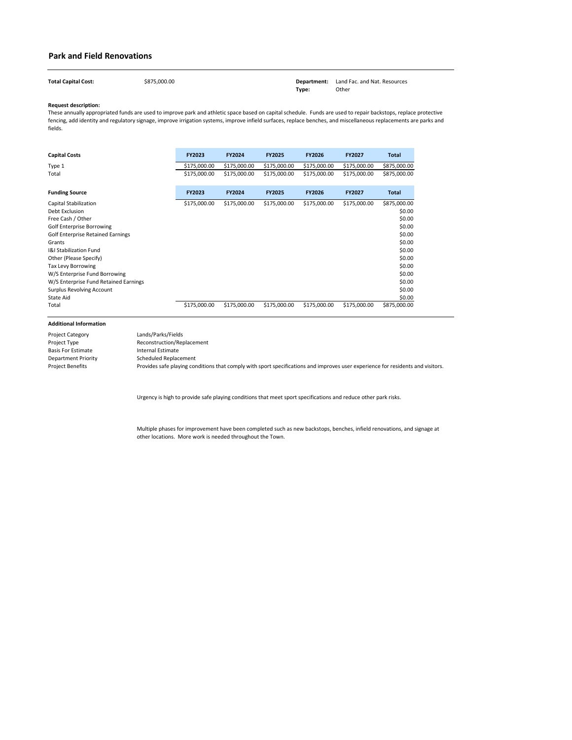## Park and Field Renovations

**Total Capital Cost:** $875,000.00

**Department:** Land Fac. and Nat. Resources
**Type:** Other

**Request description:**
These annually appropriated funds are used to improve park and athletic space based on capital schedule. Funds are used to repair backstops, replace protective fencing, add identity and regulatory signage, improve irrigation systems, improve infield surfaces, replace benches, and miscellaneous replacements are parks and fields.

| Capital Costs | FY2023 | FY2024 | FY2025 | FY2026 | FY2027 | Total |
|---|---|---|---|---|---|---|
| Type 1 | $175,000.00 | $175,000.00 | $175,000.00 | $175,000.00 | $175,000.00 | $875,000.00 |
| Total | $175,000.00 | $175,000.00 | $175,000.00 | $175,000.00 | $175,000.00 | $875,000.00 |

| Funding Source | FY2023 | FY2024 | FY2025 | FY2026 | FY2027 | Total |
|---|---|---|---|---|---|---|
| Capital Stabilization | $175,000.00 | $175,000.00 | $175,000.00 | $175,000.00 | $175,000.00 | $875,000.00 |
| Debt Exclusion | | | | | | $0.00 |
| Free Cash / Other | | | | | | $0.00 |
| Golf Enterprise Borrowing | | | | | | $0.00 |
| Golf Enterprise Retained Earnings | | | | | | $0.00 |
| Grants | | | | | | $0.00 |
| I&I Stabilization Fund | | | | | | $0.00 |
| Other (Please Specify) | | | | | | $0.00 |
| Tax Levy Borrowing | | | | | | $0.00 |
| W/S Enterprise Fund Borrowing | | | | | | $0.00 |
| W/S Enterprise Fund Retained Earnings | | | | | | $0.00 |
| Surplus Revolving Account | | | | | | $0.00 |
| State Aid | | | | | | $0.00 |
| Total | $175,000.00 | $175,000.00 | $175,000.00 | $175,000.00 | $175,000.00 | $875,000.00 |

**Additional Information**

| | |
|---|---|
| Project Category | Lands/Parks/Fields |
| Project Type | Reconstruction/Replacement |
| Basis For Estimate | Internal Estimate |
| Department Priority | Scheduled Replacement |
| Project Benefits | Provides safe playing conditions that comply with sport specifications and improves user experience for residents and visitors. |

Urgency is high to provide safe playing conditions that meet sport specifications and reduce other park risks.

Multiple phases for improvement have been completed such as new backstops, benches, infield renovations, and signage at other locations. More work is needed throughout the Town.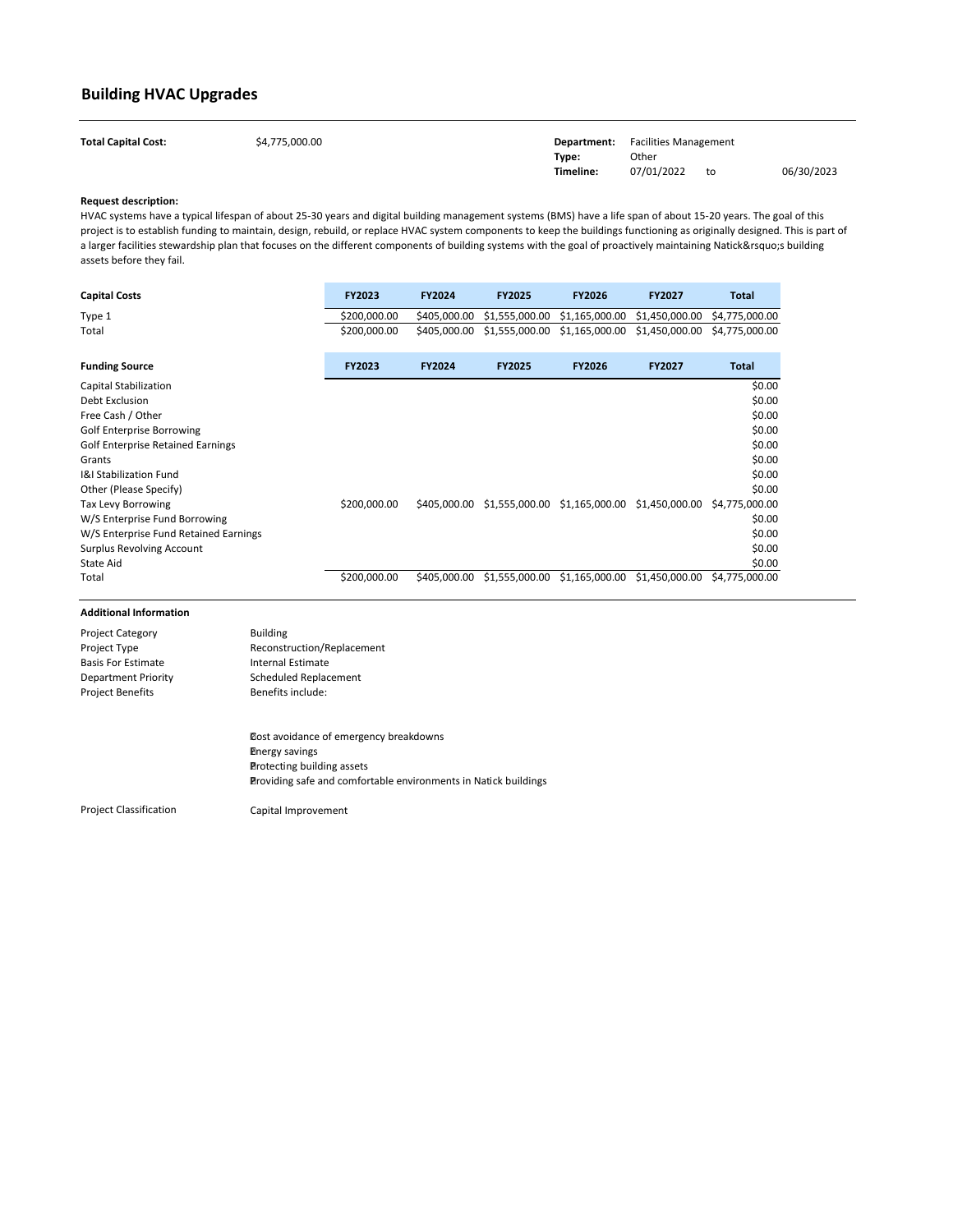# Building HVAC Upgrades

**Total Capital Cost:** $4,775,000.00

**Department:** Facilities Management
**Type:** Other
**Timeline:** 07/01/2022 to 06/30/2023

**Request description:**

HVAC systems have a typical lifespan of about 25-30 years and digital building management systems (BMS) have a life span of about 15-20 years. The goal of this project is to establish funding to maintain, design, rebuild, or replace HVAC system components to keep the buildings functioning as originally designed. This is part of a larger facilities stewardship plan that focuses on the different components of building systems with the goal of proactively maintaining Natick&rsquo;s building assets before they fail.

| Capital Costs | FY2023 | FY2024 | FY2025 | FY2026 | FY2027 | Total |
|---|---|---|---|---|---|---|
| Type 1 | $200,000.00 | $405,000.00 | $1,555,000.00 | $1,165,000.00 | $1,450,000.00 | $4,775,000.00 |
| Total | $200,000.00 | $405,000.00 | $1,555,000.00 | $1,165,000.00 | $1,450,000.00 | $4,775,000.00 |

| Funding Source | FY2023 | FY2024 | FY2025 | FY2026 | FY2027 | Total |
|---|---|---|---|---|---|---|
| Capital Stabilization | | | | | | $0.00 |
| Debt Exclusion | | | | | | $0.00 |
| Free Cash / Other | | | | | | $0.00 |
| Golf Enterprise Borrowing | | | | | | $0.00 |
| Golf Enterprise Retained Earnings | | | | | | $0.00 |
| Grants | | | | | | $0.00 |
| I&I Stabilization Fund | | | | | | $0.00 |
| Other (Please Specify) | | | | | | $0.00 |
| Tax Levy Borrowing | $200,000.00 | $405,000.00 | $1,555,000.00 | $1,165,000.00 | $1,450,000.00 | $4,775,000.00 |
| W/S Enterprise Fund Borrowing | | | | | | $0.00 |
| W/S Enterprise Fund Retained Earnings | | | | | | $0.00 |
| Surplus Revolving Account | | | | | | $0.00 |
| State Aid | | | | | | $0.00 |
| Total | $200,000.00 | $405,000.00 | $1,555,000.00 | $1,165,000.00 | $1,450,000.00 | $4,775,000.00 |

**Additional Information**

| | |
|---|---|
| Project Category | Building |
| Project Type | Reconstruction/Replacement |
| Basis For Estimate | Internal Estimate |
| Department Priority | Scheduled Replacement |
| Project Benefits | Benefits include: |

- Cost avoidance of emergency breakdowns
- Energy savings
- Protecting building assets
- Providing safe and comfortable environments in Natick buildings

Project Classification: Capital Improvement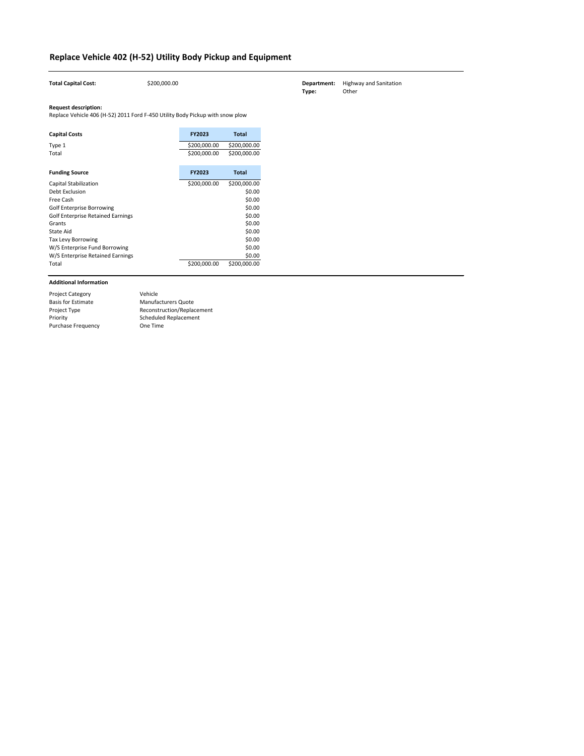# Replace Vehicle 402 (H-52) Utility Body Pickup and Equipment

**Total Capital Cost:** $200,000.00

**Department:** Highway and Sanitation
**Type:** Other

**Request description:**
Replace Vehicle 406 (H-52) 2011 Ford F-450 Utility Body Pickup with snow plow

| Capital Costs | FY2023 | Total |
|---|---|---|
| Type 1 | $200,000.00 | $200,000.00 |
| Total | $200,000.00 | $200,000.00 |

| Funding Source | FY2023 | Total |
|---|---|---|
| Capital Stabilization | $200,000.00 | $200,000.00 |
| Debt Exclusion | | $0.00 |
| Free Cash | | $0.00 |
| Golf Enterprise Borrowing | | $0.00 |
| Golf Enterprise Retained Earnings | | $0.00 |
| Grants | | $0.00 |
| State Aid | | $0.00 |
| Tax Levy Borrowing | | $0.00 |
| W/S Enterprise Fund Borrowing | | $0.00 |
| W/S Enterprise Retained Earnings | | $0.00 |
| Total | $200,000.00 | $200,000.00 |

**Additional Information**

| | |
|---|---|
| Project Category | Vehicle |
| Basis for Estimate | Manufacturers Quote |
| Project Type | Reconstruction/Replacement |
| Priority | Scheduled Replacement |
| Purchase Frequency | One Time |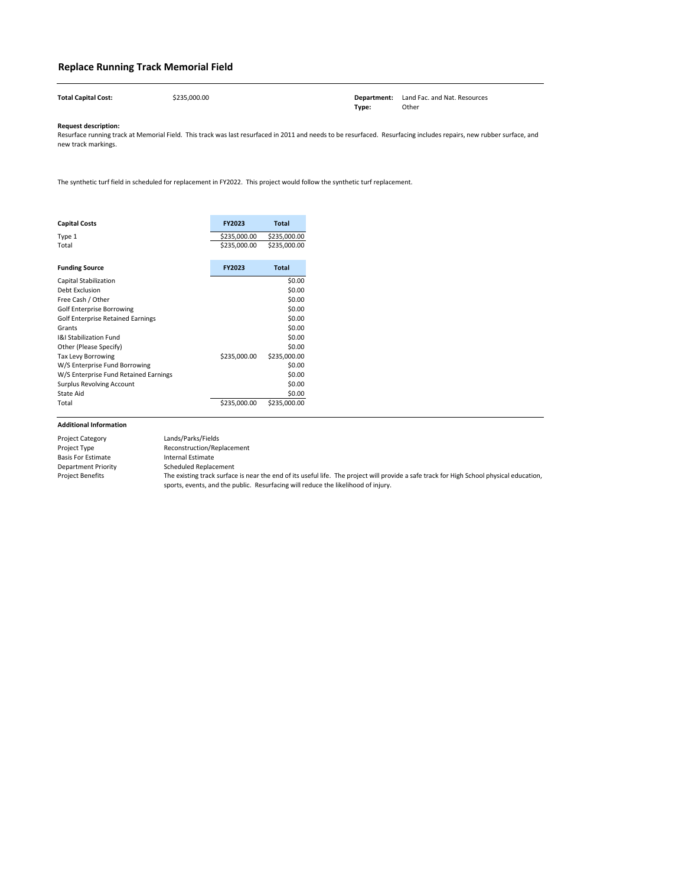# Replace Running Track Memorial Field

**Total Capital Cost:** $235,000.00

**Department:** Land Fac. and Nat. Resources
**Type:** Other

**Request description:**
Resurface running track at Memorial Field. This track was last resurfaced in 2011 and needs to be resurfaced. Resurfacing includes repairs, new rubber surface, and new track markings.

The synthetic turf field in scheduled for replacement in FY2022. This project would follow the synthetic turf replacement.

| Capital Costs | FY2023 | Total |
|---|---|---|
| Type 1 | $235,000.00 | $235,000.00 |
| Total | $235,000.00 | $235,000.00 |

| Funding Source | FY2023 | Total |
|---|---|---|
| Capital Stabilization | | $0.00 |
| Debt Exclusion | | $0.00 |
| Free Cash / Other | | $0.00 |
| Golf Enterprise Borrowing | | $0.00 |
| Golf Enterprise Retained Earnings | | $0.00 |
| Grants | | $0.00 |
| I&I Stabilization Fund | | $0.00 |
| Other (Please Specify) | | $0.00 |
| Tax Levy Borrowing | $235,000.00 | $235,000.00 |
| W/S Enterprise Fund Borrowing | | $0.00 |
| W/S Enterprise Fund Retained Earnings | | $0.00 |
| Surplus Revolving Account | | $0.00 |
| State Aid | | $0.00 |
| Total | $235,000.00 | $235,000.00 |

**Additional Information**

| | |
|---|---|
| Project Category | Lands/Parks/Fields |
| Project Type | Reconstruction/Replacement |
| Basis For Estimate | Internal Estimate |
| Department Priority | Scheduled Replacement |
| Project Benefits | The existing track surface is near the end of its useful life. The project will provide a safe track for High School physical education, sports, events, and the public. Resurfacing will reduce the likelihood of injury. |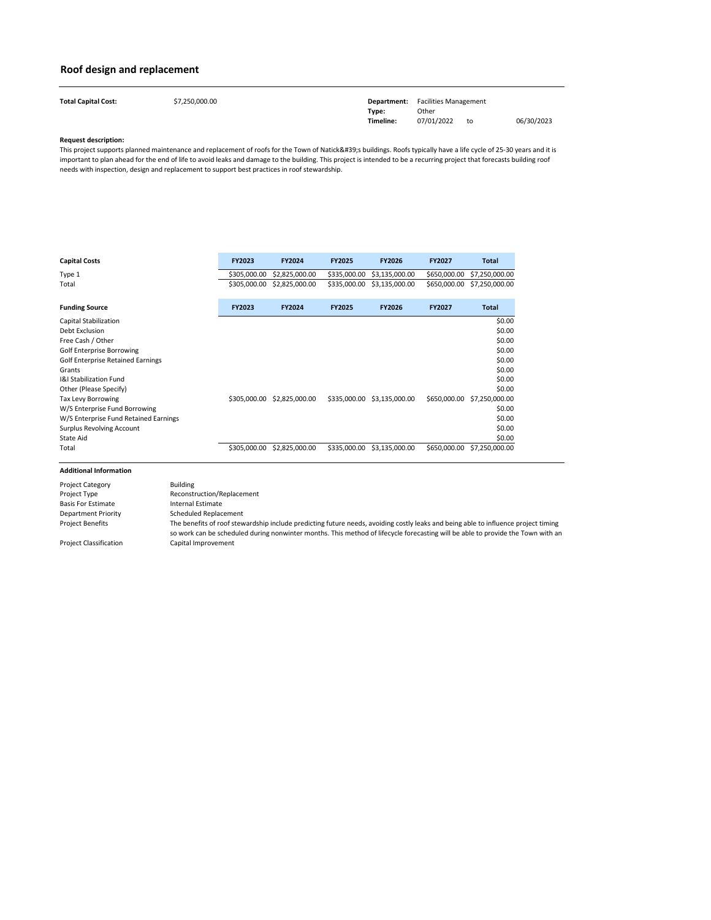## Roof design and replacement

| | | | |
|---|---|---|---|
| **Total Capital Cost:** | $7,250,000.00 | **Department:** | Facilities Management |
| | | **Type:** | Other |
| | | **Timeline:** | 07/01/2022 to 06/30/2023 |

**Request description:**

This project supports planned maintenance and replacement of roofs for the Town of Natick&#39;s buildings. Roofs typically have a life cycle of 25-30 years and it is important to plan ahead for the end of life to avoid leaks and damage to the building. This project is intended to be a recurring project that forecasts building roof needs with inspection, design and replacement to support best practices in roof stewardship.

| Capital Costs | FY2023 | FY2024 | FY2025 | FY2026 | FY2027 | Total |
|---|---|---|---|---|---|---|
| Type 1 | $305,000.00 | $2,825,000.00 | $335,000.00 | $3,135,000.00 | $650,000.00 | $7,250,000.00 |
| Total | $305,000.00 | $2,825,000.00 | $335,000.00 | $3,135,000.00 | $650,000.00 | $7,250,000.00 |

| Funding Source | FY2023 | FY2024 | FY2025 | FY2026 | FY2027 | Total |
|---|---|---|---|---|---|---|
| Capital Stabilization | | | | | | $0.00 |
| Debt Exclusion | | | | | | $0.00 |
| Free Cash / Other | | | | | | $0.00 |
| Golf Enterprise Borrowing | | | | | | $0.00 |
| Golf Enterprise Retained Earnings | | | | | | $0.00 |
| Grants | | | | | | $0.00 |
| I&I Stabilization Fund | | | | | | $0.00 |
| Other (Please Specify) | | | | | | $0.00 |
| Tax Levy Borrowing | $305,000.00 | $2,825,000.00 | $335,000.00 | $3,135,000.00 | $650,000.00 | $7,250,000.00 |
| W/S Enterprise Fund Borrowing | | | | | | $0.00 |
| W/S Enterprise Fund Retained Earnings | | | | | | $0.00 |
| Surplus Revolving Account | | | | | | $0.00 |
| State Aid | | | | | | $0.00 |
| Total | $305,000.00 | $2,825,000.00 | $335,000.00 | $3,135,000.00 | $650,000.00 | $7,250,000.00 |

**Additional Information**

| | |
|---|---|
| Project Category | Building |
| Project Type | Reconstruction/Replacement |
| Basis For Estimate | Internal Estimate |
| Department Priority | Scheduled Replacement |
| Project Benefits | The benefits of roof stewardship include predicting future needs, avoiding costly leaks and being able to influence project timing so work can be scheduled during nonwinter months. This method of lifecycle forecasting will be able to provide the Town with an |
| Project Classification | Capital Improvement |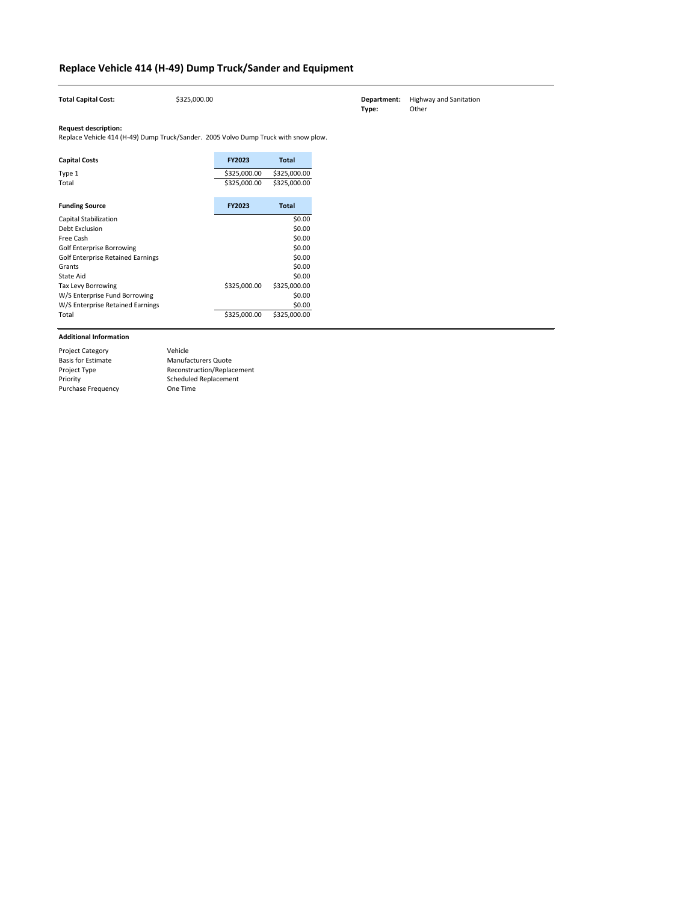# Replace Vehicle 414 (H-49) Dump Truck/Sander and Equipment

**Total Capital Cost:** $325,000.00

**Department:** Highway and Sanitation
**Type:** Other

**Request description:**
Replace Vehicle 414 (H-49) Dump Truck/Sander. 2005 Volvo Dump Truck with snow plow.

| Capital Costs | FY2023 | Total |
|---|---|---|
| Type 1 | $325,000.00 | $325,000.00 |
| Total | $325,000.00 | $325,000.00 |

| Funding Source | FY2023 | Total |
|---|---|---|
| Capital Stabilization | | $0.00 |
| Debt Exclusion | | $0.00 |
| Free Cash | | $0.00 |
| Golf Enterprise Borrowing | | $0.00 |
| Golf Enterprise Retained Earnings | | $0.00 |
| Grants | | $0.00 |
| State Aid | | $0.00 |
| Tax Levy Borrowing | $325,000.00 | $325,000.00 |
| W/S Enterprise Fund Borrowing | | $0.00 |
| W/S Enterprise Retained Earnings | | $0.00 |
| Total | $325,000.00 | $325,000.00 |

**Additional Information**

| | |
|---|---|
| Project Category | Vehicle |
| Basis for Estimate | Manufacturers Quote |
| Project Type | Reconstruction/Replacement |
| Priority | Scheduled Replacement |
| Purchase Frequency | One Time |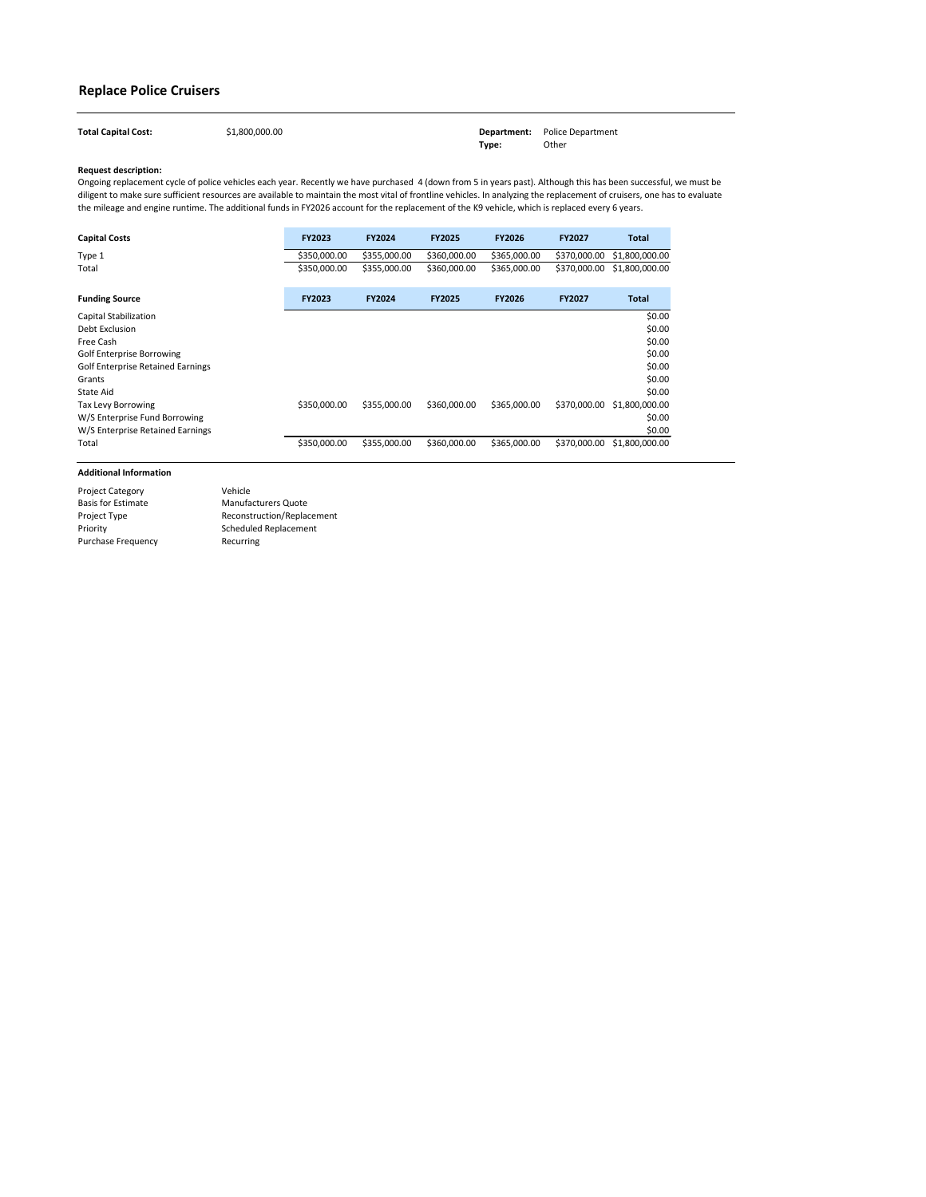## Replace Police Cruisers

**Total Capital Cost:** $1,800,000.00

**Department:** Police Department
**Type:** Other

**Request description:**
Ongoing replacement cycle of police vehicles each year. Recently we have purchased 4 (down from 5 in years past). Although this has been successful, we must be diligent to make sure sufficient resources are available to maintain the most vital of frontline vehicles. In analyzing the replacement of cruisers, one has to evaluate the mileage and engine runtime. The additional funds in FY2026 account for the replacement of the K9 vehicle, which is replaced every 6 years.

| Capital Costs | FY2023 | FY2024 | FY2025 | FY2026 | FY2027 | Total |
|---|---|---|---|---|---|---|
| Type 1 | $350,000.00 | $355,000.00 | $360,000.00 | $365,000.00 | $370,000.00 | $1,800,000.00 |
| Total | $350,000.00 | $355,000.00 | $360,000.00 | $365,000.00 | $370,000.00 | $1,800,000.00 |

| Funding Source | FY2023 | FY2024 | FY2025 | FY2026 | FY2027 | Total |
|---|---|---|---|---|---|---|
| Capital Stabilization | | | | | | $0.00 |
| Debt Exclusion | | | | | | $0.00 |
| Free Cash | | | | | | $0.00 |
| Golf Enterprise Borrowing | | | | | | $0.00 |
| Golf Enterprise Retained Earnings | | | | | | $0.00 |
| Grants | | | | | | $0.00 |
| State Aid | | | | | | $0.00 |
| Tax Levy Borrowing | $350,000.00 | $355,000.00 | $360,000.00 | $365,000.00 | $370,000.00 | $1,800,000.00 |
| W/S Enterprise Fund Borrowing | | | | | | $0.00 |
| W/S Enterprise Retained Earnings | | | | | | $0.00 |
| Total | $350,000.00 | $355,000.00 | $360,000.00 | $365,000.00 | $370,000.00 | $1,800,000.00 |

**Additional Information**

| | |
|---|---|
| Project Category | Vehicle |
| Basis for Estimate | Manufacturers Quote |
| Project Type | Reconstruction/Replacement |
| Priority | Scheduled Replacement |
| Purchase Frequency | Recurring |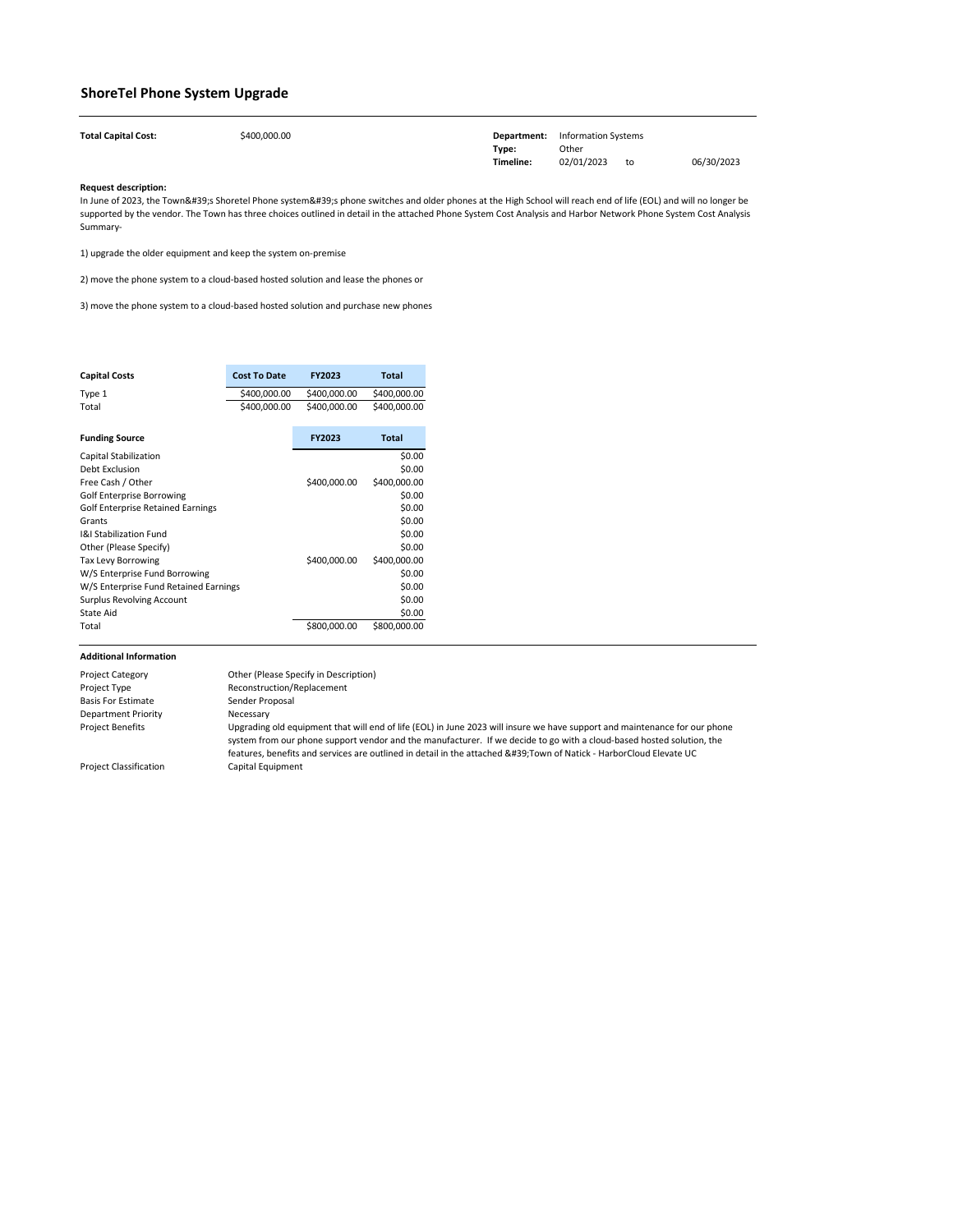## ShoreTel Phone System Upgrade

| | | | |
|---|---|---|---|
| **Total Capital Cost:** | $400,000.00 | **Department:** | Information Systems |
| | | **Type:** | Other |
| | | **Timeline:** | 02/01/2023 to 06/30/2023 |

**Request description:**

In June of 2023, the Town&#39;s Shoretel Phone system&#39;s phone switches and older phones at the High School will reach end of life (EOL) and will no longer be supported by the vendor. The Town has three choices outlined in detail in the attached Phone System Cost Analysis and Harbor Network Phone System Cost Analysis Summary-

1) upgrade the older equipment and keep the system on-premise

2) move the phone system to a cloud-based hosted solution and lease the phones or

3) move the phone system to a cloud-based hosted solution and purchase new phones

| Capital Costs | Cost To Date | FY2023 | Total |
|---|---|---|---|
| Type 1 | $400,000.00 | $400,000.00 | $400,000.00 |
| Total | $400,000.00 | $400,000.00 | $400,000.00 |

| Funding Source | FY2023 | Total |
|---|---|---|
| Capital Stabilization | | $0.00 |
| Debt Exclusion | | $0.00 |
| Free Cash / Other | $400,000.00 | $400,000.00 |
| Golf Enterprise Borrowing | | $0.00 |
| Golf Enterprise Retained Earnings | | $0.00 |
| Grants | | $0.00 |
| I&I Stabilization Fund | | $0.00 |
| Other (Please Specify) | | $0.00 |
| Tax Levy Borrowing | $400,000.00 | $400,000.00 |
| W/S Enterprise Fund Borrowing | | $0.00 |
| W/S Enterprise Fund Retained Earnings | | $0.00 |
| Surplus Revolving Account | | $0.00 |
| State Aid | | $0.00 |
| Total | $800,000.00 | $800,000.00 |

**Additional Information**

| | |
|---|---|
| Project Category | Other (Please Specify in Description) |
| Project Type | Reconstruction/Replacement |
| Basis For Estimate | Sender Proposal |
| Department Priority | Necessary |
| Project Benefits | Upgrading old equipment that will end of life (EOL) in June 2023 will insure we have support and maintenance for our phone system from our phone support vendor and the manufacturer. If we decide to go with a cloud-based hosted solution, the features, benefits and services are outlined in detail in the attached &#39;Town of Natick - HarborCloud Elevate UC |
| Project Classification | Capital Equipment |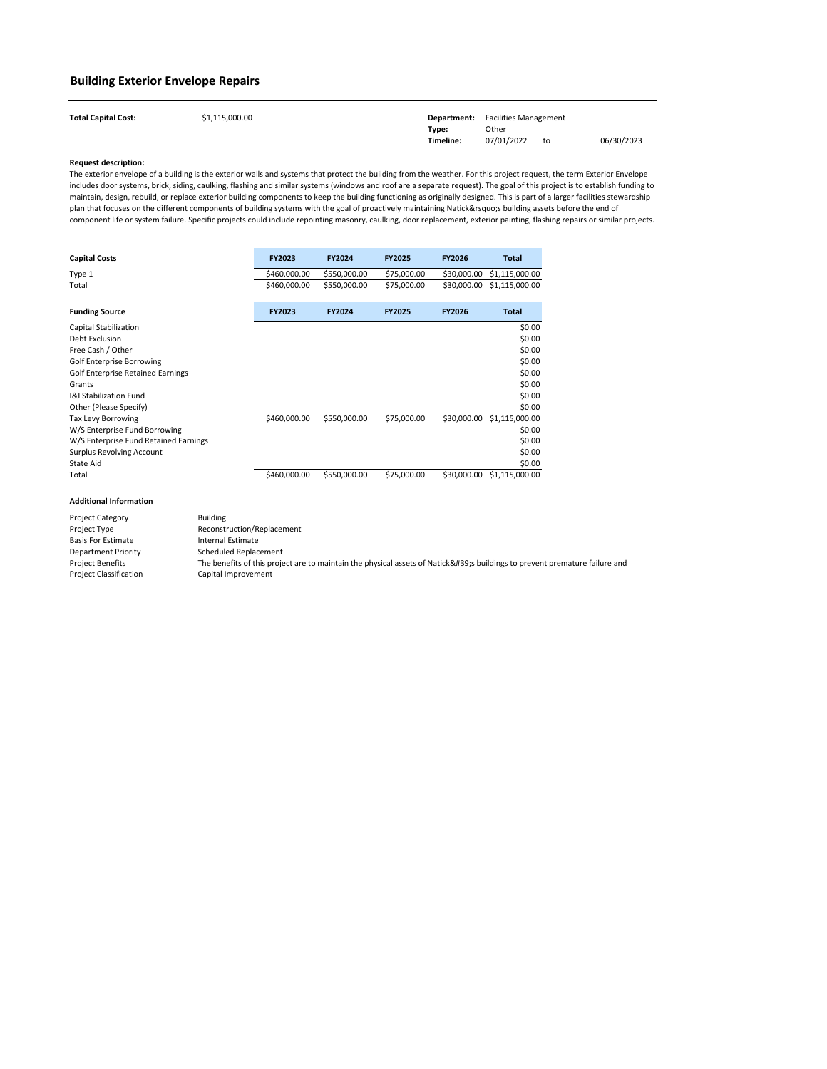## Building Exterior Envelope Repairs

**Total Capital Cost:** $1,115,000.00

**Department:** Facilities Management
**Type:** Other
**Timeline:** 07/01/2022 to 06/30/2023

**Request description:**

The exterior envelope of a building is the exterior walls and systems that protect the building from the weather. For this project request, the term Exterior Envelope includes door systems, brick, siding, caulking, flashing and similar systems (windows and roof are a separate request). The goal of this project is to establish funding to maintain, design, rebuild, or replace exterior building components to keep the building functioning as originally designed. This is part of a larger facilities stewardship plan that focuses on the different components of building systems with the goal of proactively maintaining Natick&rsquo;s building assets before the end of component life or system failure. Specific projects could include repointing masonry, caulking, door replacement, exterior painting, flashing repairs or similar projects.

| Capital Costs | FY2023 | FY2024 | FY2025 | FY2026 | Total |
|---|---|---|---|---|---|
| Type 1 | $460,000.00 | $550,000.00 | $75,000.00 | $30,000.00 | $1,115,000.00 |
| Total | $460,000.00 | $550,000.00 | $75,000.00 | $30,000.00 | $1,115,000.00 |

| Funding Source | FY2023 | FY2024 | FY2025 | FY2026 | Total |
|---|---|---|---|---|---|
| Capital Stabilization | | | | | $0.00 |
| Debt Exclusion | | | | | $0.00 |
| Free Cash / Other | | | | | $0.00 |
| Golf Enterprise Borrowing | | | | | $0.00 |
| Golf Enterprise Retained Earnings | | | | | $0.00 |
| Grants | | | | | $0.00 |
| I&I Stabilization Fund | | | | | $0.00 |
| Other (Please Specify) | | | | | $0.00 |
| Tax Levy Borrowing | $460,000.00 | $550,000.00 | $75,000.00 | $30,000.00 | $1,115,000.00 |
| W/S Enterprise Fund Borrowing | | | | | $0.00 |
| W/S Enterprise Fund Retained Earnings | | | | | $0.00 |
| Surplus Revolving Account | | | | | $0.00 |
| State Aid | | | | | $0.00 |
| Total | $460,000.00 | $550,000.00 | $75,000.00 | $30,000.00 | $1,115,000.00 |

**Additional Information**

| | |
|---|---|
| Project Category | Building |
| Project Type | Reconstruction/Replacement |
| Basis For Estimate | Internal Estimate |
| Department Priority | Scheduled Replacement |
| Project Benefits | The benefits of this project are to maintain the physical assets of Natick&#39;s buildings to prevent premature failure and |
| Project Classification | Capital Improvement |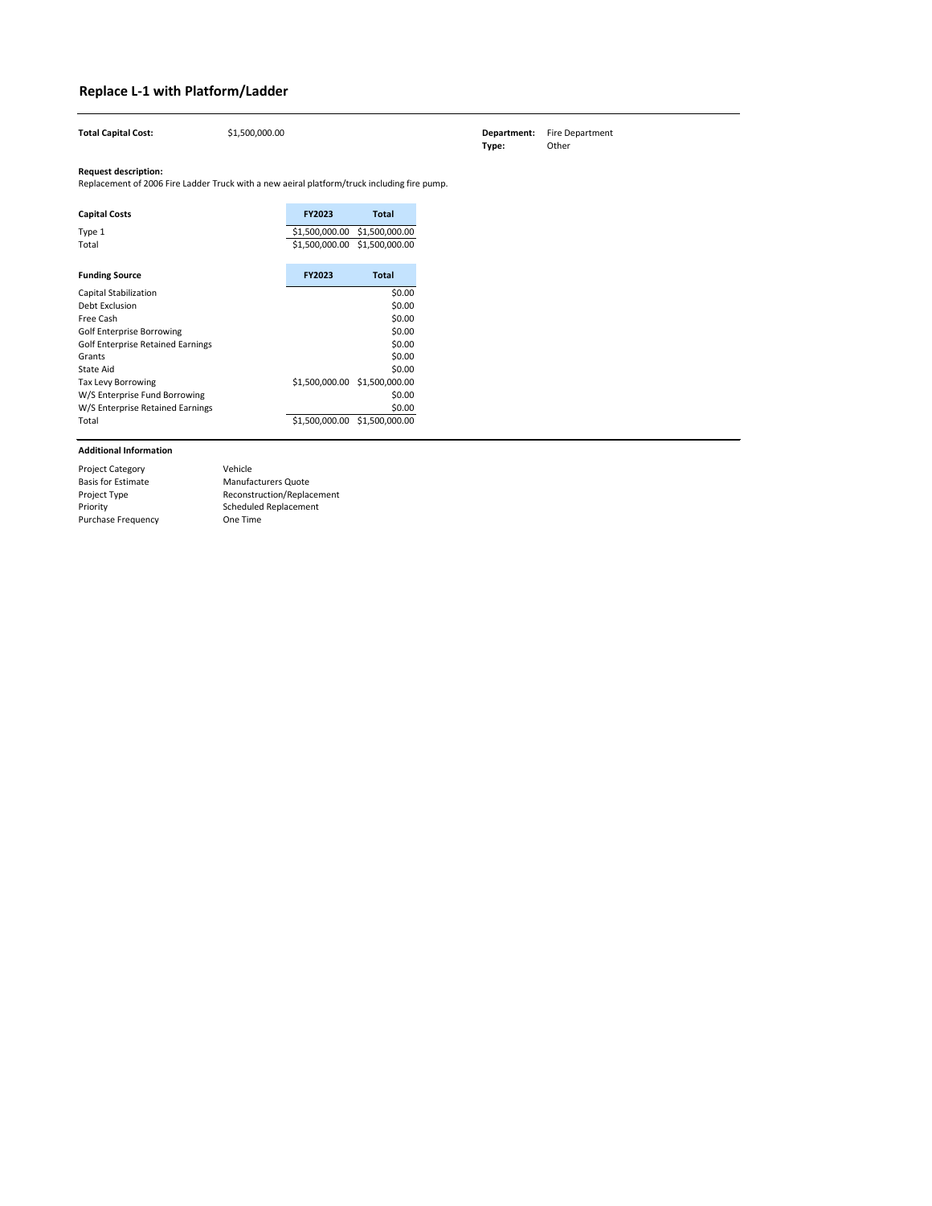# Replace L-1 with Platform/Ladder

**Total Capital Cost:** $1,500,000.00

**Department:** Fire Department
**Type:** Other

**Request description:**
Replacement of 2006 Fire Ladder Truck with a new aeiral platform/truck including fire pump.

| Capital Costs | FY2023 | Total |
|---|---|---|
| Type 1 | $1,500,000.00 | $1,500,000.00 |
| Total | $1,500,000.00 | $1,500,000.00 |

| Funding Source | FY2023 | Total |
|---|---|---|
| Capital Stabilization | | $0.00 |
| Debt Exclusion | | $0.00 |
| Free Cash | | $0.00 |
| Golf Enterprise Borrowing | | $0.00 |
| Golf Enterprise Retained Earnings | | $0.00 |
| Grants | | $0.00 |
| State Aid | | $0.00 |
| Tax Levy Borrowing | $1,500,000.00 | $1,500,000.00 |
| W/S Enterprise Fund Borrowing | | $0.00 |
| W/S Enterprise Retained Earnings | | $0.00 |
| Total | $1,500,000.00 | $1,500,000.00 |

**Additional Information**

| | |
|---|---|
| Project Category | Vehicle |
| Basis for Estimate | Manufacturers Quote |
| Project Type | Reconstruction/Replacement |
| Priority | Scheduled Replacement |
| Purchase Frequency | One Time |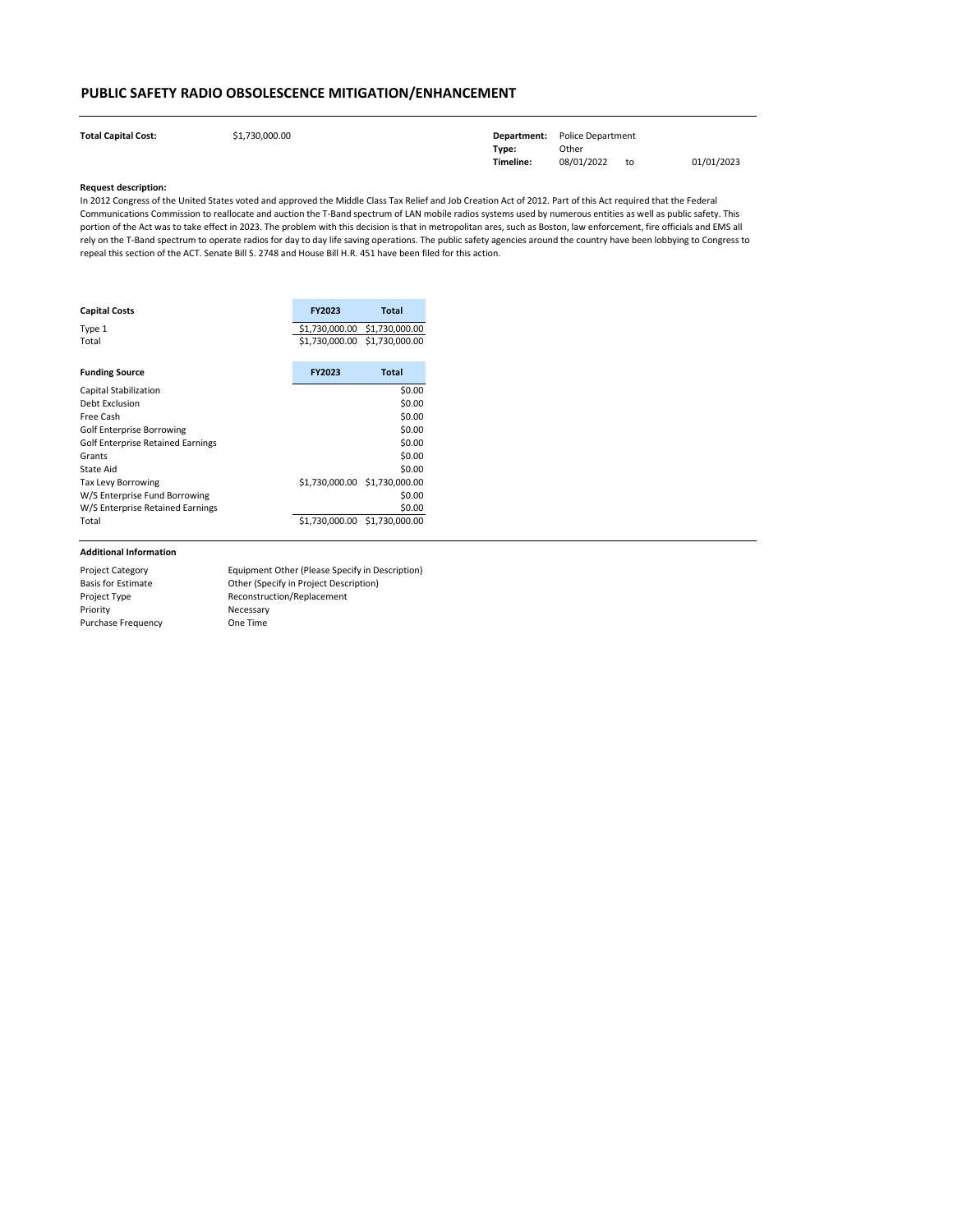# PUBLIC SAFETY RADIO OBSOLESCENCE MITIGATION/ENHANCEMENT

**Total Capital Cost:** $1,730,000.00

**Department:** Police Department
**Type:** Other
**Timeline:** 08/01/2022 to 01/01/2023

**Request description:**

In 2012 Congress of the United States voted and approved the Middle Class Tax Relief and Job Creation Act of 2012. Part of this Act required that the Federal Communications Commission to reallocate and auction the T-Band spectrum of LAN mobile radios systems used by numerous entities as well as public safety. This portion of the Act was to take effect in 2023. The problem with this decision is that in metropolitan ares, such as Boston, law enforcement, fire officials and EMS all rely on the T-Band spectrum to operate radios for day to day life saving operations. The public safety agencies around the country have been lobbying to Congress to repeal this section of the ACT. Senate Bill S. 2748 and House Bill H.R. 451 have been filed for this action.

| Capital Costs | FY2023 | Total |
|---|---|---|
| Type 1 | $1,730,000.00 | $1,730,000.00 |
| Total | $1,730,000.00 | $1,730,000.00 |

| Funding Source | FY2023 | Total |
|---|---|---|
| Capital Stabilization | | $0.00 |
| Debt Exclusion | | $0.00 |
| Free Cash | | $0.00 |
| Golf Enterprise Borrowing | | $0.00 |
| Golf Enterprise Retained Earnings | | $0.00 |
| Grants | | $0.00 |
| State Aid | | $0.00 |
| Tax Levy Borrowing | $1,730,000.00 | $1,730,000.00 |
| W/S Enterprise Fund Borrowing | | $0.00 |
| W/S Enterprise Retained Earnings | | $0.00 |
| Total | $1,730,000.00 | $1,730,000.00 |

**Additional Information**

| | |
|---|---|
| Project Category | Equipment Other (Please Specify in Description) |
| Basis for Estimate | Other (Specify in Project Description) |
| Project Type | Reconstruction/Replacement |
| Priority | Necessary |
| Purchase Frequency | One Time |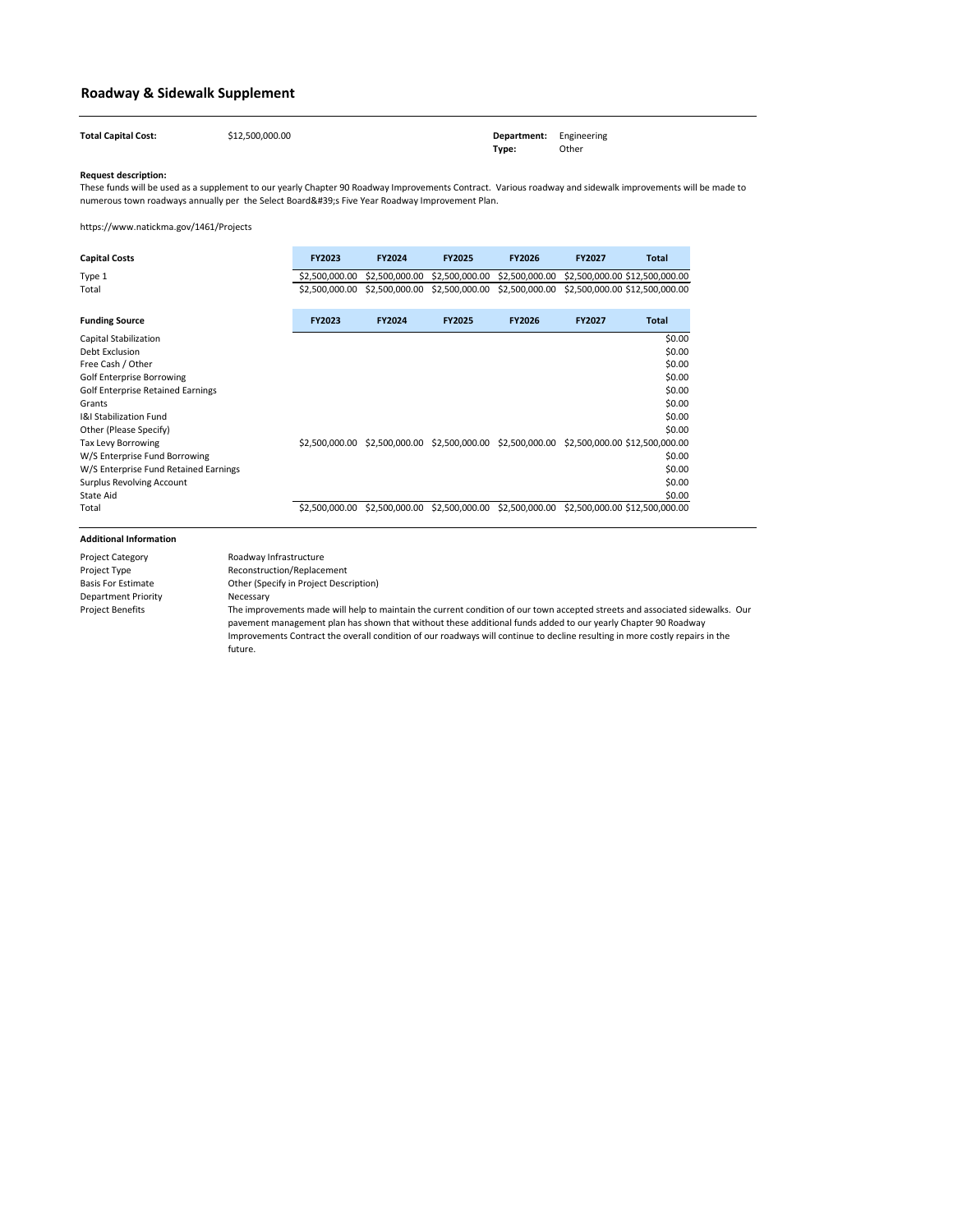# Roadway & Sidewalk Supplement

**Total Capital Cost:** $12,500,000.00

**Department:** Engineering
**Type:** Other

**Request description:**
These funds will be used as a supplement to our yearly Chapter 90 Roadway Improvements Contract. Various roadway and sidewalk improvements will be made to numerous town roadways annually per the Select Board&#39;s Five Year Roadway Improvement Plan.

https://www.natickma.gov/1461/Projects

| Capital Costs | FY2023 | FY2024 | FY2025 | FY2026 | FY2027 | Total |
|---|---|---|---|---|---|---|
| Type 1 | $2,500,000.00 | $2,500,000.00 | $2,500,000.00 | $2,500,000.00 | $2,500,000.00 | $12,500,000.00 |
| Total | $2,500,000.00 | $2,500,000.00 | $2,500,000.00 | $2,500,000.00 | $2,500,000.00 | $12,500,000.00 |

| Funding Source | FY2023 | FY2024 | FY2025 | FY2026 | FY2027 | Total |
|---|---|---|---|---|---|---|
| Capital Stabilization | | | | | | $0.00 |
| Debt Exclusion | | | | | | $0.00 |
| Free Cash / Other | | | | | | $0.00 |
| Golf Enterprise Borrowing | | | | | | $0.00 |
| Golf Enterprise Retained Earnings | | | | | | $0.00 |
| Grants | | | | | | $0.00 |
| I&I Stabilization Fund | | | | | | $0.00 |
| Other (Please Specify) | | | | | | $0.00 |
| Tax Levy Borrowing | $2,500,000.00 | $2,500,000.00 | $2,500,000.00 | $2,500,000.00 | $2,500,000.00 | $12,500,000.00 |
| W/S Enterprise Fund Borrowing | | | | | | $0.00 |
| W/S Enterprise Fund Retained Earnings | | | | | | $0.00 |
| Surplus Revolving Account | | | | | | $0.00 |
| State Aid | | | | | | $0.00 |
| Total | $2,500,000.00 | $2,500,000.00 | $2,500,000.00 | $2,500,000.00 | $2,500,000.00 | $12,500,000.00 |

**Additional Information**

| | |
|---|---|
| Project Category | Roadway Infrastructure |
| Project Type | Reconstruction/Replacement |
| Basis For Estimate | Other (Specify in Project Description) |
| Department Priority | Necessary |
| Project Benefits | The improvements made will help to maintain the current condition of our town accepted streets and associated sidewalks. Our pavement management plan has shown that without these additional funds added to our yearly Chapter 90 Roadway Improvements Contract the overall condition of our roadways will continue to decline resulting in more costly repairs in the future. |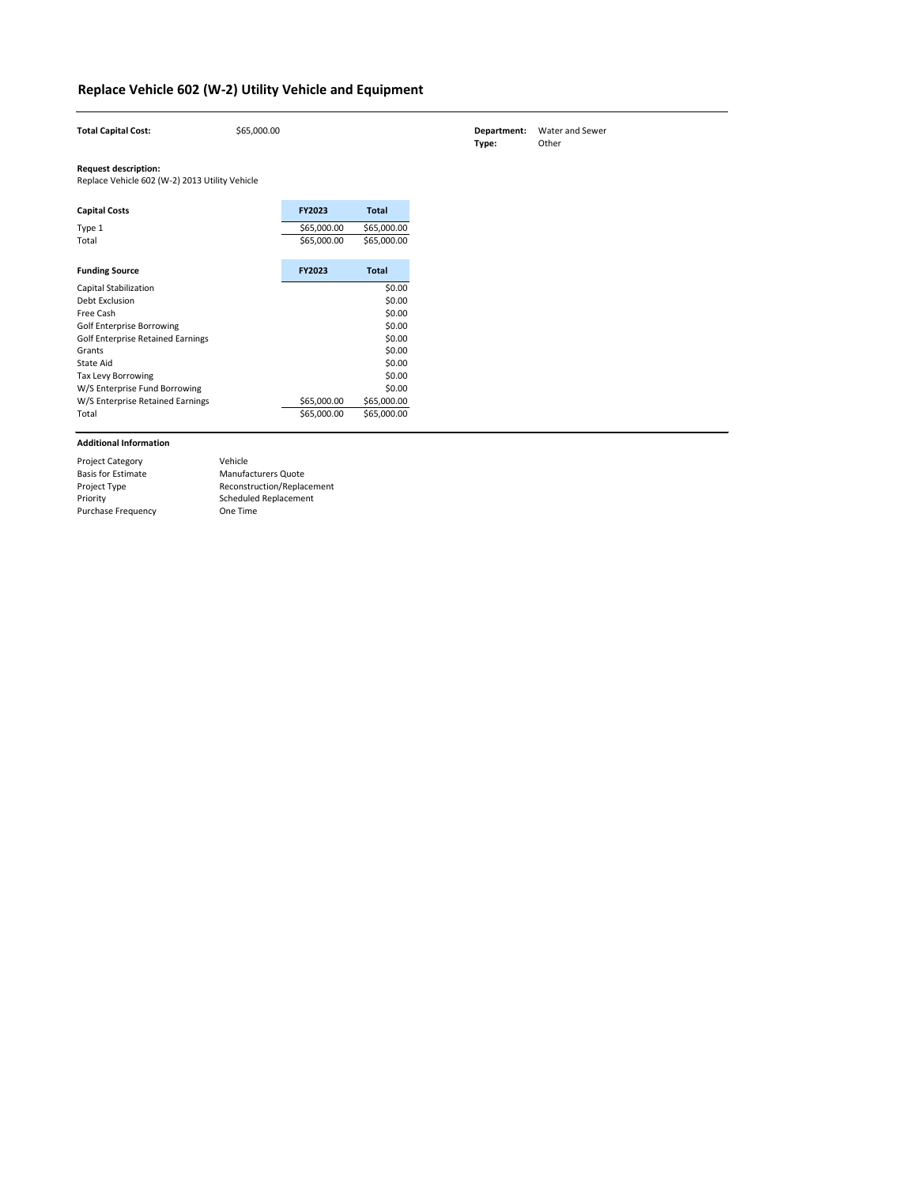# Replace Vehicle 602 (W-2) Utility Vehicle and Equipment

**Total Capital Cost:** $65,000.00

**Department:** Water and Sewer
**Type:** Other

**Request description:**
Replace Vehicle 602 (W-2) 2013 Utility Vehicle

| Capital Costs | FY2023 | Total |
|---|---|---|
| Type 1 | $65,000.00 | $65,000.00 |
| Total | $65,000.00 | $65,000.00 |

| Funding Source | FY2023 | Total |
|---|---|---|
| Capital Stabilization | | $0.00 |
| Debt Exclusion | | $0.00 |
| Free Cash | | $0.00 |
| Golf Enterprise Borrowing | | $0.00 |
| Golf Enterprise Retained Earnings | | $0.00 |
| Grants | | $0.00 |
| State Aid | | $0.00 |
| Tax Levy Borrowing | | $0.00 |
| W/S Enterprise Fund Borrowing | | $0.00 |
| W/S Enterprise Retained Earnings | $65,000.00 | $65,000.00 |
| Total | $65,000.00 | $65,000.00 |

**Additional Information**

| | |
|---|---|
| Project Category | Vehicle |
| Basis for Estimate | Manufacturers Quote |
| Project Type | Reconstruction/Replacement |
| Priority | Scheduled Replacement |
| Purchase Frequency | One Time |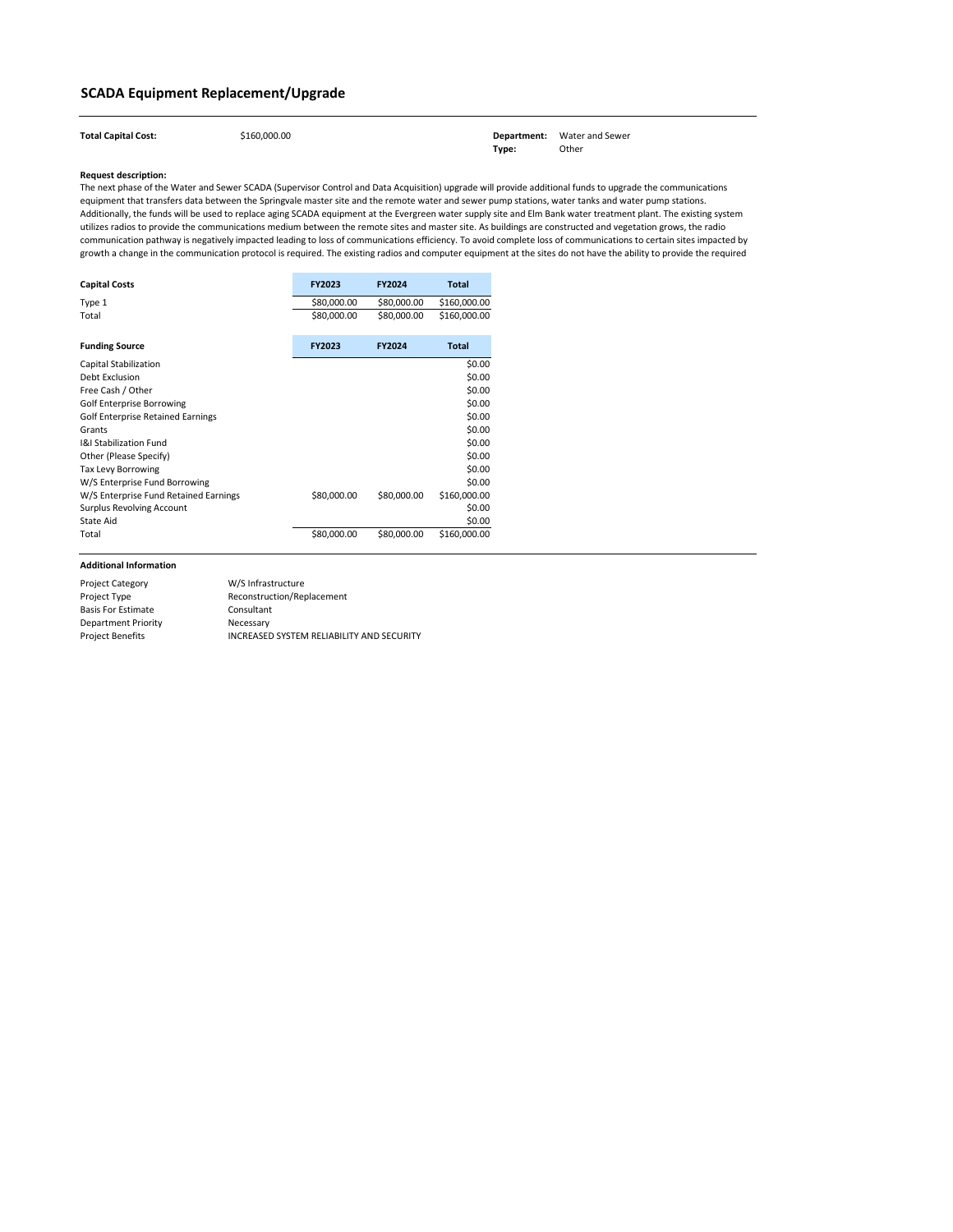## SCADA Equipment Replacement/Upgrade

**Total Capital Cost:** $160,000.00

**Department:** Water and Sewer
**Type:** Other

**Request description:**

The next phase of the Water and Sewer SCADA (Supervisor Control and Data Acquisition) upgrade will provide additional funds to upgrade the communications equipment that transfers data between the Springvale master site and the remote water and sewer pump stations, water tanks and water pump stations. Additionally, the funds will be used to replace aging SCADA equipment at the Evergreen water supply site and Elm Bank water treatment plant. The existing system utilizes radios to provide the communications medium between the remote sites and master site. As buildings are constructed and vegetation grows, the radio communication pathway is negatively impacted leading to loss of communications efficiency. To avoid complete loss of communications to certain sites impacted by growth a change in the communication protocol is required. The existing radios and computer equipment at the sites do not have the ability to provide the required

| Capital Costs | FY2023 | FY2024 | Total |
|---|---|---|---|
| Type 1 | $80,000.00 | $80,000.00 | $160,000.00 |
| Total | $80,000.00 | $80,000.00 | $160,000.00 |

| Funding Source | FY2023 | FY2024 | Total |
|---|---|---|---|
| Capital Stabilization | | | $0.00 |
| Debt Exclusion | | | $0.00 |
| Free Cash / Other | | | $0.00 |
| Golf Enterprise Borrowing | | | $0.00 |
| Golf Enterprise Retained Earnings | | | $0.00 |
| Grants | | | $0.00 |
| I&I Stabilization Fund | | | $0.00 |
| Other (Please Specify) | | | $0.00 |
| Tax Levy Borrowing | | | $0.00 |
| W/S Enterprise Fund Borrowing | | | $0.00 |
| W/S Enterprise Fund Retained Earnings | $80,000.00 | $80,000.00 | $160,000.00 |
| Surplus Revolving Account | | | $0.00 |
| State Aid | | | $0.00 |
| Total | $80,000.00 | $80,000.00 | $160,000.00 |

**Additional Information**

| | |
|---|---|
| Project Category | W/S Infrastructure |
| Project Type | Reconstruction/Replacement |
| Basis For Estimate | Consultant |
| Department Priority | Necessary |
| Project Benefits | INCREASED SYSTEM RELIABILITY AND SECURITY |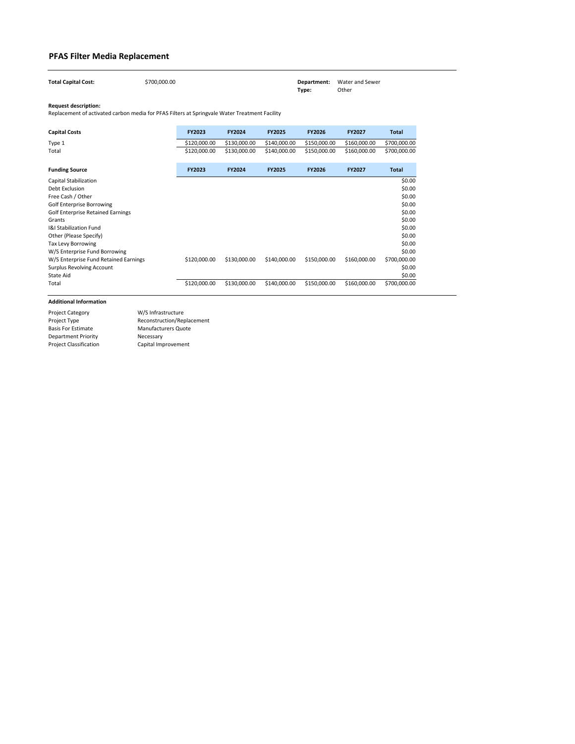## PFAS Filter Media Replacement

**Total Capital Cost:** $700,000.00

**Department:** Water and Sewer
**Type:** Other

**Request description:**
Replacement of activated carbon media for PFAS Filters at Springvale Water Treatment Facility

| Capital Costs | FY2023 | FY2024 | FY2025 | FY2026 | FY2027 | Total |
|---|---|---|---|---|---|---|
| Type 1 | $120,000.00 | $130,000.00 | $140,000.00 | $150,000.00 | $160,000.00 | $700,000.00 |
| Total | $120,000.00 | $130,000.00 | $140,000.00 | $150,000.00 | $160,000.00 | $700,000.00 |

| Funding Source | FY2023 | FY2024 | FY2025 | FY2026 | FY2027 | Total |
|---|---|---|---|---|---|---|
| Capital Stabilization | | | | | | $0.00 |
| Debt Exclusion | | | | | | $0.00 |
| Free Cash / Other | | | | | | $0.00 |
| Golf Enterprise Borrowing | | | | | | $0.00 |
| Golf Enterprise Retained Earnings | | | | | | $0.00 |
| Grants | | | | | | $0.00 |
| I&I Stabilization Fund | | | | | | $0.00 |
| Other (Please Specify) | | | | | | $0.00 |
| Tax Levy Borrowing | | | | | | $0.00 |
| W/S Enterprise Fund Borrowing | | | | | | $0.00 |
| W/S Enterprise Fund Retained Earnings | $120,000.00 | $130,000.00 | $140,000.00 | $150,000.00 | $160,000.00 | $700,000.00 |
| Surplus Revolving Account | | | | | | $0.00 |
| State Aid | | | | | | $0.00 |
| Total | $120,000.00 | $130,000.00 | $140,000.00 | $150,000.00 | $160,000.00 | $700,000.00 |

**Additional Information**

| | |
|---|---|
| Project Category | W/S Infrastructure |
| Project Type | Reconstruction/Replacement |
| Basis For Estimate | Manufacturers Quote |
| Department Priority | Necessary |
| Project Classification | Capital Improvement |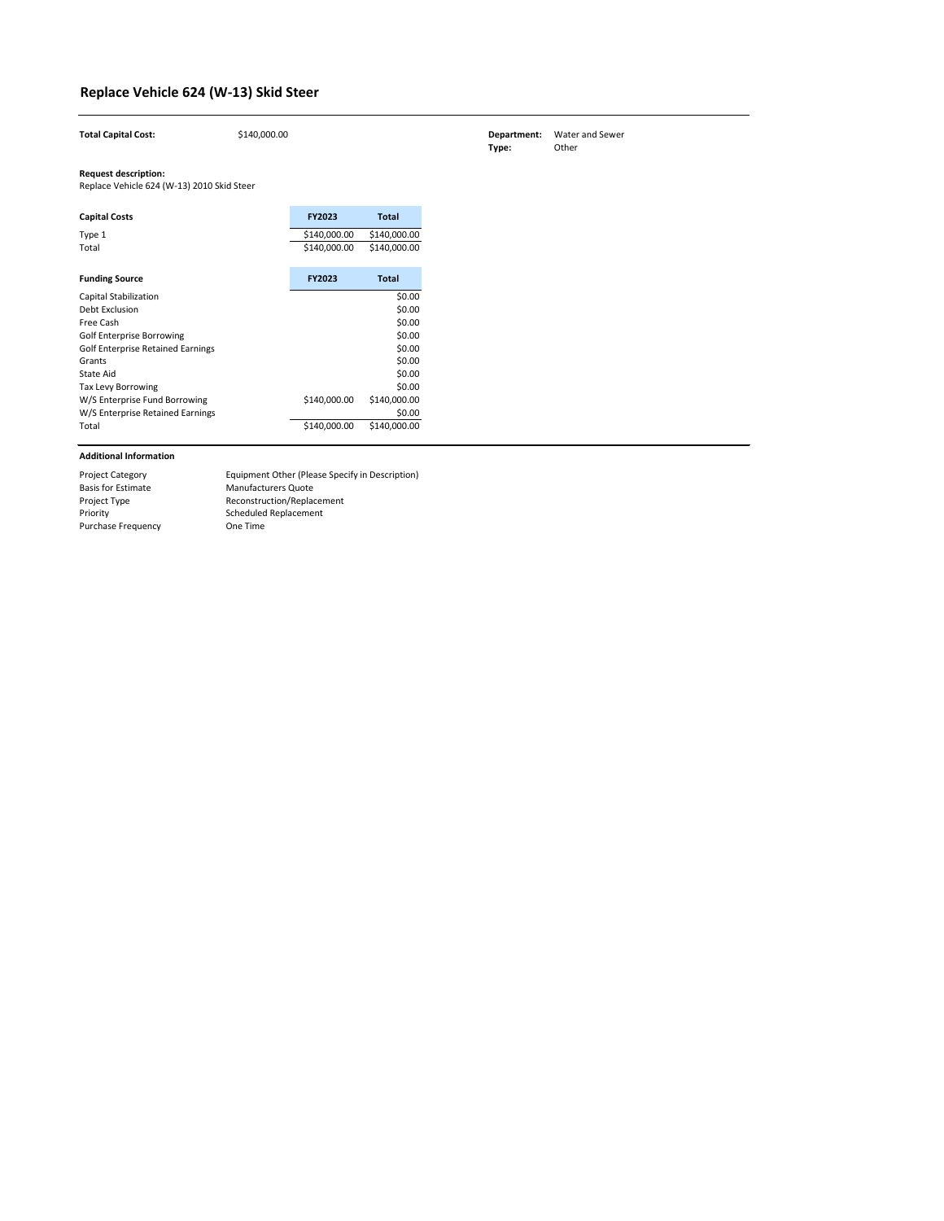# Replace Vehicle 624 (W-13) Skid Steer

**Total Capital Cost:** $140,000.00

**Department:** Water and Sewer
**Type:** Other

**Request description:**
Replace Vehicle 624 (W-13) 2010 Skid Steer

| Capital Costs | FY2023 | Total |
|---|---|---|
| Type 1 | $140,000.00 | $140,000.00 |
| Total | $140,000.00 | $140,000.00 |

| Funding Source | FY2023 | Total |
|---|---|---|
| Capital Stabilization | | $0.00 |
| Debt Exclusion | | $0.00 |
| Free Cash | | $0.00 |
| Golf Enterprise Borrowing | | $0.00 |
| Golf Enterprise Retained Earnings | | $0.00 |
| Grants | | $0.00 |
| State Aid | | $0.00 |
| Tax Levy Borrowing | | $0.00 |
| W/S Enterprise Fund Borrowing | $140,000.00 | $140,000.00 |
| W/S Enterprise Retained Earnings | | $0.00 |
| Total | $140,000.00 | $140,000.00 |

**Additional Information**

| | |
|---|---|
| Project Category | Equipment Other (Please Specify in Description) |
| Basis for Estimate | Manufacturers Quote |
| Project Type | Reconstruction/Replacement |
| Priority | Scheduled Replacement |
| Purchase Frequency | One Time |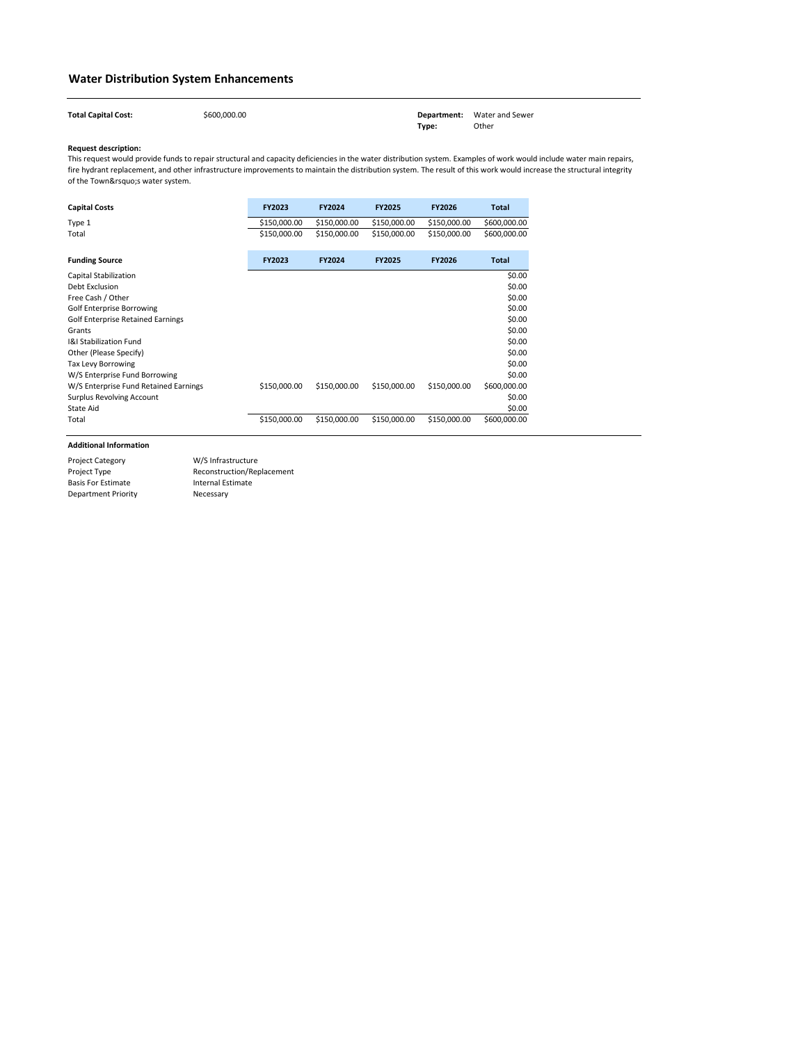## Water Distribution System Enhancements

**Total Capital Cost:** $600,000.00

**Department:** Water and Sewer
**Type:** Other

**Request description:**

This request would provide funds to repair structural and capacity deficiencies in the water distribution system. Examples of work would include water main repairs, fire hydrant replacement, and other infrastructure improvements to maintain the distribution system. The result of this work would increase the structural integrity of the Town&rsquo;s water system.

| Capital Costs | FY2023 | FY2024 | FY2025 | FY2026 | Total |
|---|---|---|---|---|---|
| Type 1 | $150,000.00 | $150,000.00 | $150,000.00 | $150,000.00 | $600,000.00 |
| Total | $150,000.00 | $150,000.00 | $150,000.00 | $150,000.00 | $600,000.00 |

| Funding Source | FY2023 | FY2024 | FY2025 | FY2026 | Total |
|---|---|---|---|---|---|
| Capital Stabilization | | | | | $0.00 |
| Debt Exclusion | | | | | $0.00 |
| Free Cash / Other | | | | | $0.00 |
| Golf Enterprise Borrowing | | | | | $0.00 |
| Golf Enterprise Retained Earnings | | | | | $0.00 |
| Grants | | | | | $0.00 |
| I&I Stabilization Fund | | | | | $0.00 |
| Other (Please Specify) | | | | | $0.00 |
| Tax Levy Borrowing | | | | | $0.00 |
| W/S Enterprise Fund Borrowing | | | | | $0.00 |
| W/S Enterprise Fund Retained Earnings | $150,000.00 | $150,000.00 | $150,000.00 | $150,000.00 | $600,000.00 |
| Surplus Revolving Account | | | | | $0.00 |
| State Aid | | | | | $0.00 |
| Total | $150,000.00 | $150,000.00 | $150,000.00 | $150,000.00 | $600,000.00 |

**Additional Information**

| | |
|---|---|
| Project Category | W/S Infrastructure |
| Project Type | Reconstruction/Replacement |
| Basis For Estimate | Internal Estimate |
| Department Priority | Necessary |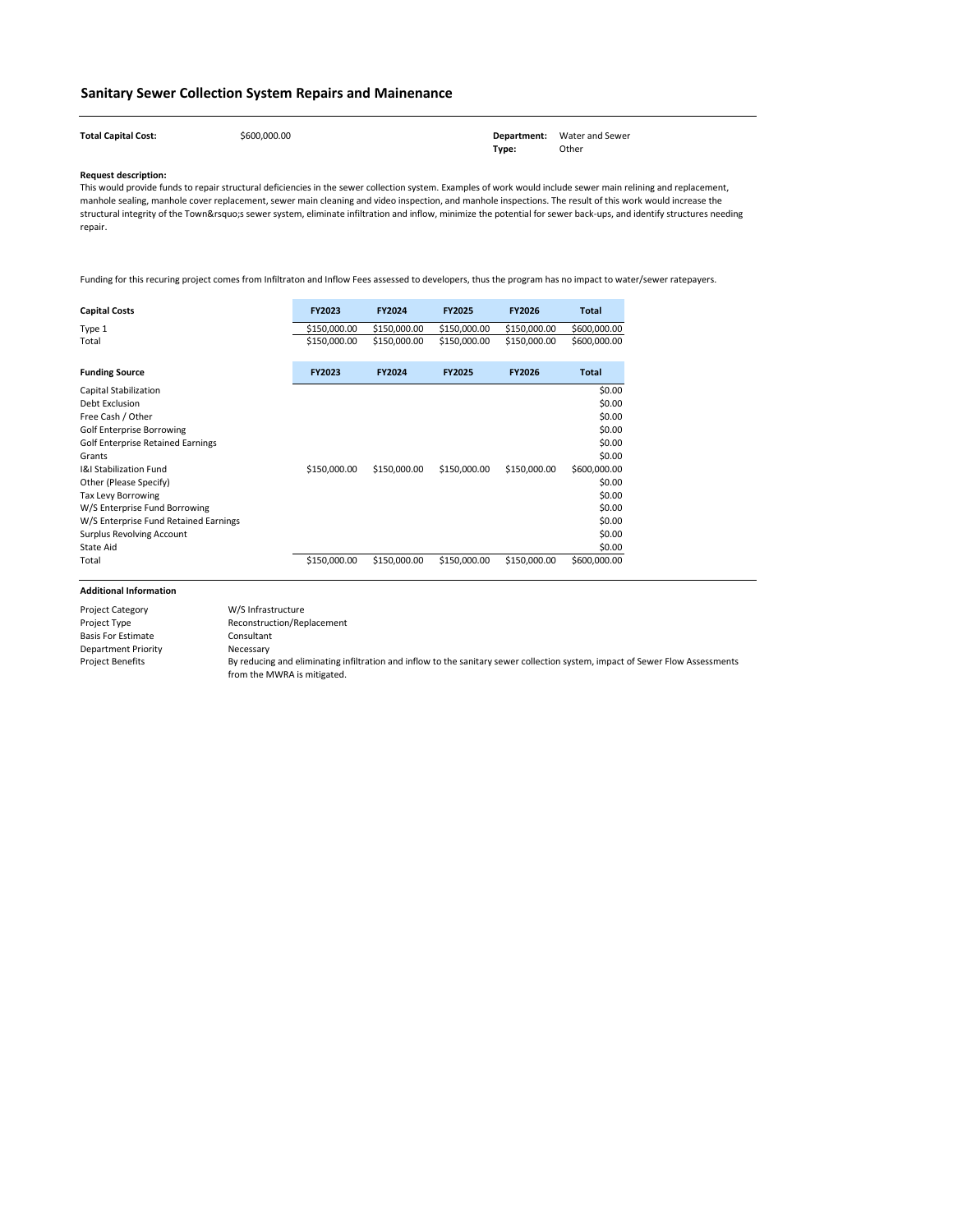## Sanitary Sewer Collection System Repairs and Mainenance

**Total Capital Cost:** $600,000.00

**Department:** Water and Sewer
**Type:** Other

**Request description:**
This would provide funds to repair structural deficiencies in the sewer collection system. Examples of work would include sewer main relining and replacement, manhole sealing, manhole cover replacement, sewer main cleaning and video inspection, and manhole inspections. The result of this work would increase the structural integrity of the Town&rsquo;s sewer system, eliminate infiltration and inflow, minimize the potential for sewer back-ups, and identify structures needing repair.

Funding for this recuring project comes from Infiltraton and Inflow Fees assessed to developers, thus the program has no impact to water/sewer ratepayers.

| Capital Costs | FY2023 | FY2024 | FY2025 | FY2026 | Total |
|---|---|---|---|---|---|
| Type 1 | $150,000.00 | $150,000.00 | $150,000.00 | $150,000.00 | $600,000.00 |
| Total | $150,000.00 | $150,000.00 | $150,000.00 | $150,000.00 | $600,000.00 |

| Funding Source | FY2023 | FY2024 | FY2025 | FY2026 | Total |
|---|---|---|---|---|---|
| Capital Stabilization | | | | | $0.00 |
| Debt Exclusion | | | | | $0.00 |
| Free Cash / Other | | | | | $0.00 |
| Golf Enterprise Borrowing | | | | | $0.00 |
| Golf Enterprise Retained Earnings | | | | | $0.00 |
| Grants | | | | | $0.00 |
| I&I Stabilization Fund | $150,000.00 | $150,000.00 | $150,000.00 | $150,000.00 | $600,000.00 |
| Other (Please Specify) | | | | | $0.00 |
| Tax Levy Borrowing | | | | | $0.00 |
| W/S Enterprise Fund Borrowing | | | | | $0.00 |
| W/S Enterprise Fund Retained Earnings | | | | | $0.00 |
| Surplus Revolving Account | | | | | $0.00 |
| State Aid | | | | | $0.00 |
| Total | $150,000.00 | $150,000.00 | $150,000.00 | $150,000.00 | $600,000.00 |

**Additional Information**

| | |
|---|---|
| Project Category | W/S Infrastructure |
| Project Type | Reconstruction/Replacement |
| Basis For Estimate | Consultant |
| Department Priority | Necessary |
| Project Benefits | By reducing and eliminating infiltration and inflow to the sanitary sewer collection system, impact of Sewer Flow Assessments from the MWRA is mitigated. |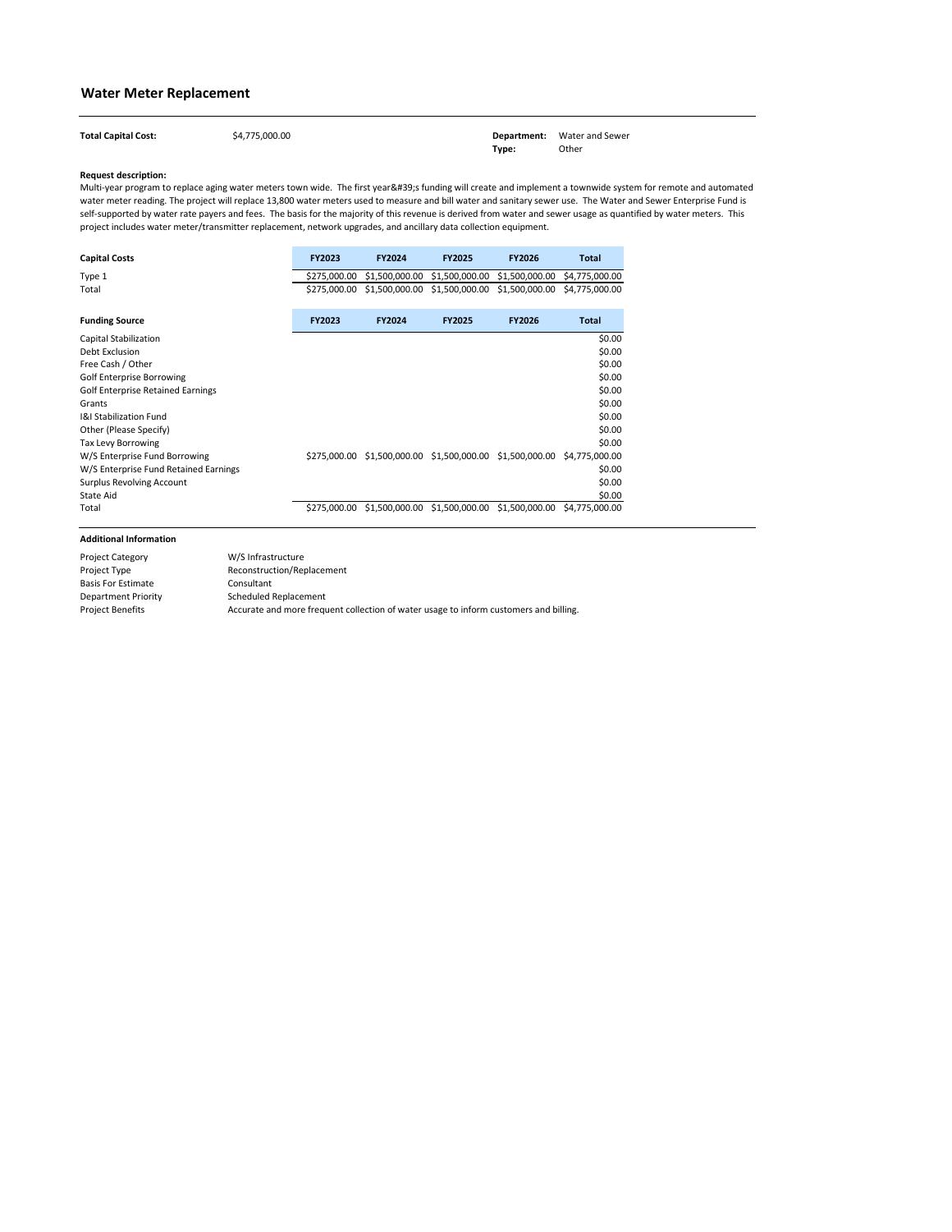## Water Meter Replacement

**Total Capital Cost:** $4,775,000.00

**Department:** Water and Sewer
**Type:** Other

**Request description:**
Multi-year program to replace aging water meters town wide. The first year&#39;s funding will create and implement a townwide system for remote and automated water meter reading. The project will replace 13,800 water meters used to measure and bill water and sanitary sewer use. The Water and Sewer Enterprise Fund is self-supported by water rate payers and fees. The basis for the majority of this revenue is derived from water and sewer usage as quantified by water meters. This project includes water meter/transmitter replacement, network upgrades, and ancillary data collection equipment.

| Capital Costs | FY2023 | FY2024 | FY2025 | FY2026 | Total |
|---|---|---|---|---|---|
| Type 1 | $275,000.00 | $1,500,000.00 | $1,500,000.00 | $1,500,000.00 | $4,775,000.00 |
| Total | $275,000.00 | $1,500,000.00 | $1,500,000.00 | $1,500,000.00 | $4,775,000.00 |

| Funding Source | FY2023 | FY2024 | FY2025 | FY2026 | Total |
|---|---|---|---|---|---|
| Capital Stabilization | | | | | $0.00 |
| Debt Exclusion | | | | | $0.00 |
| Free Cash / Other | | | | | $0.00 |
| Golf Enterprise Borrowing | | | | | $0.00 |
| Golf Enterprise Retained Earnings | | | | | $0.00 |
| Grants | | | | | $0.00 |
| I&I Stabilization Fund | | | | | $0.00 |
| Other (Please Specify) | | | | | $0.00 |
| Tax Levy Borrowing | | | | | $0.00 |
| W/S Enterprise Fund Borrowing | $275,000.00 | $1,500,000.00 | $1,500,000.00 | $1,500,000.00 | $4,775,000.00 |
| W/S Enterprise Fund Retained Earnings | | | | | $0.00 |
| Surplus Revolving Account | | | | | $0.00 |
| State Aid | | | | | $0.00 |
| Total | $275,000.00 | $1,500,000.00 | $1,500,000.00 | $1,500,000.00 | $4,775,000.00 |

**Additional Information**

| | |
|---|---|
| Project Category | W/S Infrastructure |
| Project Type | Reconstruction/Replacement |
| Basis For Estimate | Consultant |
| Department Priority | Scheduled Replacement |
| Project Benefits | Accurate and more frequent collection of water usage to inform customers and billing. |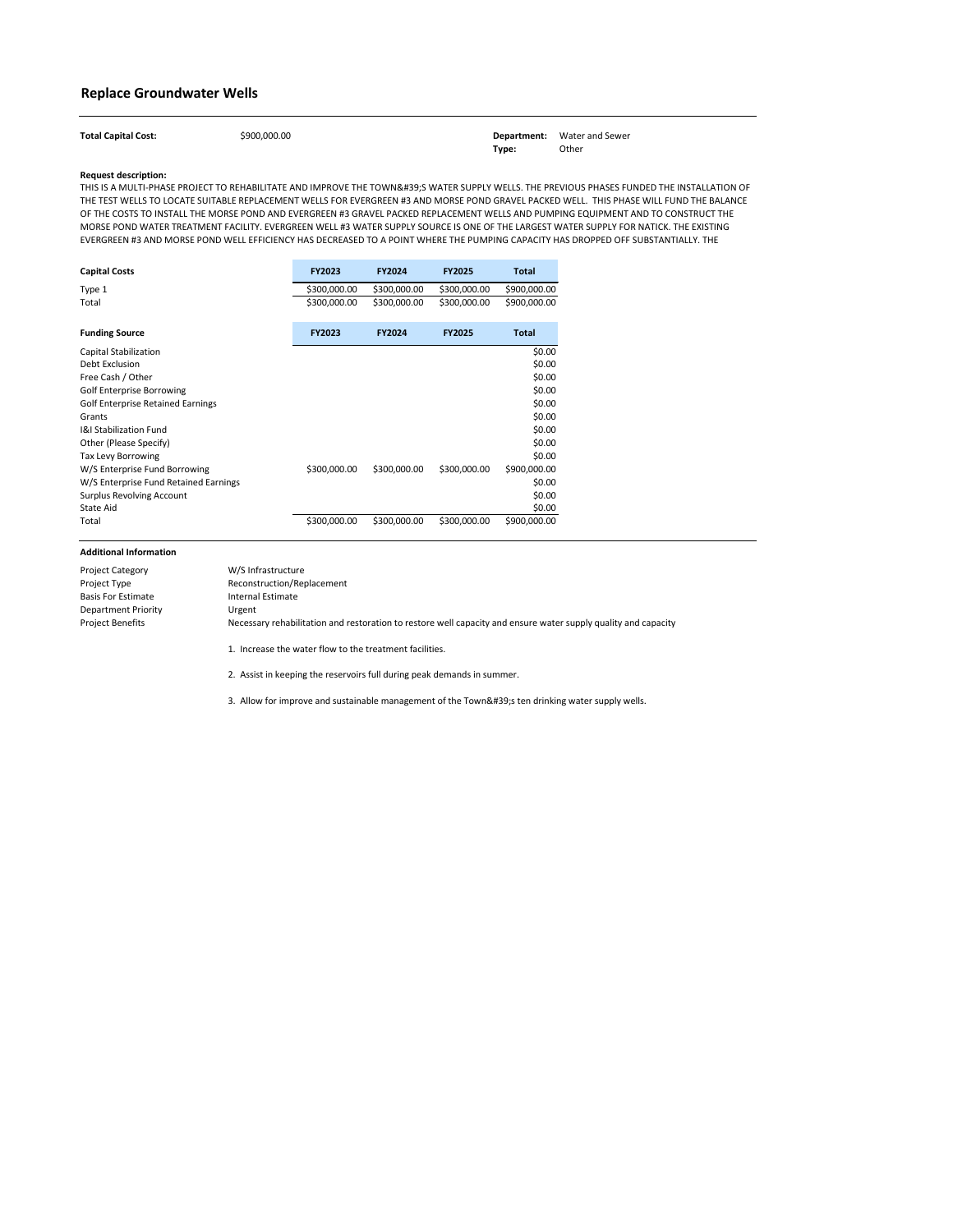# Replace Groundwater Wells

**Total Capital Cost:** $900,000.00

**Department:** Water and Sewer
**Type:** Other

**Request description:**

THIS IS A MULTI-PHASE PROJECT TO REHABILITATE AND IMPROVE THE TOWN&#39;S WATER SUPPLY WELLS. THE PREVIOUS PHASES FUNDED THE INSTALLATION OF THE TEST WELLS TO LOCATE SUITABLE REPLACEMENT WELLS FOR EVERGREEN #3 AND MORSE POND GRAVEL PACKED WELL. THIS PHASE WILL FUND THE BALANCE OF THE COSTS TO INSTALL THE MORSE POND AND EVERGREEN #3 GRAVEL PACKED REPLACEMENT WELLS AND PUMPING EQUIPMENT AND TO CONSTRUCT THE MORSE POND WATER TREATMENT FACILITY. EVERGREEN WELL #3 WATER SUPPLY SOURCE IS ONE OF THE LARGEST WATER SUPPLY FOR NATICK. THE EXISTING EVERGREEN #3 AND MORSE POND WELL EFFICIENCY HAS DECREASED TO A POINT WHERE THE PUMPING CAPACITY HAS DROPPED OFF SUBSTANTIALLY. THE

| Capital Costs | FY2023 | FY2024 | FY2025 | Total |
|---|---|---|---|---|
| Type 1 | $300,000.00 | $300,000.00 | $300,000.00 | $900,000.00 |
| Total | $300,000.00 | $300,000.00 | $300,000.00 | $900,000.00 |

| Funding Source | FY2023 | FY2024 | FY2025 | Total |
|---|---|---|---|---|
| Capital Stabilization | | | | $0.00 |
| Debt Exclusion | | | | $0.00 |
| Free Cash / Other | | | | $0.00 |
| Golf Enterprise Borrowing | | | | $0.00 |
| Golf Enterprise Retained Earnings | | | | $0.00 |
| Grants | | | | $0.00 |
| I&I Stabilization Fund | | | | $0.00 |
| Other (Please Specify) | | | | $0.00 |
| Tax Levy Borrowing | | | | $0.00 |
| W/S Enterprise Fund Borrowing | $300,000.00 | $300,000.00 | $300,000.00 | $900,000.00 |
| W/S Enterprise Fund Retained Earnings | | | | $0.00 |
| Surplus Revolving Account | | | | $0.00 |
| State Aid | | | | $0.00 |
| Total | $300,000.00 | $300,000.00 | $300,000.00 | $900,000.00 |

**Additional Information**

| | |
|---|---|
| Project Category | W/S Infrastructure |
| Project Type | Reconstruction/Replacement |
| Basis For Estimate | Internal Estimate |
| Department Priority | Urgent |
| Project Benefits | Necessary rehabilitation and restoration to restore well capacity and ensure water supply quality and capacity |

1. Increase the water flow to the treatment facilities.

2. Assist in keeping the reservoirs full during peak demands in summer.

3. Allow for improve and sustainable management of the Town&#39;s ten drinking water supply wells.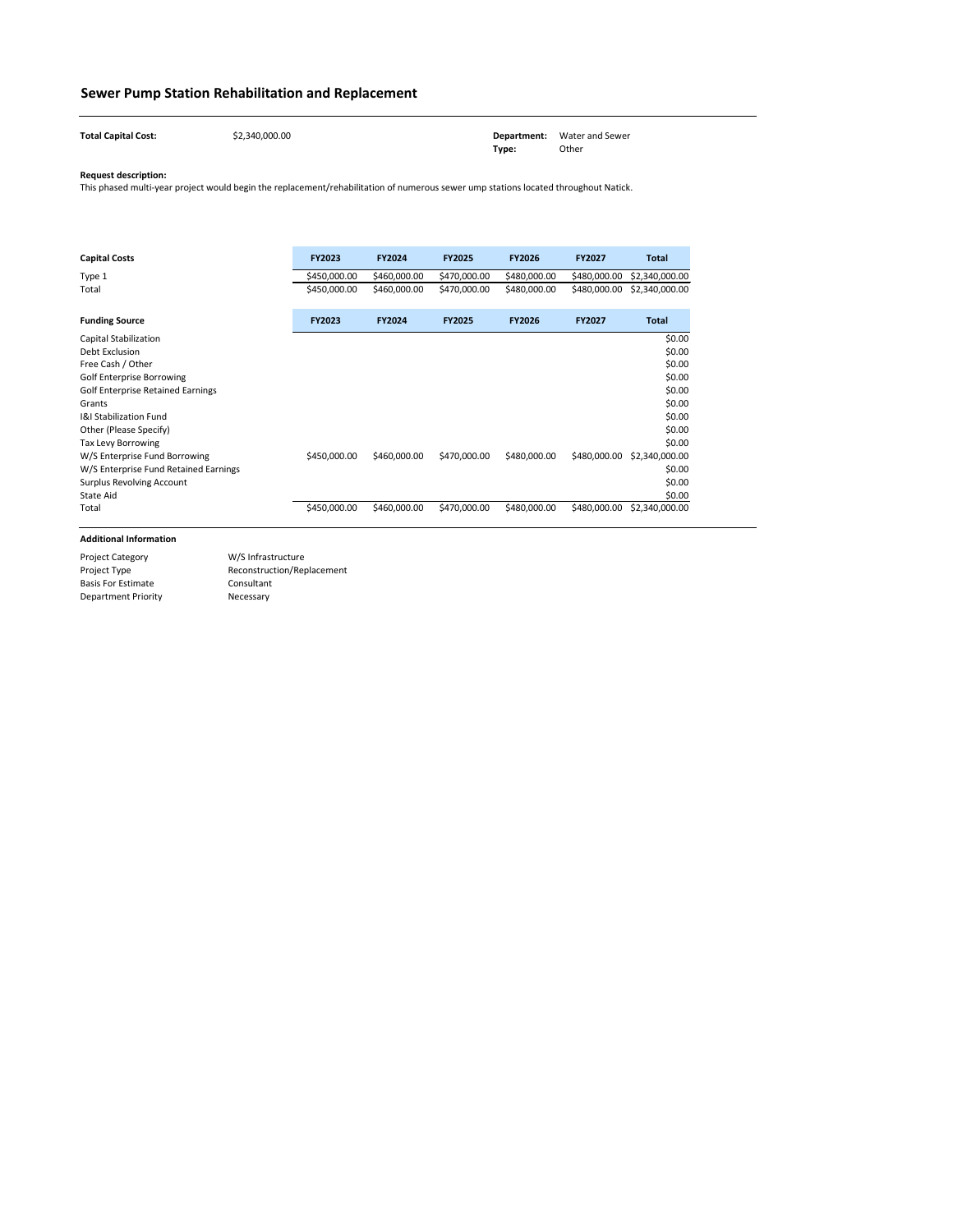# Sewer Pump Station Rehabilitation and Replacement

**Total Capital Cost:** $2,340,000.00

**Department:** Water and Sewer
**Type:** Other

**Request description:**
This phased multi-year project would begin the replacement/rehabilitation of numerous sewer ump stations located throughout Natick.

| Capital Costs | FY2023 | FY2024 | FY2025 | FY2026 | FY2027 | Total |
|---|---|---|---|---|---|---|
| Type 1 | $450,000.00 | $460,000.00 | $470,000.00 | $480,000.00 | $480,000.00 | $2,340,000.00 |
| Total | $450,000.00 | $460,000.00 | $470,000.00 | $480,000.00 | $480,000.00 | $2,340,000.00 |

| Funding Source | FY2023 | FY2024 | FY2025 | FY2026 | FY2027 | Total |
|---|---|---|---|---|---|---|
| Capital Stabilization | | | | | | $0.00 |
| Debt Exclusion | | | | | | $0.00 |
| Free Cash / Other | | | | | | $0.00 |
| Golf Enterprise Borrowing | | | | | | $0.00 |
| Golf Enterprise Retained Earnings | | | | | | $0.00 |
| Grants | | | | | | $0.00 |
| I&I Stabilization Fund | | | | | | $0.00 |
| Other (Please Specify) | | | | | | $0.00 |
| Tax Levy Borrowing | | | | | | $0.00 |
| W/S Enterprise Fund Borrowing | $450,000.00 | $460,000.00 | $470,000.00 | $480,000.00 | $480,000.00 | $2,340,000.00 |
| W/S Enterprise Fund Retained Earnings | | | | | | $0.00 |
| Surplus Revolving Account | | | | | | $0.00 |
| State Aid | | | | | | $0.00 |
| Total | $450,000.00 | $460,000.00 | $470,000.00 | $480,000.00 | $480,000.00 | $2,340,000.00 |

**Additional Information**

| | |
|---|---|
| Project Category | W/S Infrastructure |
| Project Type | Reconstruction/Replacement |
| Basis For Estimate | Consultant |
| Department Priority | Necessary |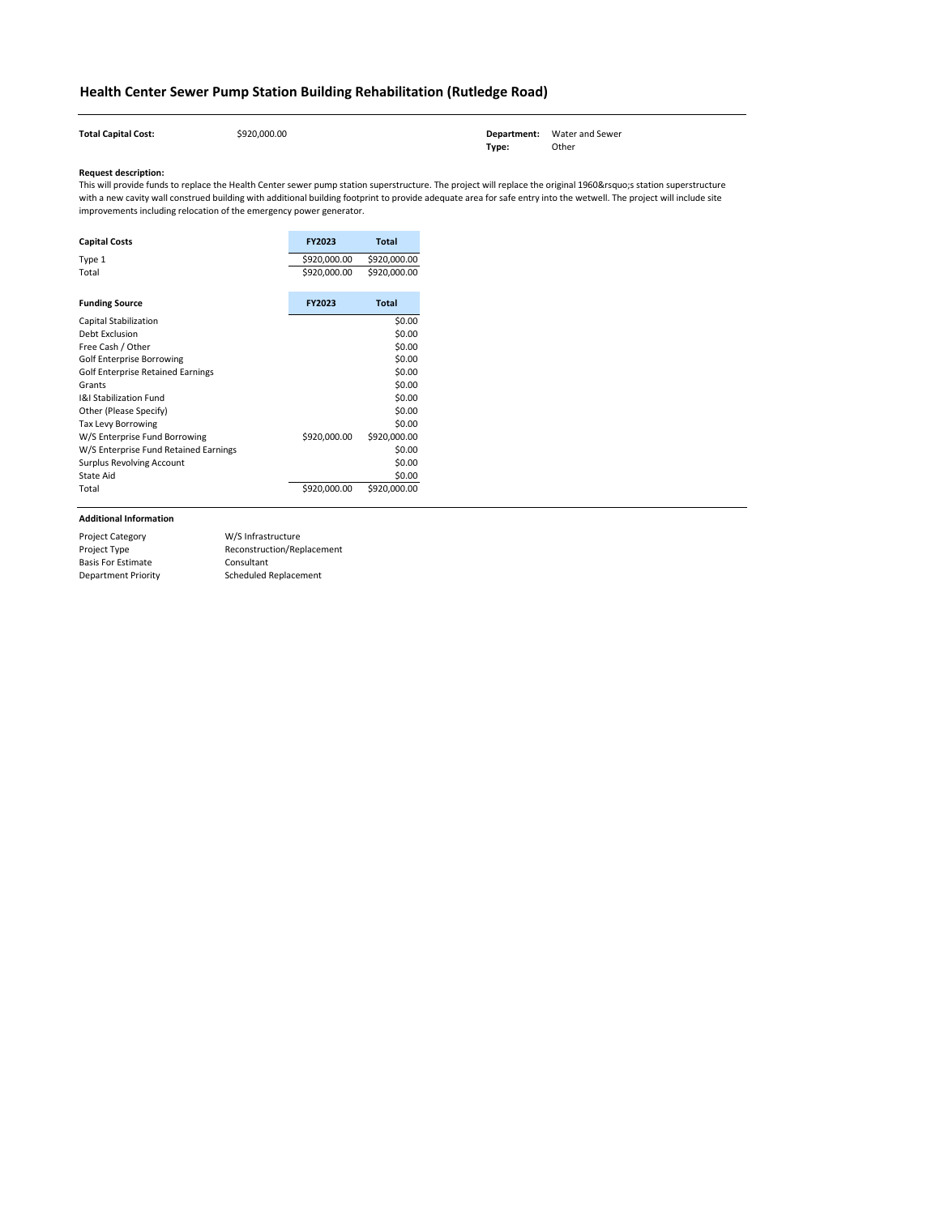# Health Center Sewer Pump Station Building Rehabilitation (Rutledge Road)

**Total Capital Cost:** $920,000.00

**Department:** Water and Sewer
**Type:** Other

**Request description:**
This will provide funds to replace the Health Center sewer pump station superstructure. The project will replace the original 1960&rsquo;s station superstructure with a new cavity wall construed building with additional building footprint to provide adequate area for safe entry into the wetwell. The project will include site improvements including relocation of the emergency power generator.

| Capital Costs | FY2023 | Total |
|---|---|---|
| Type 1 | $920,000.00 | $920,000.00 |
| Total | $920,000.00 | $920,000.00 |

| Funding Source | FY2023 | Total |
|---|---|---|
| Capital Stabilization | | $0.00 |
| Debt Exclusion | | $0.00 |
| Free Cash / Other | | $0.00 |
| Golf Enterprise Borrowing | | $0.00 |
| Golf Enterprise Retained Earnings | | $0.00 |
| Grants | | $0.00 |
| I&I Stabilization Fund | | $0.00 |
| Other (Please Specify) | | $0.00 |
| Tax Levy Borrowing | | $0.00 |
| W/S Enterprise Fund Borrowing | $920,000.00 | $920,000.00 |
| W/S Enterprise Fund Retained Earnings | | $0.00 |
| Surplus Revolving Account | | $0.00 |
| State Aid | | $0.00 |
| Total | $920,000.00 | $920,000.00 |

**Additional Information**

| | |
|---|---|
| Project Category | W/S Infrastructure |
| Project Type | Reconstruction/Replacement |
| Basis For Estimate | Consultant |
| Department Priority | Scheduled Replacement |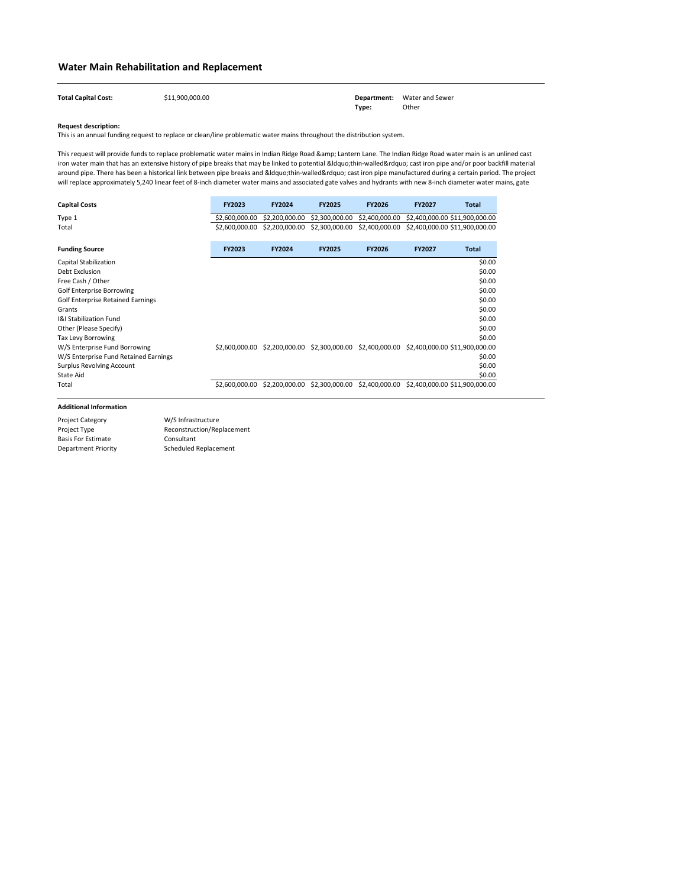## Water Main Rehabilitation and Replacement

**Total Capital Cost:** $11,900,000.00

**Department:** Water and Sewer
**Type:** Other

**Request description:**
This is an annual funding request to replace or clean/line problematic water mains throughout the distribution system.

This request will provide funds to replace problematic water mains in Indian Ridge Road &amp; Lantern Lane. The Indian Ridge Road water main is an unlined cast iron water main that has an extensive history of pipe breaks that may be linked to potential &ldquo;thin-walled&rdquo; cast iron pipe and/or poor backfill material around pipe. There has been a historical link between pipe breaks and &ldquo;thin-walled&rdquo; cast iron pipe manufactured during a certain period. The project will replace approximately 5,240 linear feet of 8-inch diameter water mains and associated gate valves and hydrants with new 8-inch diameter water mains, gate

| Capital Costs | FY2023 | FY2024 | FY2025 | FY2026 | FY2027 | Total |
|---|---|---|---|---|---|---|
| Type 1 | $2,600,000.00 | $2,200,000.00 | $2,300,000.00 | $2,400,000.00 | $2,400,000.00 | $11,900,000.00 |
| Total | $2,600,000.00 | $2,200,000.00 | $2,300,000.00 | $2,400,000.00 | $2,400,000.00 | $11,900,000.00 |

| Funding Source | FY2023 | FY2024 | FY2025 | FY2026 | FY2027 | Total |
|---|---|---|---|---|---|---|
| Capital Stabilization | | | | | | $0.00 |
| Debt Exclusion | | | | | | $0.00 |
| Free Cash / Other | | | | | | $0.00 |
| Golf Enterprise Borrowing | | | | | | $0.00 |
| Golf Enterprise Retained Earnings | | | | | | $0.00 |
| Grants | | | | | | $0.00 |
| I&I Stabilization Fund | | | | | | $0.00 |
| Other (Please Specify) | | | | | | $0.00 |
| Tax Levy Borrowing | | | | | | $0.00 |
| W/S Enterprise Fund Borrowing | $2,600,000.00 | $2,200,000.00 | $2,300,000.00 | $2,400,000.00 | $2,400,000.00 | $11,900,000.00 |
| W/S Enterprise Fund Retained Earnings | | | | | | $0.00 |
| Surplus Revolving Account | | | | | | $0.00 |
| State Aid | | | | | | $0.00 |
| Total | $2,600,000.00 | $2,200,000.00 | $2,300,000.00 | $2,400,000.00 | $2,400,000.00 | $11,900,000.00 |

**Additional Information**

| | |
|---|---|
| Project Category | W/S Infrastructure |
| Project Type | Reconstruction/Replacement |
| Basis For Estimate | Consultant |
| Department Priority | Scheduled Replacement |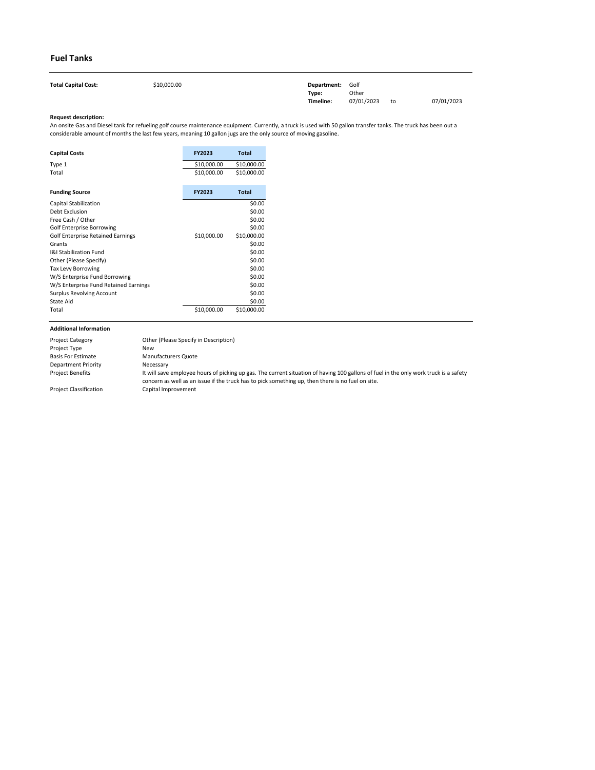# Fuel Tanks

| | | | | | |
|---|---|---|---|---|---|
| **Total Capital Cost:** | $10,000.00 | **Department:** | Golf | | |
| | | **Type:** | Other | | |
| | | **Timeline:** | 07/01/2023 | to | 07/01/2023 |

**Request description:**

An onsite Gas and Diesel tank for refueling golf course maintenance equipment. Currently, a truck is used with 50 gallon transfer tanks. The truck has been out a considerable amount of months the last few years, meaning 10 gallon jugs are the only source of moving gasoline.

| Capital Costs | FY2023 | Total |
|---|---|---|
| Type 1 | $10,000.00 | $10,000.00 |
| Total | $10,000.00 | $10,000.00 |

| Funding Source | FY2023 | Total |
|---|---|---|
| Capital Stabilization | | $0.00 |
| Debt Exclusion | | $0.00 |
| Free Cash / Other | | $0.00 |
| Golf Enterprise Borrowing | | $0.00 |
| Golf Enterprise Retained Earnings | $10,000.00 | $10,000.00 |
| Grants | | $0.00 |
| I&I Stabilization Fund | | $0.00 |
| Other (Please Specify) | | $0.00 |
| Tax Levy Borrowing | | $0.00 |
| W/S Enterprise Fund Borrowing | | $0.00 |
| W/S Enterprise Fund Retained Earnings | | $0.00 |
| Surplus Revolving Account | | $0.00 |
| State Aid | | $0.00 |
| Total | $10,000.00 | $10,000.00 |

**Additional Information**

| | |
|---|---|
| Project Category | Other (Please Specify in Description) |
| Project Type | New |
| Basis For Estimate | Manufacturers Quote |
| Department Priority | Necessary |
| Project Benefits | It will save employee hours of picking up gas. The current situation of having 100 gallons of fuel in the only work truck is a safety concern as well as an issue if the truck has to pick something up, then there is no fuel on site. |
| Project Classification | Capital Improvement |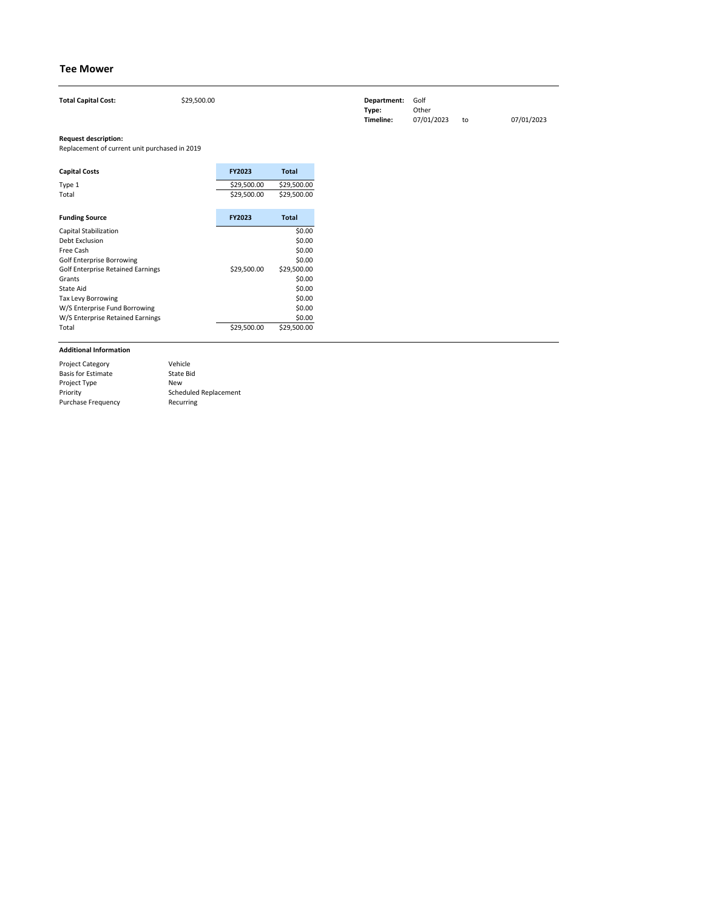# Tee Mower

**Total Capital Cost:** $29,500.00

**Department:** Golf
**Type:** Other
**Timeline:** 07/01/2023 to 07/01/2023

**Request description:**
Replacement of current unit purchased in 2019

| Capital Costs | FY2023 | Total |
|---|---|---|
| Type 1 | $29,500.00 | $29,500.00 |
| Total | $29,500.00 | $29,500.00 |

| Funding Source | FY2023 | Total |
|---|---|---|
| Capital Stabilization | | $0.00 |
| Debt Exclusion | | $0.00 |
| Free Cash | | $0.00 |
| Golf Enterprise Borrowing | | $0.00 |
| Golf Enterprise Retained Earnings | $29,500.00 | $29,500.00 |
| Grants | | $0.00 |
| State Aid | | $0.00 |
| Tax Levy Borrowing | | $0.00 |
| W/S Enterprise Fund Borrowing | | $0.00 |
| W/S Enterprise Retained Earnings | | $0.00 |
| Total | $29,500.00 | $29,500.00 |

**Additional Information**

| | |
|---|---|
| Project Category | Vehicle |
| Basis for Estimate | State Bid |
| Project Type | New |
| Priority | Scheduled Replacement |
| Purchase Frequency | Recurring |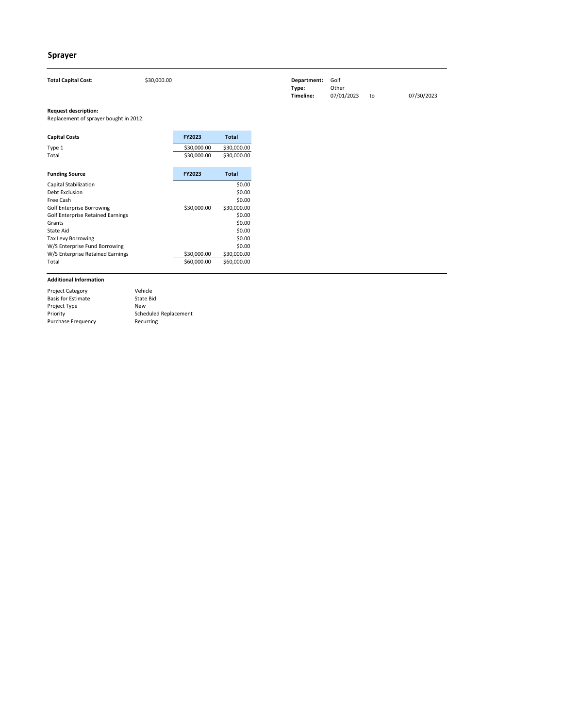## Sprayer

**Total Capital Cost:** $30,000.00

**Department:** Golf
**Type:** Other
**Timeline:** 07/01/2023 to 07/30/2023

**Request description:**
Replacement of sprayer bought in 2012.

| Capital Costs | FY2023 | Total |
|---|---|---|
| Type 1 | $30,000.00 | $30,000.00 |
| Total | $30,000.00 | $30,000.00 |

| Funding Source | FY2023 | Total |
|---|---|---|
| Capital Stabilization | | $0.00 |
| Debt Exclusion | | $0.00 |
| Free Cash | | $0.00 |
| Golf Enterprise Borrowing | $30,000.00 | $30,000.00 |
| Golf Enterprise Retained Earnings | | $0.00 |
| Grants | | $0.00 |
| State Aid | | $0.00 |
| Tax Levy Borrowing | | $0.00 |
| W/S Enterprise Fund Borrowing | | $0.00 |
| W/S Enterprise Retained Earnings | $30,000.00 | $30,000.00 |
| Total | $60,000.00 | $60,000.00 |

**Additional Information**

| | |
|---|---|
| Project Category | Vehicle |
| Basis for Estimate | State Bid |
| Project Type | New |
| Priority | Scheduled Replacement |
| Purchase Frequency | Recurring |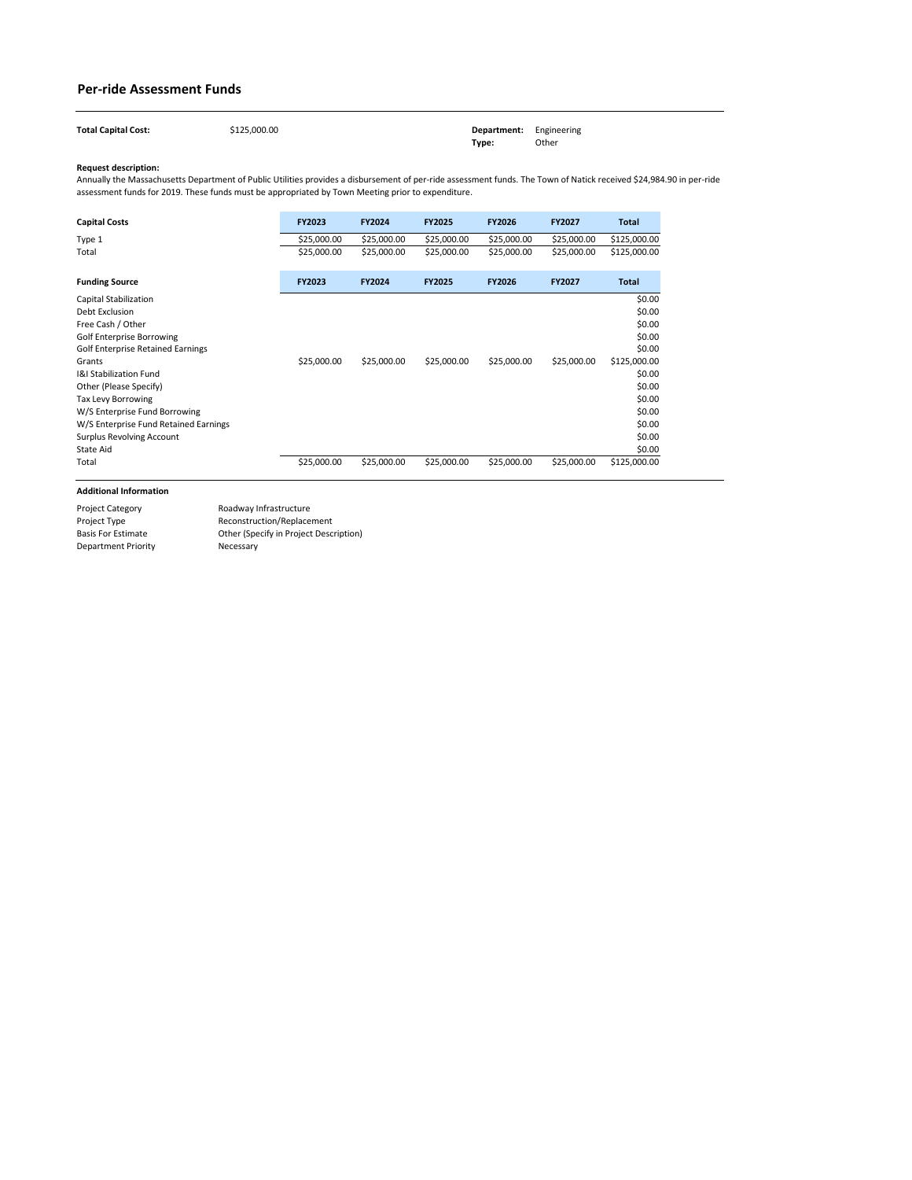## Per-ride Assessment Funds

**Total Capital Cost:** $125,000.00

**Department:** Engineering
**Type:** Other

**Request description:**
Annually the Massachusetts Department of Public Utilities provides a disbursement of per-ride assessment funds. The Town of Natick received $24,984.90 in per-ride assessment funds for 2019. These funds must be appropriated by Town Meeting prior to expenditure.

| Capital Costs | FY2023 | FY2024 | FY2025 | FY2026 | FY2027 | Total |
|---|---|---|---|---|---|---|
| Type 1 | $25,000.00 | $25,000.00 | $25,000.00 | $25,000.00 | $25,000.00 | $125,000.00 |
| Total | $25,000.00 | $25,000.00 | $25,000.00 | $25,000.00 | $25,000.00 | $125,000.00 |

| Funding Source | FY2023 | FY2024 | FY2025 | FY2026 | FY2027 | Total |
|---|---|---|---|---|---|---|
| Capital Stabilization | | | | | | $0.00 |
| Debt Exclusion | | | | | | $0.00 |
| Free Cash / Other | | | | | | $0.00 |
| Golf Enterprise Borrowing | | | | | | $0.00 |
| Golf Enterprise Retained Earnings | | | | | | $0.00 |
| Grants | $25,000.00 | $25,000.00 | $25,000.00 | $25,000.00 | $25,000.00 | $125,000.00 |
| I&I Stabilization Fund | | | | | | $0.00 |
| Other (Please Specify) | | | | | | $0.00 |
| Tax Levy Borrowing | | | | | | $0.00 |
| W/S Enterprise Fund Borrowing | | | | | | $0.00 |
| W/S Enterprise Fund Retained Earnings | | | | | | $0.00 |
| Surplus Revolving Account | | | | | | $0.00 |
| State Aid | | | | | | $0.00 |
| Total | $25,000.00 | $25,000.00 | $25,000.00 | $25,000.00 | $25,000.00 | $125,000.00 |

**Additional Information**

| | |
|---|---|
| Project Category | Roadway Infrastructure |
| Project Type | Reconstruction/Replacement |
| Basis For Estimate | Other (Specify in Project Description) |
| Department Priority | Necessary |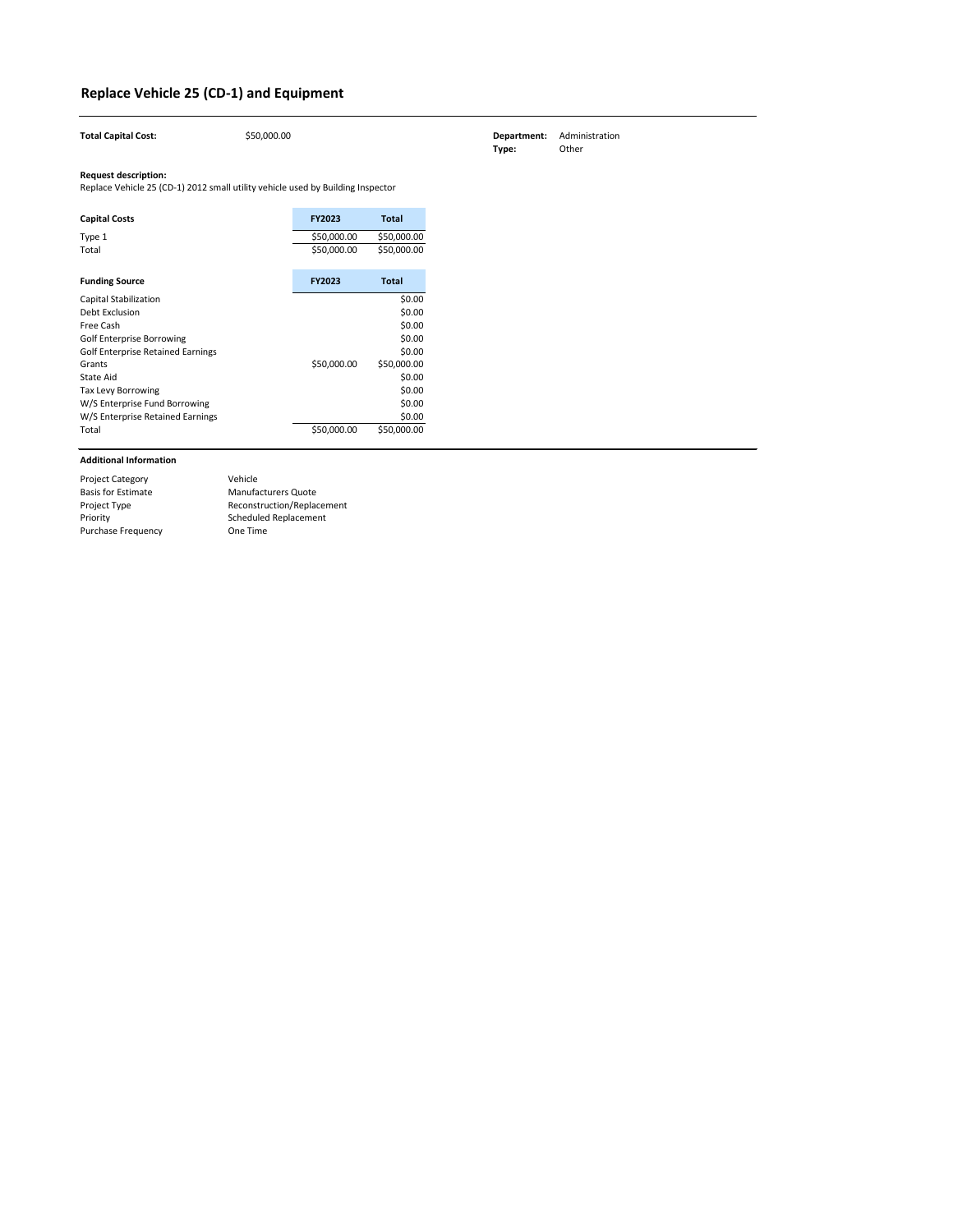# Replace Vehicle 25 (CD-1) and Equipment

**Total Capital Cost:** $50,000.00

**Department:** Administration
**Type:** Other

**Request description:**
Replace Vehicle 25 (CD-1) 2012 small utility vehicle used by Building Inspector

| Capital Costs | FY2023 | Total |
|---|---|---|
| Type 1 | $50,000.00 | $50,000.00 |
| Total | $50,000.00 | $50,000.00 |

| Funding Source | FY2023 | Total |
|---|---|---|
| Capital Stabilization | | $0.00 |
| Debt Exclusion | | $0.00 |
| Free Cash | | $0.00 |
| Golf Enterprise Borrowing | | $0.00 |
| Golf Enterprise Retained Earnings | | $0.00 |
| Grants | $50,000.00 | $50,000.00 |
| State Aid | | $0.00 |
| Tax Levy Borrowing | | $0.00 |
| W/S Enterprise Fund Borrowing | | $0.00 |
| W/S Enterprise Retained Earnings | | $0.00 |
| Total | $50,000.00 | $50,000.00 |

**Additional Information**

| | |
|---|---|
| Project Category | Vehicle |
| Basis for Estimate | Manufacturers Quote |
| Project Type | Reconstruction/Replacement |
| Priority | Scheduled Replacement |
| Purchase Frequency | One Time |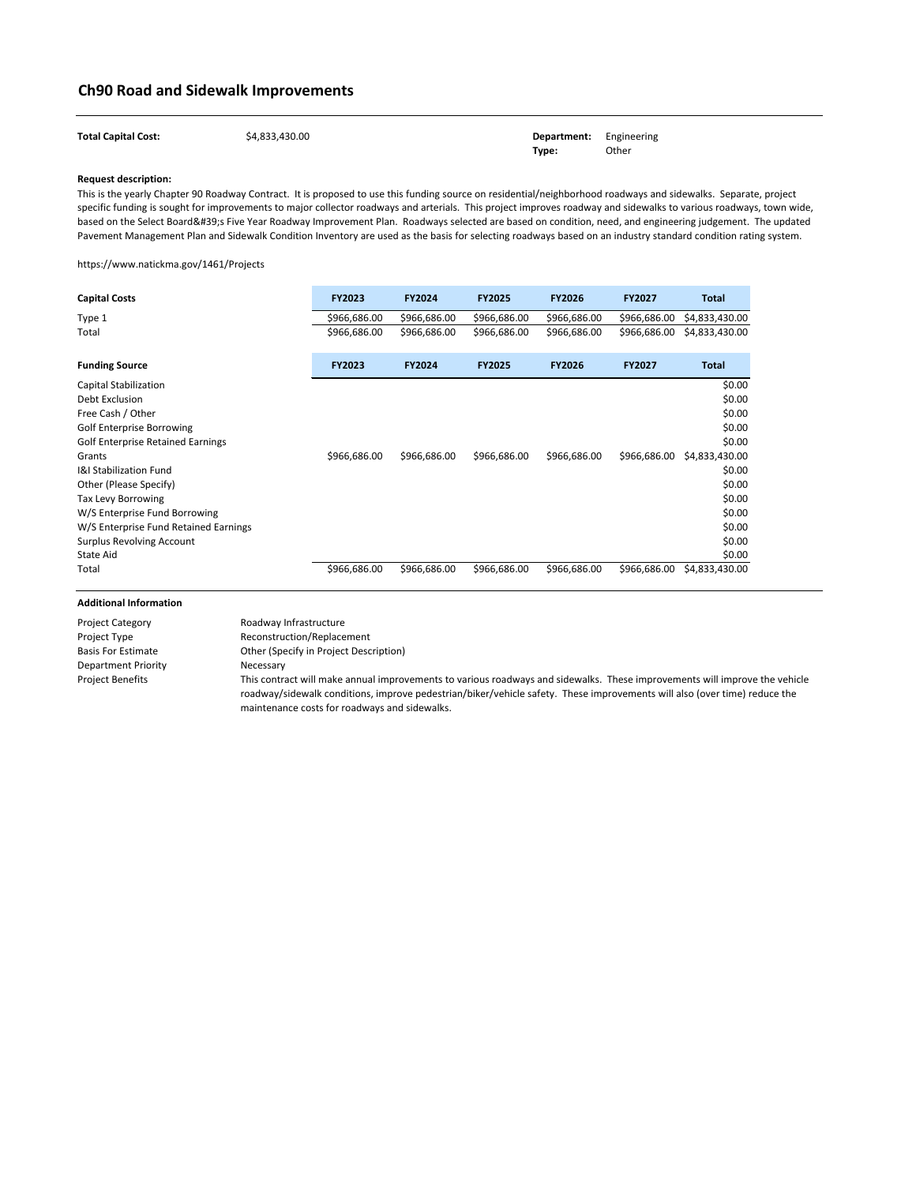# Ch90 Road and Sidewalk Improvements

| | | | |
|---|---|---|---|
| **Total Capital Cost:** | $4,833,430.00 | **Department:** | Engineering |
| | | **Type:** | Other |

**Request description:**

This is the yearly Chapter 90 Roadway Contract. It is proposed to use this funding source on residential/neighborhood roadways and sidewalks. Separate, project specific funding is sought for improvements to major collector roadways and arterials. This project improves roadway and sidewalks to various roadways, town wide, based on the Select Board&#39;s Five Year Roadway Improvement Plan. Roadways selected are based on condition, need, and engineering judgement. The updated Pavement Management Plan and Sidewalk Condition Inventory are used as the basis for selecting roadways based on an industry standard condition rating system.

https://www.natickma.gov/1461/Projects

| **Capital Costs** | **FY2023** | **FY2024** | **FY2025** | **FY2026** | **FY2027** | **Total** |
|---|---|---|---|---|---|---|
| Type 1 | $966,686.00 | $966,686.00 | $966,686.00 | $966,686.00 | $966,686.00 | $4,833,430.00 |
| Total | $966,686.00 | $966,686.00 | $966,686.00 | $966,686.00 | $966,686.00 | $4,833,430.00 |

| **Funding Source** | **FY2023** | **FY2024** | **FY2025** | **FY2026** | **FY2027** | **Total** |
|---|---|---|---|---|---|---|
| Capital Stabilization | | | | | | $0.00 |
| Debt Exclusion | | | | | | $0.00 |
| Free Cash / Other | | | | | | $0.00 |
| Golf Enterprise Borrowing | | | | | | $0.00 |
| Golf Enterprise Retained Earnings | | | | | | $0.00 |
| Grants | $966,686.00 | $966,686.00 | $966,686.00 | $966,686.00 | $966,686.00 | $4,833,430.00 |
| I&I Stabilization Fund | | | | | | $0.00 |
| Other (Please Specify) | | | | | | $0.00 |
| Tax Levy Borrowing | | | | | | $0.00 |
| W/S Enterprise Fund Borrowing | | | | | | $0.00 |
| W/S Enterprise Fund Retained Earnings | | | | | | $0.00 |
| Surplus Revolving Account | | | | | | $0.00 |
| State Aid | | | | | | $0.00 |
| Total | $966,686.00 | $966,686.00 | $966,686.00 | $966,686.00 | $966,686.00 | $4,833,430.00 |

**Additional Information**

| | |
|---|---|
| Project Category | Roadway Infrastructure |
| Project Type | Reconstruction/Replacement |
| Basis For Estimate | Other (Specify in Project Description) |
| Department Priority | Necessary |
| Project Benefits | This contract will make annual improvements to various roadways and sidewalks. These improvements will improve the vehicle roadway/sidewalk conditions, improve pedestrian/biker/vehicle safety. These improvements will also (over time) reduce the maintenance costs for roadways and sidewalks. |